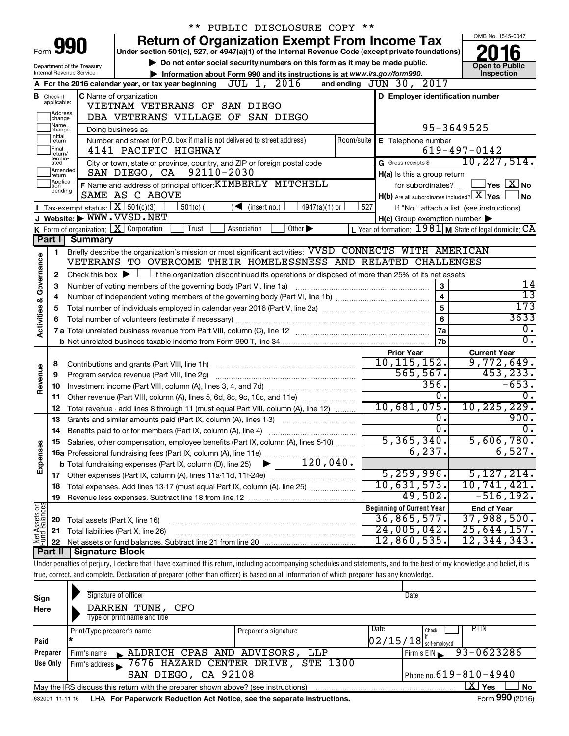** PUBLIC DISCLOSURE COPY **

# Form 990 — Return of Organization Exempt From Income Tax (2016)

Under section 501(c), 527, or 4947(a)(1) of the Internal Revenue Code (except private foundations)

▶ Do not enter social security numbers on this form as it may be made public.

▶ Information about Form 990 and its instructions is at www.irs.gov/form990.

Department of the Treasury, Internal Revenue Service

OMB No. 1545-0047 — Open to Public Inspection

**A** For the 2016 calendar year, or tax year beginning JUL 1, 2016 and ending JUN 30, 2017

**B** Check if applicable: Address change, Name change, Initial return, Final return/terminated, Amended return, Application pending

**C** Name of organization: VIETNAM VETERANS OF SAN DIEGO DBA VETERANS VILLAGE OF SAN DIEGO

Doing business as

Number and street (or P.O. box if mail is not delivered to street address): 4141 PACIFIC HIGHWAY — Room/suite

City or town, state or province, country, and ZIP or foreign postal code: SAN DIEGO, CA 92110-2030

**D** Employer identification number: 95-3649525

**E** Telephone number: 619-497-0142

**G** Gross receipts $ 10,227,514.

**F** Name and address of principal officer: KIMBERLY MITCHELL, SAME AS C ABOVE

**H(a)** Is this a group return for subordinates? ☐ Yes ☒ No

**H(b)** Are all subordinates included? ☒ Yes ☐ No — If "No," attach a list. (see instructions)

**H(c)** Group exemption number ▶

**I** Tax-exempt status: ☒ 501(c)(3) ☐ 501(c)( ) ◀ (insert no.) ☐ 4947(a)(1) or ☐ 527

**J** Website: ▶ WWW.VVSD.NET

**K** Form of organization: ☒ Corporation ☐ Trust ☐ Association ☐ Other ▶

**L** Year of formation: 1981 **M** State of legal domicile: CA

## Part I Summary

**Activities & Governance**

1 Briefly describe the organization's mission or most significant activities: VVSD CONNECTS WITH AMERICAN VETERANS TO OVERCOME THEIR HOMELESSNESS AND RELATED CHALLENGES

2 Check this box ▶ ☐ if the organization discontinued its operations or disposed of more than 25% of its net assets.

| | | | |
|---|---|---|---|
| 3 | Number of voting members of the governing body (Part VI, line 1a) | 3 | 14 |
| 4 | Number of independent voting members of the governing body (Part VI, line 1b) | 4 | 13 |
| 5 | Total number of individuals employed in calendar year 2016 (Part V, line 2a) | 5 | 173 |
| 6 | Total number of volunteers (estimate if necessary) | 6 | 3633 |
| 7a | Total unrelated business revenue from Part VIII, column (C), line 12 | 7a | 0. |
| b | Net unrelated business taxable income from Form 990-T, line 34 | 7b | 0. |

| | | | Prior Year | Current Year |
|---|---|---|---|---|
| **Revenue** | 8 | Contributions and grants (Part VIII, line 1h) | 10,115,152. | 9,772,649. |
| | 9 | Program service revenue (Part VIII, line 2g) | 565,567. | 453,233. |
| | 10 | Investment income (Part VIII, column (A), lines 3, 4, and 7d) | 356. | -653. |
| | 11 | Other revenue (Part VIII, column (A), lines 5, 6d, 8c, 9c, 10c, and 11e) | 0. | 0. |
| | 12 | Total revenue - add lines 8 through 11 (must equal Part VIII, column (A), line 12) | 10,681,075. | 10,225,229. |
| **Expenses** | 13 | Grants and similar amounts paid (Part IX, column (A), lines 1-3) | 0. | 900. |
| | 14 | Benefits paid to or for members (Part IX, column (A), line 4) | 0. | 0. |
| | 15 | Salaries, other compensation, employee benefits (Part IX, column (A), lines 5-10) | 5,365,340. | 5,606,780. |
| | 16a | Professional fundraising fees (Part IX, column (A), line 11e) | 6,237. | 6,527. |
| | b | Total fundraising expenses (Part IX, column (D), line 25) ▶ 120,040. | | |
| | 17 | Other expenses (Part IX, column (A), lines 11a-11d, 11f-24e) | 5,259,996. | 5,127,214. |
| | 18 | Total expenses. Add lines 13-17 (must equal Part IX, column (A), line 25) | 10,631,573. | 10,741,421. |
| | 19 | Revenue less expenses. Subtract line 18 from line 12 | 49,502. | -516,192. |

| | | | Beginning of Current Year | End of Year |
|---|---|---|---|---|
| **Net Assets or Fund Balances** | 20 | Total assets (Part X, line 16) | 36,865,577. | 37,988,500. |
| | 21 | Total liabilities (Part X, line 26) | 24,005,042. | 25,644,157. |
| | 22 | Net assets or fund balances. Subtract line 21 from line 20 | 12,860,535. | 12,344,343. |

## Part II Signature Block

Under penalties of perjury, I declare that I have examined this return, including accompanying schedules and statements, and to the best of my knowledge and belief, it is true, correct, and complete. Declaration of preparer (other than officer) is based on all information of which preparer has any knowledge.

**Sign Here**

Signature of officer — Date

DARREN TUNE, CFO

Type or print name and title

**Paid Preparer Use Only**

| Print/Type preparer's name | Preparer's signature | Date | Check ☐ if self-employed | PTIN |
|---|---|---|---|---|
| * | | 02/15/18 | | |

Firm's name ▶ ALDRICH CPAS AND ADVISORS, LLP — Firm's EIN ▶ 93-0623286

Firm's address ▶ 7676 HAZARD CENTER DRIVE, STE 1300, SAN DIEGO, CA 92108 — Phone no. 619-810-4940

May the IRS discuss this return with the preparer shown above? (see instructions) ☒ Yes ☐ No

632001 11-11-16 LHA For Paperwork Reduction Act Notice, see the separate instructions. Form 990 (2016)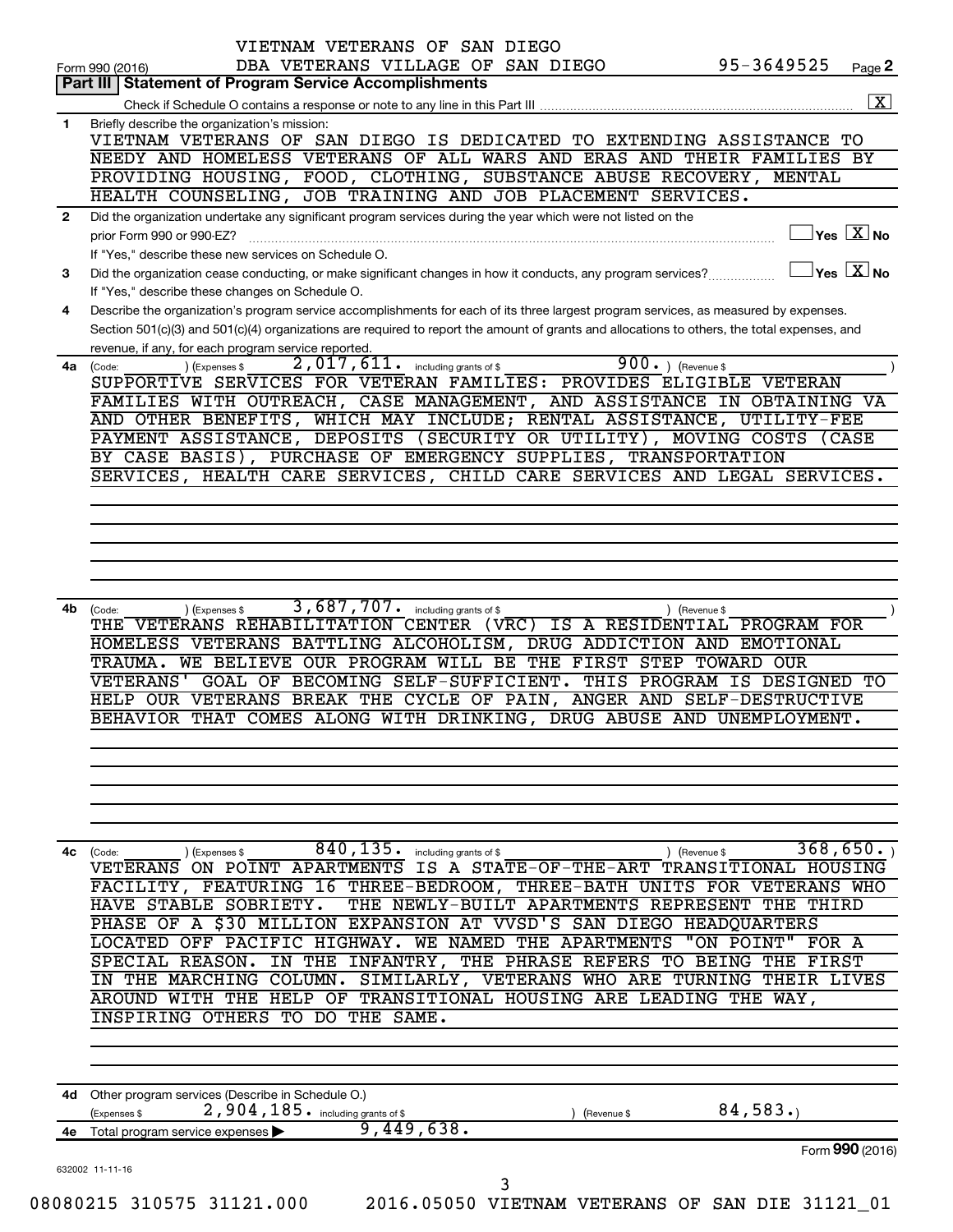VIETNAM VETERANS OF SAN DIEGO
DBA VETERANS VILLAGE OF SAN DIEGO 95-3649525

Form 990 (2016) Page **2**

## Part III Statement of Program Service Accomplishments

Check if Schedule O contains a response or note to any line in this Part III .......... [X]

**1** Briefly describe the organization's mission:

VIETNAM VETERANS OF SAN DIEGO IS DEDICATED TO EXTENDING ASSISTANCE TO NEEDY AND HOMELESS VETERANS OF ALL WARS AND ERAS AND THEIR FAMILIES BY PROVIDING HOUSING, FOOD, CLOTHING, SUBSTANCE ABUSE RECOVERY, MENTAL HEALTH COUNSELING, JOB TRAINING AND JOB PLACEMENT SERVICES.

**2** Did the organization undertake any significant program services during the year which were not listed on the prior Form 990 or 990-EZ? .......... [ ] Yes [X] No

If "Yes," describe these new services on Schedule O.

**3** Did the organization cease conducting, or make significant changes in how it conducts, any program services? .......... [ ] Yes [X] No

If "Yes," describe these changes on Schedule O.

**4** Describe the organization's program service accomplishments for each of its three largest program services, as measured by expenses. Section 501(c)(3) and 501(c)(4) organizations are required to report the amount of grants and allocations to others, the total expenses, and revenue, if any, for each program service reported.

**4a** (Code: ) (Expenses $ 2,017,611. including grants of $ 900. ) (Revenue $ )

SUPPORTIVE SERVICES FOR VETERAN FAMILIES: PROVIDES ELIGIBLE VETERAN FAMILIES WITH OUTREACH, CASE MANAGEMENT, AND ASSISTANCE IN OBTAINING VA AND OTHER BENEFITS, WHICH MAY INCLUDE; RENTAL ASSISTANCE, UTILITY-FEE PAYMENT ASSISTANCE, DEPOSITS (SECURITY OR UTILITY), MOVING COSTS (CASE BY CASE BASIS), PURCHASE OF EMERGENCY SUPPLIES, TRANSPORTATION SERVICES, HEALTH CARE SERVICES, CHILD CARE SERVICES AND LEGAL SERVICES.

**4b** (Code: ) (Expenses $ 3,687,707. including grants of $ ) (Revenue $ )

THE VETERANS REHABILITATION CENTER (VRC) IS A RESIDENTIAL PROGRAM FOR HOMELESS VETERANS BATTLING ALCOHOLISM, DRUG ADDICTION AND EMOTIONAL TRAUMA. WE BELIEVE OUR PROGRAM WILL BE THE FIRST STEP TOWARD OUR VETERANS' GOAL OF BECOMING SELF-SUFFICIENT. THIS PROGRAM IS DESIGNED TO HELP OUR VETERANS BREAK THE CYCLE OF PAIN, ANGER AND SELF-DESTRUCTIVE BEHAVIOR THAT COMES ALONG WITH DRINKING, DRUG ABUSE AND UNEMPLOYMENT.

**4c** (Code: ) (Expenses $ 840,135. including grants of $ ) (Revenue $ 368,650. )

VETERANS ON POINT APARTMENTS IS A STATE-OF-THE-ART TRANSITIONAL HOUSING FACILITY, FEATURING 16 THREE-BEDROOM, THREE-BATH UNITS FOR VETERANS WHO HAVE STABLE SOBRIETY. THE NEWLY-BUILT APARTMENTS REPRESENT THE THIRD PHASE OF A $30 MILLION EXPANSION AT VVSD'S SAN DIEGO HEADQUARTERS LOCATED OFF PACIFIC HIGHWAY. WE NAMED THE APARTMENTS "ON POINT" FOR A SPECIAL REASON. IN THE INFANTRY, THE PHRASE REFERS TO BEING THE FIRST IN THE MARCHING COLUMN. SIMILARLY, VETERANS WHO ARE TURNING THEIR LIVES AROUND WITH THE HELP OF TRANSITIONAL HOUSING ARE LEADING THE WAY, INSPIRING OTHERS TO DO THE SAME.

**4d** Other program services (Describe in Schedule O.)

(Expenses $ 2,904,185. including grants of $ ) (Revenue $ 84,583. )

**4e** Total program service expenses ▶ 9,449,638.

Form **990** (2016)

632002 11-11-16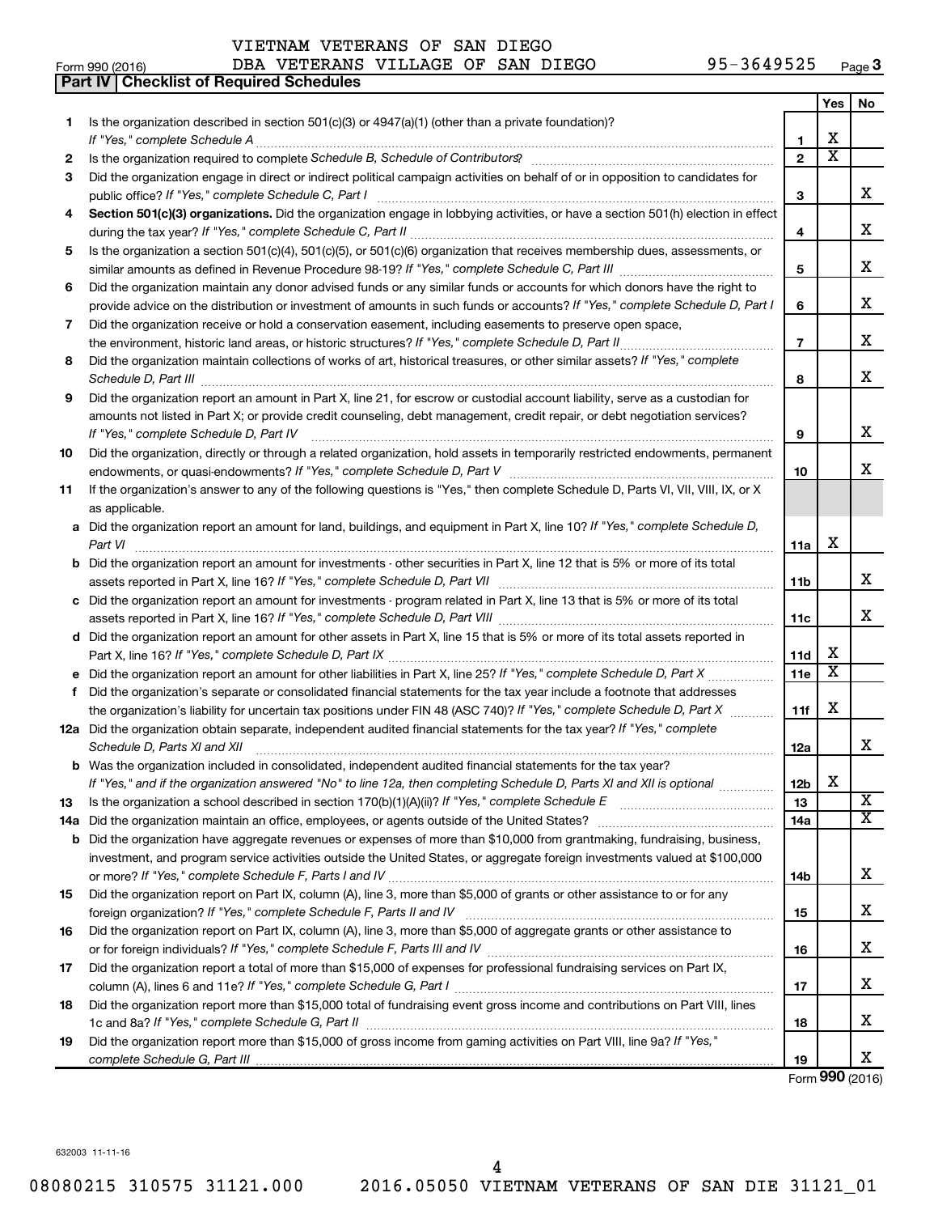VIETNAM VETERANS OF SAN DIEGO
Form 990 (2016) DBA VETERANS VILLAGE OF SAN DIEGO 95-3649525 Page 3

**Part IV | Checklist of Required Schedules**

| | | | Yes | No |
|---|---|---|---|---|
| 1 | Is the organization described in section 501(c)(3) or 4947(a)(1) (other than a private foundation)? *If "Yes," complete Schedule A* | 1 | X | |
| 2 | Is the organization required to complete *Schedule B, Schedule of Contributors*? | 2 | X | |
| 3 | Did the organization engage in direct or indirect political campaign activities on behalf of or in opposition to candidates for public office? *If "Yes," complete Schedule C, Part I* | 3 | | X |
| 4 | **Section 501(c)(3) organizations.** Did the organization engage in lobbying activities, or have a section 501(h) election in effect during the tax year? *If "Yes," complete Schedule C, Part II* | 4 | | X |
| 5 | Is the organization a section 501(c)(4), 501(c)(5), or 501(c)(6) organization that receives membership dues, assessments, or similar amounts as defined in Revenue Procedure 98-19? *If "Yes," complete Schedule C, Part III* | 5 | | X |
| 6 | Did the organization maintain any donor advised funds or any similar funds or accounts for which donors have the right to provide advice on the distribution or investment of amounts in such funds or accounts? *If "Yes," complete Schedule D, Part I* | 6 | | X |
| 7 | Did the organization receive or hold a conservation easement, including easements to preserve open space, the environment, historic land areas, or historic structures? *If "Yes," complete Schedule D, Part II* | 7 | | X |
| 8 | Did the organization maintain collections of works of art, historical treasures, or other similar assets? *If "Yes," complete Schedule D, Part III* | 8 | | X |
| 9 | Did the organization report an amount in Part X, line 21, for escrow or custodial account liability, serve as a custodian for amounts not listed in Part X; or provide credit counseling, debt management, credit repair, or debt negotiation services? *If "Yes," complete Schedule D, Part IV* | 9 | | X |
| 10 | Did the organization, directly or through a related organization, hold assets in temporarily restricted endowments, permanent endowments, or quasi-endowments? *If "Yes," complete Schedule D, Part V* | 10 | | X |
| 11 | If the organization's answer to any of the following questions is "Yes," then complete Schedule D, Parts VI, VII, VIII, IX, or X as applicable. | | | |
| a | Did the organization report an amount for land, buildings, and equipment in Part X, line 10? *If "Yes," complete Schedule D, Part VI* | 11a | X | |
| b | Did the organization report an amount for investments - other securities in Part X, line 12 that is 5% or more of its total assets reported in Part X, line 16? *If "Yes," complete Schedule D, Part VII* | 11b | | X |
| c | Did the organization report an amount for investments - program related in Part X, line 13 that is 5% or more of its total assets reported in Part X, line 16? *If "Yes," complete Schedule D, Part VIII* | 11c | | X |
| d | Did the organization report an amount for other assets in Part X, line 15 that is 5% or more of its total assets reported in Part X, line 16? *If "Yes," complete Schedule D, Part IX* | 11d | X | |
| e | Did the organization report an amount for other liabilities in Part X, line 25? *If "Yes," complete Schedule D, Part X* | 11e | X | |
| f | Did the organization's separate or consolidated financial statements for the tax year include a footnote that addresses the organization's liability for uncertain tax positions under FIN 48 (ASC 740)? *If "Yes," complete Schedule D, Part X* | 11f | X | |
| 12a | Did the organization obtain separate, independent audited financial statements for the tax year? *If "Yes," complete Schedule D, Parts XI and XII* | 12a | | X |
| b | Was the organization included in consolidated, independent audited financial statements for the tax year? *If "Yes," and if the organization answered "No" to line 12a, then completing Schedule D, Parts XI and XII is optional* | 12b | X | |
| 13 | Is the organization a school described in section 170(b)(1)(A)(ii)? *If "Yes," complete Schedule E* | 13 | | X |
| 14a | Did the organization maintain an office, employees, or agents outside of the United States? | 14a | | X |
| b | Did the organization have aggregate revenues or expenses of more than $10,000 from grantmaking, fundraising, business, investment, and program service activities outside the United States, or aggregate foreign investments valued at $100,000 or more? *If "Yes," complete Schedule F, Parts I and IV* | 14b | | X |
| 15 | Did the organization report on Part IX, column (A), line 3, more than $5,000 of grants or other assistance to or for any foreign organization? *If "Yes," complete Schedule F, Parts II and IV* | 15 | | X |
| 16 | Did the organization report on Part IX, column (A), line 3, more than $5,000 of aggregate grants or other assistance to or for foreign individuals? *If "Yes," complete Schedule F, Parts III and IV* | 16 | | X |
| 17 | Did the organization report a total of more than $15,000 of expenses for professional fundraising services on Part IX, column (A), lines 6 and 11e? *If "Yes," complete Schedule G, Part I* | 17 | | X |
| 18 | Did the organization report more than $15,000 total of fundraising event gross income and contributions on Part VIII, lines 1c and 8a? *If "Yes," complete Schedule G, Part II* | 18 | | X |
| 19 | Did the organization report more than $15,000 of gross income from gaming activities on Part VIII, line 9a? *If "Yes," complete Schedule G, Part III* | 19 | | X |

Form **990** (2016)

632003 11-11-16

08080215 310575 31121.000 2016.05050 VIETNAM VETERANS OF SAN DIE 31121_01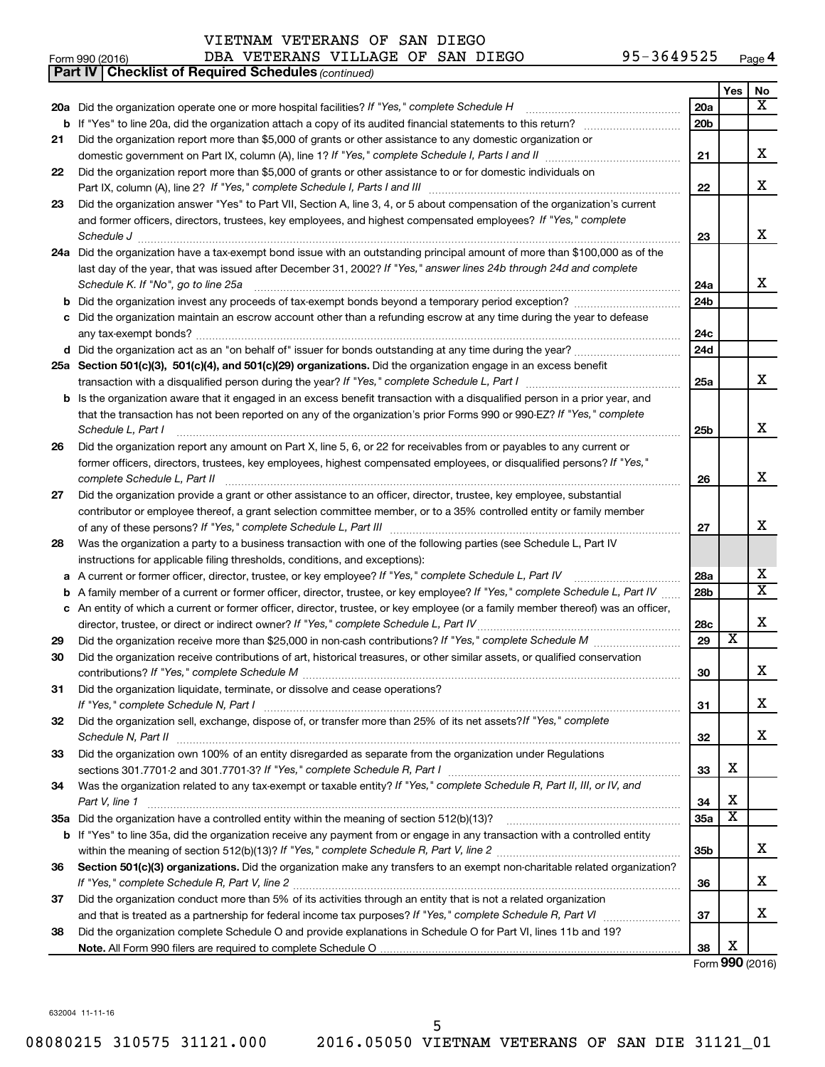VIETNAM VETERANS OF SAN DIEGO

Form 990 (2016) DBA VETERANS VILLAGE OF SAN DIEGO 95-3649525 Page **4**

**Part IV | Checklist of Required Schedules** *(continued)*

| | | | Yes | No |
|---|---|---|---|---|
| **20a** | Did the organization operate one or more hospital facilities? *If "Yes," complete Schedule H* | **20a** | | X |
| **b** | If "Yes" to line 20a, did the organization attach a copy of its audited financial statements to this return? | **20b** | | |
| **21** | Did the organization report more than $5,000 of grants or other assistance to any domestic organization or domestic government on Part IX, column (A), line 1? *If "Yes," complete Schedule I, Parts I and II* | **21** | | X |
| **22** | Did the organization report more than $5,000 of grants or other assistance to or for domestic individuals on Part IX, column (A), line 2? *If "Yes," complete Schedule I, Parts I and III* | **22** | | X |
| **23** | Did the organization answer "Yes" to Part VII, Section A, line 3, 4, or 5 about compensation of the organization's current and former officers, directors, trustees, key employees, and highest compensated employees? *If "Yes," complete Schedule J* | **23** | | X |
| **24a** | Did the organization have a tax-exempt bond issue with an outstanding principal amount of more than $100,000 as of the last day of the year, that was issued after December 31, 2002? *If "Yes," answer lines 24b through 24d and complete Schedule K. If "No", go to line 25a* | **24a** | | X |
| **b** | Did the organization invest any proceeds of tax-exempt bonds beyond a temporary period exception? | **24b** | | |
| **c** | Did the organization maintain an escrow account other than a refunding escrow at any time during the year to defease any tax-exempt bonds? | **24c** | | |
| **d** | Did the organization act as an "on behalf of" issuer for bonds outstanding at any time during the year? | **24d** | | |
| **25a** | **Section 501(c)(3), 501(c)(4), and 501(c)(29) organizations.** Did the organization engage in an excess benefit transaction with a disqualified person during the year? *If "Yes," complete Schedule L, Part I* | **25a** | | X |
| **b** | Is the organization aware that it engaged in an excess benefit transaction with a disqualified person in a prior year, and that the transaction has not been reported on any of the organization's prior Forms 990 or 990-EZ? *If "Yes," complete Schedule L, Part I* | **25b** | | X |
| **26** | Did the organization report any amount on Part X, line 5, 6, or 22 for receivables from or payables to any current or former officers, directors, trustees, key employees, highest compensated employees, or disqualified persons? *If "Yes," complete Schedule L, Part II* | **26** | | X |
| **27** | Did the organization provide a grant or other assistance to an officer, director, trustee, key employee, substantial contributor or employee thereof, a grant selection committee member, or to a 35% controlled entity or family member of any of these persons? *If "Yes," complete Schedule L, Part III* | **27** | | X |
| **28** | Was the organization a party to a business transaction with one of the following parties (see Schedule L, Part IV instructions for applicable filing thresholds, conditions, and exceptions): | | | |
| **a** | A current or former officer, director, trustee, or key employee? *If "Yes," complete Schedule L, Part IV* | **28a** | | X |
| **b** | A family member of a current or former officer, director, trustee, or key employee? *If "Yes," complete Schedule L, Part IV* | **28b** | | X |
| **c** | An entity of which a current or former officer, director, trustee, or key employee (or a family member thereof) was an officer, director, trustee, or direct or indirect owner? *If "Yes," complete Schedule L, Part IV* | **28c** | | X |
| **29** | Did the organization receive more than $25,000 in non-cash contributions? *If "Yes," complete Schedule M* | **29** | X | |
| **30** | Did the organization receive contributions of art, historical treasures, or other similar assets, or qualified conservation contributions? *If "Yes," complete Schedule M* | **30** | | X |
| **31** | Did the organization liquidate, terminate, or dissolve and cease operations? *If "Yes," complete Schedule N, Part I* | **31** | | X |
| **32** | Did the organization sell, exchange, dispose of, or transfer more than 25% of its net assets? *If "Yes," complete Schedule N, Part II* | **32** | | X |
| **33** | Did the organization own 100% of an entity disregarded as separate from the organization under Regulations sections 301.7701-2 and 301.7701-3? *If "Yes," complete Schedule R, Part I* | **33** | X | |
| **34** | Was the organization related to any tax-exempt or taxable entity? *If "Yes," complete Schedule R, Part II, III, or IV, and Part V, line 1* | **34** | X | |
| **35a** | Did the organization have a controlled entity within the meaning of section 512(b)(13)? | **35a** | X | |
| **b** | If "Yes" to line 35a, did the organization receive any payment from or engage in any transaction with a controlled entity within the meaning of section 512(b)(13)? *If "Yes," complete Schedule R, Part V, line 2* | **35b** | | X |
| **36** | **Section 501(c)(3) organizations.** Did the organization make any transfers to an exempt non-charitable related organization? *If "Yes," complete Schedule R, Part V, line 2* | **36** | | X |
| **37** | Did the organization conduct more than 5% of its activities through an entity that is not a related organization and that is treated as a partnership for federal income tax purposes? *If "Yes," complete Schedule R, Part VI* | **37** | | X |
| **38** | Did the organization complete Schedule O and provide explanations in Schedule O for Part VI, lines 11b and 19? **Note.** All Form 990 filers are required to complete Schedule O | **38** | X | |

Form **990** (2016)

632004 11-11-16

08080215 310575 31121.000 2016.05050 VIETNAM VETERANS OF SAN DIE 31121_01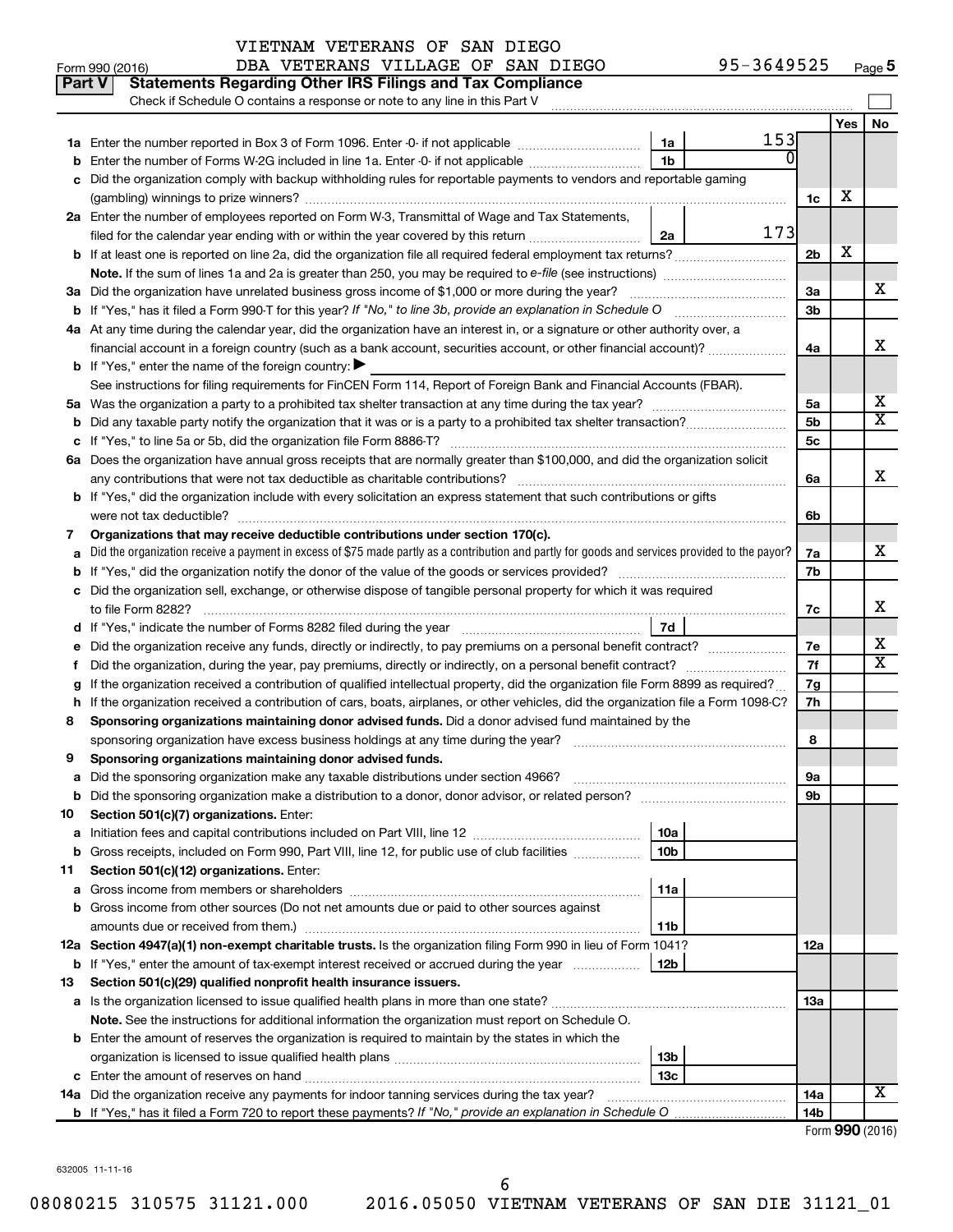VIETNAM VETERANS OF SAN DIEGO
DBA VETERANS VILLAGE OF SAN DIEGO 95-3649525

Form 990 (2016) Page 5

**Part V Statements Regarding Other IRS Filings and Tax Compliance**

Check if Schedule O contains a response or note to any line in this Part V

| | | | | | Yes | No |
|---|---|---|---|---|---|---|
| **1a** | Enter the number reported in Box 3 of Form 1096. Enter -0- if not applicable | 1a | 153 | | | |
| **b** | Enter the number of Forms W-2G included in line 1a. Enter -0- if not applicable | 1b | 0 | | | |
| **c** | Did the organization comply with backup withholding rules for reportable payments to vendors and reportable gaming (gambling) winnings to prize winners? | | | 1c | X | |
| **2a** | Enter the number of employees reported on Form W-3, Transmittal of Wage and Tax Statements, filed for the calendar year ending with or within the year covered by this return | 2a | 173 | | | |
| **b** | If at least one is reported on line 2a, did the organization file all required federal employment tax returns? | | | 2b | X | |
| | **Note.** If the sum of lines 1a and 2a is greater than 250, you may be required to *e-file* (see instructions) | | | | | |
| **3a** | Did the organization have unrelated business gross income of $1,000 or more during the year? | | | 3a | | X |
| **b** | If "Yes," has it filed a Form 990-T for this year? *If "No," to line 3b, provide an explanation in Schedule O* | | | 3b | | |
| **4a** | At any time during the calendar year, did the organization have an interest in, or a signature or other authority over, a financial account in a foreign country (such as a bank account, securities account, or other financial account)? | | | 4a | | X |
| **b** | If "Yes," enter the name of the foreign country: ▶ | | | | | |
| | See instructions for filing requirements for FinCEN Form 114, Report of Foreign Bank and Financial Accounts (FBAR). | | | | | |
| **5a** | Was the organization a party to a prohibited tax shelter transaction at any time during the tax year? | | | 5a | | X |
| **b** | Did any taxable party notify the organization that it was or is a party to a prohibited tax shelter transaction? | | | 5b | | X |
| **c** | If "Yes," to line 5a or 5b, did the organization file Form 8886-T? | | | 5c | | |
| **6a** | Does the organization have annual gross receipts that are normally greater than $100,000, and did the organization solicit any contributions that were not tax deductible as charitable contributions? | | | 6a | | X |
| **b** | If "Yes," did the organization include with every solicitation an express statement that such contributions or gifts were not tax deductible? | | | 6b | | |
| **7** | **Organizations that may receive deductible contributions under section 170(c).** | | | | | |
| **a** | Did the organization receive a payment in excess of $75 made partly as a contribution and partly for goods and services provided to the payor? | | | 7a | | X |
| **b** | If "Yes," did the organization notify the donor of the value of the goods or services provided? | | | 7b | | |
| **c** | Did the organization sell, exchange, or otherwise dispose of tangible personal property for which it was required to file Form 8282? | | | 7c | | X |
| **d** | If "Yes," indicate the number of Forms 8282 filed during the year | 7d | | | | |
| **e** | Did the organization receive any funds, directly or indirectly, to pay premiums on a personal benefit contract? | | | 7e | | X |
| **f** | Did the organization, during the year, pay premiums, directly or indirectly, on a personal benefit contract? | | | 7f | | X |
| **g** | If the organization received a contribution of qualified intellectual property, did the organization file Form 8899 as required? | | | 7g | | |
| **h** | If the organization received a contribution of cars, boats, airplanes, or other vehicles, did the organization file a Form 1098-C? | | | 7h | | |
| **8** | **Sponsoring organizations maintaining donor advised funds.** Did a donor advised fund maintained by the sponsoring organization have excess business holdings at any time during the year? | | | 8 | | |
| **9** | **Sponsoring organizations maintaining donor advised funds.** | | | | | |
| **a** | Did the sponsoring organization make any taxable distributions under section 4966? | | | 9a | | |
| **b** | Did the sponsoring organization make a distribution to a donor, donor advisor, or related person? | | | 9b | | |
| **10** | **Section 501(c)(7) organizations.** Enter: | | | | | |
| **a** | Initiation fees and capital contributions included on Part VIII, line 12 | 10a | | | | |
| **b** | Gross receipts, included on Form 990, Part VIII, line 12, for public use of club facilities | 10b | | | | |
| **11** | **Section 501(c)(12) organizations.** Enter: | | | | | |
| **a** | Gross income from members or shareholders | 11a | | | | |
| **b** | Gross income from other sources (Do not net amounts due or paid to other sources against amounts due or received from them.) | 11b | | | | |
| **12a** | **Section 4947(a)(1) non-exempt charitable trusts.** Is the organization filing Form 990 in lieu of Form 1041? | | | 12a | | |
| **b** | If "Yes," enter the amount of tax-exempt interest received or accrued during the year | 12b | | | | |
| **13** | **Section 501(c)(29) qualified nonprofit health insurance issuers.** | | | | | |
| **a** | Is the organization licensed to issue qualified health plans in more than one state? | | | 13a | | |
| | **Note.** See the instructions for additional information the organization must report on Schedule O. | | | | | |
| **b** | Enter the amount of reserves the organization is required to maintain by the states in which the organization is licensed to issue qualified health plans | 13b | | | | |
| **c** | Enter the amount of reserves on hand | 13c | | | | |
| **14a** | Did the organization receive any payments for indoor tanning services during the tax year? | | | 14a | | X |
| **b** | If "Yes," has it filed a Form 720 to report these payments? *If "No," provide an explanation in Schedule O* | | | 14b | | |

Form **990** (2016)

632005 11-11-16

08080215 310575 31121.000 2016.05050 VIETNAM VETERANS OF SAN DIE 31121_01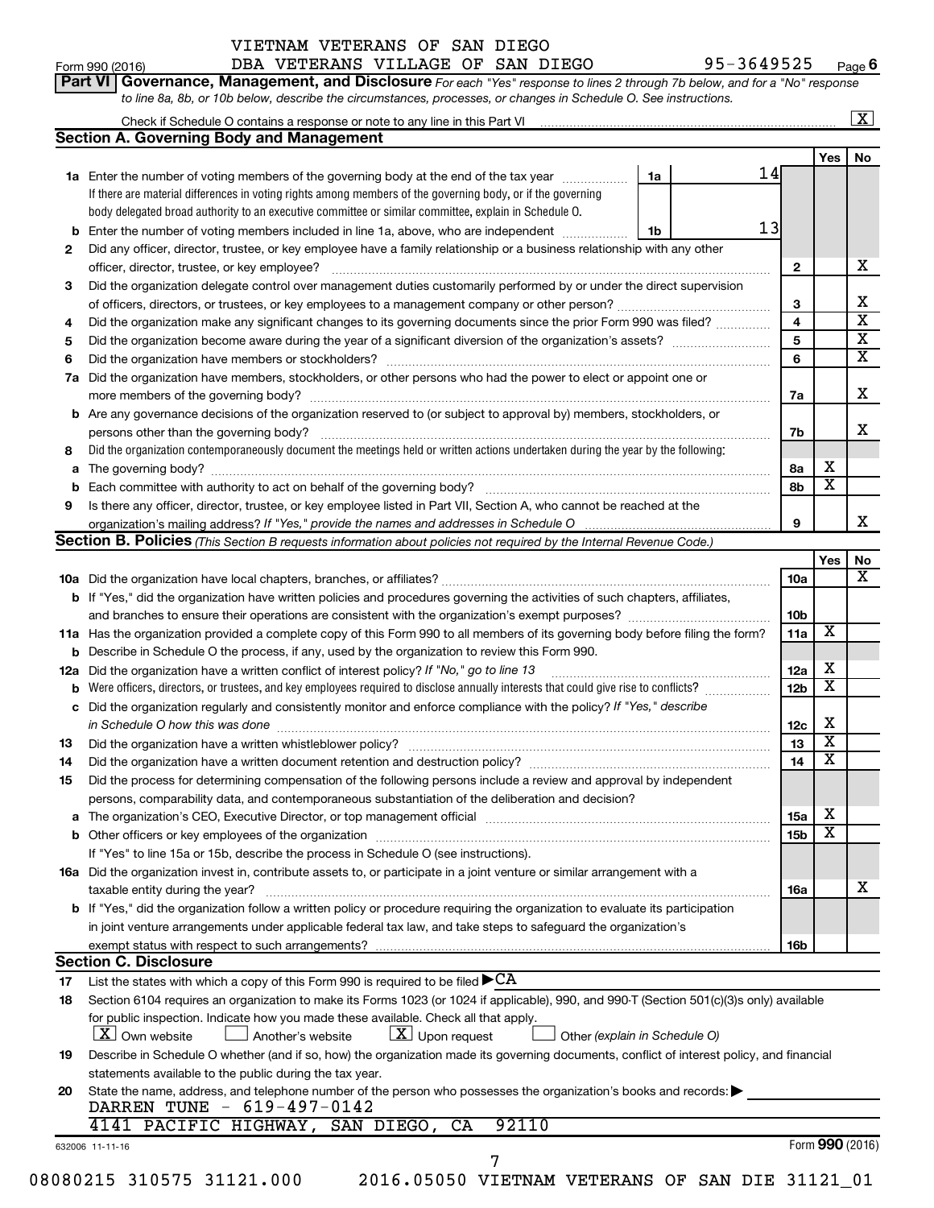VIETNAM VETERANS OF SAN DIEGO
Form 990 (2016) DBA VETERANS VILLAGE OF SAN DIEGO 95-3649525 Page 6

**Part VI Governance, Management, and Disclosure** *For each "Yes" response to lines 2 through 7b below, and for a "No" response to line 8a, 8b, or 10b below, describe the circumstances, processes, or changes in Schedule O. See instructions.*

Check if Schedule O contains a response or note to any line in this Part VI [X]

## Section A. Governing Body and Management

| | | | | | Yes | No |
|---|---|---|---|---|---|---|
| 1a | Enter the number of voting members of the governing body at the end of the tax year. If there are material differences in voting rights among members of the governing body, or if the governing body delegated broad authority to an executive committee or similar committee, explain in Schedule O. | 1a | 14 | | | |
| b | Enter the number of voting members included in line 1a, above, who are independent | 1b | 13 | | | |
| 2 | Did any officer, director, trustee, or key employee have a family relationship or a business relationship with any other officer, director, trustee, or key employee? | | | 2 | | X |
| 3 | Did the organization delegate control over management duties customarily performed by or under the direct supervision of officers, directors, or trustees, or key employees to a management company or other person? | | | 3 | | X |
| 4 | Did the organization make any significant changes to its governing documents since the prior Form 990 was filed? | | | 4 | | X |
| 5 | Did the organization become aware during the year of a significant diversion of the organization's assets? | | | 5 | | X |
| 6 | Did the organization have members or stockholders? | | | 6 | | X |
| 7a | Did the organization have members, stockholders, or other persons who had the power to elect or appoint one or more members of the governing body? | | | 7a | | X |
| b | Are any governance decisions of the organization reserved to (or subject to approval by) members, stockholders, or persons other than the governing body? | | | 7b | | X |
| 8 | Did the organization contemporaneously document the meetings held or written actions undertaken during the year by the following: | | | | | |
| a | The governing body? | | | 8a | X | |
| b | Each committee with authority to act on behalf of the governing body? | | | 8b | X | |
| 9 | Is there any officer, director, trustee, or key employee listed in Part VII, Section A, who cannot be reached at the organization's mailing address? *If "Yes," provide the names and addresses in Schedule O* | | | 9 | | X |

## Section B. Policies *(This Section B requests information about policies not required by the Internal Revenue Code.)*

| | | | Yes | No |
|---|---|---|---|---|
| 10a | Did the organization have local chapters, branches, or affiliates? | 10a | | X |
| b | If "Yes," did the organization have written policies and procedures governing the activities of such chapters, affiliates, and branches to ensure their operations are consistent with the organization's exempt purposes? | 10b | | |
| 11a | Has the organization provided a complete copy of this Form 990 to all members of its governing body before filing the form? | 11a | X | |
| b | Describe in Schedule O the process, if any, used by the organization to review this Form 990. | | | |
| 12a | Did the organization have a written conflict of interest policy? *If "No," go to line 13* | 12a | X | |
| b | Were officers, directors, or trustees, and key employees required to disclose annually interests that could give rise to conflicts? | 12b | X | |
| c | Did the organization regularly and consistently monitor and enforce compliance with the policy? *If "Yes," describe in Schedule O how this was done* | 12c | X | |
| 13 | Did the organization have a written whistleblower policy? | 13 | X | |
| 14 | Did the organization have a written document retention and destruction policy? | 14 | X | |
| 15 | Did the process for determining compensation of the following persons include a review and approval by independent persons, comparability data, and contemporaneous substantiation of the deliberation and decision? | | | |
| a | The organization's CEO, Executive Director, or top management official | 15a | X | |
| b | Other officers or key employees of the organization | 15b | X | |
| | If "Yes" to line 15a or 15b, describe the process in Schedule O (see instructions). | | | |
| 16a | Did the organization invest in, contribute assets to, or participate in a joint venture or similar arrangement with a taxable entity during the year? | 16a | | X |
| b | If "Yes," did the organization follow a written policy or procedure requiring the organization to evaluate its participation in joint venture arrangements under applicable federal tax law, and take steps to safeguard the organization's exempt status with respect to such arrangements? | 16b | | |

## Section C. Disclosure

17 List the states with which a copy of this Form 990 is required to be filed ▶ CA

18 Section 6104 requires an organization to make its Forms 1023 (or 1024 if applicable), 990, and 990-T (Section 501(c)(3)s only) available for public inspection. Indicate how you made these available. Check all that apply.
[X] Own website [ ] Another's website [X] Upon request [ ] Other *(explain in Schedule O)*

19 Describe in Schedule O whether (and if so, how) the organization made its governing documents, conflict of interest policy, and financial statements available to the public during the tax year.

20 State the name, address, and telephone number of the person who possesses the organization's books and records: ▶
DARREN TUNE - 619-497-0142
4141 PACIFIC HIGHWAY, SAN DIEGO, CA 92110

632006 11-11-16 Form 990 (2016)

08080215 310575 31121.000 2016.05050 VIETNAM VETERANS OF SAN DIE 31121_01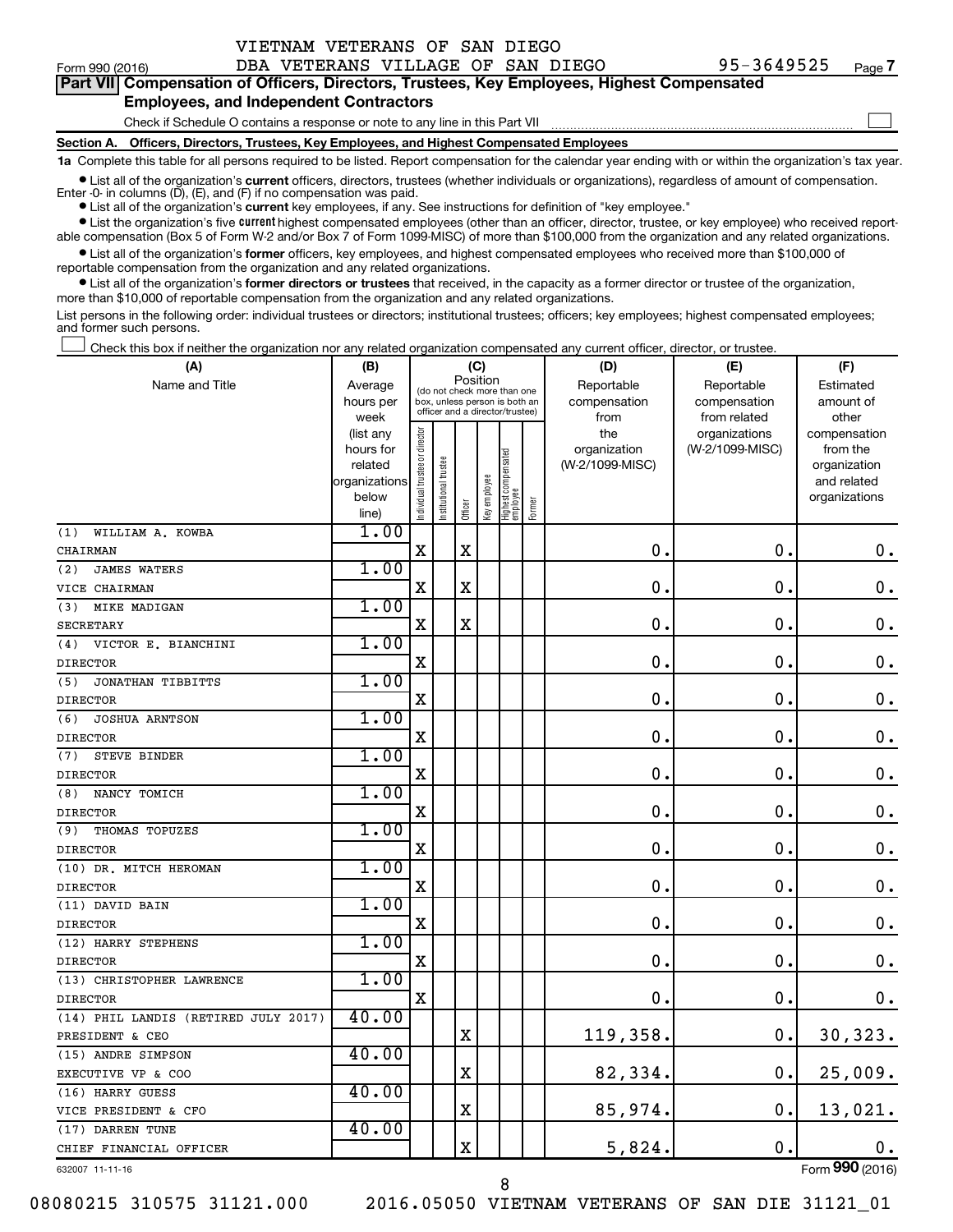VIETNAM VETERANS OF SAN DIEGO

Form 990 (2016) DBA VETERANS VILLAGE OF SAN DIEGO 95-3649525 Page 7

**Part VII Compensation of Officers, Directors, Trustees, Key Employees, Highest Compensated Employees, and Independent Contractors**

Check if Schedule O contains a response or note to any line in this Part VII ☐

**Section A. Officers, Directors, Trustees, Key Employees, and Highest Compensated Employees**

**1a** Complete this table for all persons required to be listed. Report compensation for the calendar year ending with or within the organization's tax year.

- List all of the organization's **current** officers, directors, trustees (whether individuals or organizations), regardless of amount of compensation. Enter -0- in columns (D), (E), and (F) if no compensation was paid.
- List all of the organization's **current** key employees, if any. See instructions for definition of "key employee."
- List the organization's five **current** highest compensated employees (other than an officer, director, trustee, or key employee) who received reportable compensation (Box 5 of Form W-2 and/or Box 7 of Form 1099-MISC) of more than $100,000 from the organization and any related organizations.
- List all of the organization's **former** officers, key employees, and highest compensated employees who received more than $100,000 of reportable compensation from the organization and any related organizations.
- List all of the organization's **former directors or trustees** that received, in the capacity as a former director or trustee of the organization, more than $10,000 of reportable compensation from the organization and any related organizations.

List persons in the following order: individual trustees or directors; institutional trustees; officers; key employees; highest compensated employees; and former such persons.

☐ Check this box if neither the organization nor any related organization compensated any current officer, director, or trustee.

| (A) Name and Title | (B) Average hours per week (list any hours for related organizations below line) | (C) Position: Individual trustee or director | Institutional trustee | Officer | Key employee | Highest compensated employee | Former | (D) Reportable compensation from the organization (W-2/1099-MISC) | (E) Reportable compensation from related organizations (W-2/1099-MISC) | (F) Estimated amount of other compensation from the organization and related organizations |
|---|---|---|---|---|---|---|---|---|---|---|
| (1) WILLIAM A. KOWBA<br>CHAIRMAN | 1.00 | X | | X | | | | 0. | 0. | 0. |
| (2) JAMES WATERS<br>VICE CHAIRMAN | 1.00 | X | | X | | | | 0. | 0. | 0. |
| (3) MIKE MADIGAN<br>SECRETARY | 1.00 | X | | X | | | | 0. | 0. | 0. |
| (4) VICTOR E. BIANCHINI<br>DIRECTOR | 1.00 | X | | | | | | 0. | 0. | 0. |
| (5) JONATHAN TIBBITTS<br>DIRECTOR | 1.00 | X | | | | | | 0. | 0. | 0. |
| (6) JOSHUA ARNTSON<br>DIRECTOR | 1.00 | X | | | | | | 0. | 0. | 0. |
| (7) STEVE BINDER<br>DIRECTOR | 1.00 | X | | | | | | 0. | 0. | 0. |
| (8) NANCY TOMICH<br>DIRECTOR | 1.00 | X | | | | | | 0. | 0. | 0. |
| (9) THOMAS TOPUZES<br>DIRECTOR | 1.00 | X | | | | | | 0. | 0. | 0. |
| (10) DR. MITCH HEROMAN<br>DIRECTOR | 1.00 | X | | | | | | 0. | 0. | 0. |
| (11) DAVID BAIN<br>DIRECTOR | 1.00 | X | | | | | | 0. | 0. | 0. |
| (12) HARRY STEPHENS<br>DIRECTOR | 1.00 | X | | | | | | 0. | 0. | 0. |
| (13) CHRISTOPHER LAWRENCE<br>DIRECTOR | 1.00 | X | | | | | | 0. | 0. | 0. |
| (14) PHIL LANDIS (RETIRED JULY 2017)<br>PRESIDENT & CEO | 40.00 | | | X | | | | 119,358. | 0. | 30,323. |
| (15) ANDRE SIMPSON<br>EXECUTIVE VP & COO | 40.00 | | | X | | | | 82,334. | 0. | 25,009. |
| (16) HARRY GUESS<br>VICE PRESIDENT & CFO | 40.00 | | | X | | | | 85,974. | 0. | 13,021. |
| (17) DARREN TUNE<br>CHIEF FINANCIAL OFFICER | 40.00 | | | X | | | | 5,824. | 0. | 0. |

632007 11-11-16 Form **990** (2016)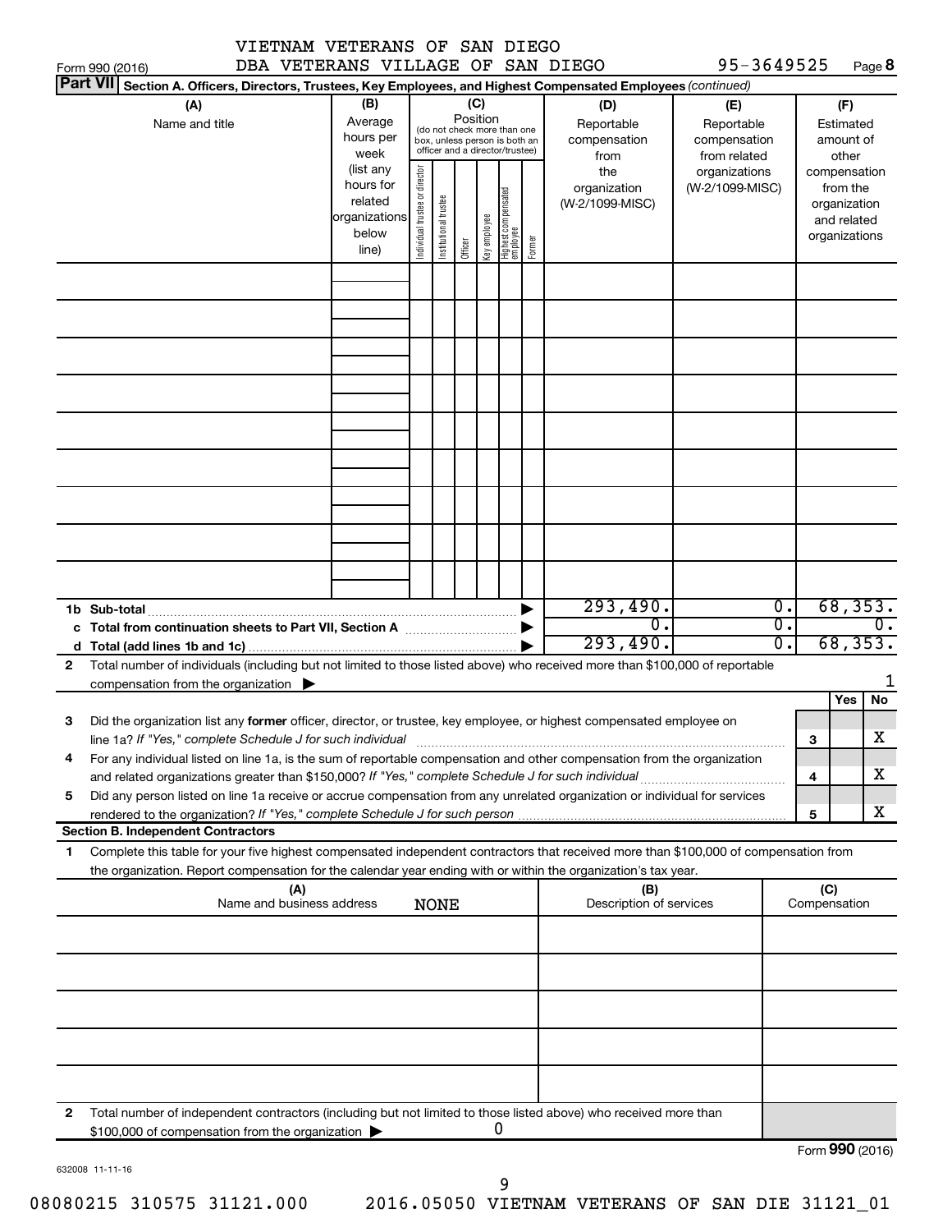VIETNAM VETERANS OF SAN DIEGO
DBA VETERANS VILLAGE OF SAN DIEGO 95-3649525

Form 990 (2016) Page **8**

**Part VII** Section A. Officers, Directors, Trustees, Key Employees, and Highest Compensated Employees *(continued)*

| (A) Name and title | (B) Average hours per week (list any hours for related organizations below line) | (C) Position (do not check more than one box, unless person is both an officer and a director/trustee): Individual trustee or director | Institutional trustee | Officer | Key employee | Highest compensated employee | Former | (D) Reportable compensation from the organization (W-2/1099-MISC) | (E) Reportable compensation from related organizations (W-2/1099-MISC) | (F) Estimated amount of other compensation from the organization and related organizations |
|---|---|---|---|---|---|---|---|---|---|---|
| | | | | | | | | | | |
| | | | | | | | | | | |
| | | | | | | | | | | |
| | | | | | | | | | | |
| | | | | | | | | | | |
| | | | | | | | | | | |
| | | | | | | | | | | |
| | | | | | | | | | | |
| | | | | | | | | | | |
| **1b Sub-total** | | | | | | | | 293,490. | 0. | 68,353. |
| **c Total from continuation sheets to Part VII, Section A** | | | | | | | | 0. | 0. | 0. |
| **d Total (add lines 1b and 1c)** | | | | | | | | 293,490. | 0. | 68,353. |

**2** Total number of individuals (including but not limited to those listed above) who received more than $100,000 of reportable compensation from the organization ▶ 1

| | | | Yes | No |
|---|---|---|---|---|
| **3** | Did the organization list any **former** officer, director, or trustee, key employee, or highest compensated employee on line 1a? *If "Yes," complete Schedule J for such individual* | 3 | | X |
| **4** | For any individual listed on line 1a, is the sum of reportable compensation and other compensation from the organization and related organizations greater than $150,000? *If "Yes," complete Schedule J for such individual* | 4 | | X |
| **5** | Did any person listed on line 1a receive or accrue compensation from any unrelated organization or individual for services rendered to the organization? *If "Yes," complete Schedule J for such person* | 5 | | X |

**Section B. Independent Contractors**

**1** Complete this table for your five highest compensated independent contractors that received more than $100,000 of compensation from the organization. Report compensation for the calendar year ending with or within the organization's tax year.

| (A) Name and business address | (B) Description of services | (C) Compensation |
|---|---|---|
| NONE | | |
| | | |
| | | |
| | | |
| | | |
| | | |

**2** Total number of independent contractors (including but not limited to those listed above) who received more than $100,000 of compensation from the organization ▶ 0

Form **990** (2016)

632008 11-11-16

08080215 310575 31121.000 2016.05050 VIETNAM VETERANS OF SAN DIE 31121_01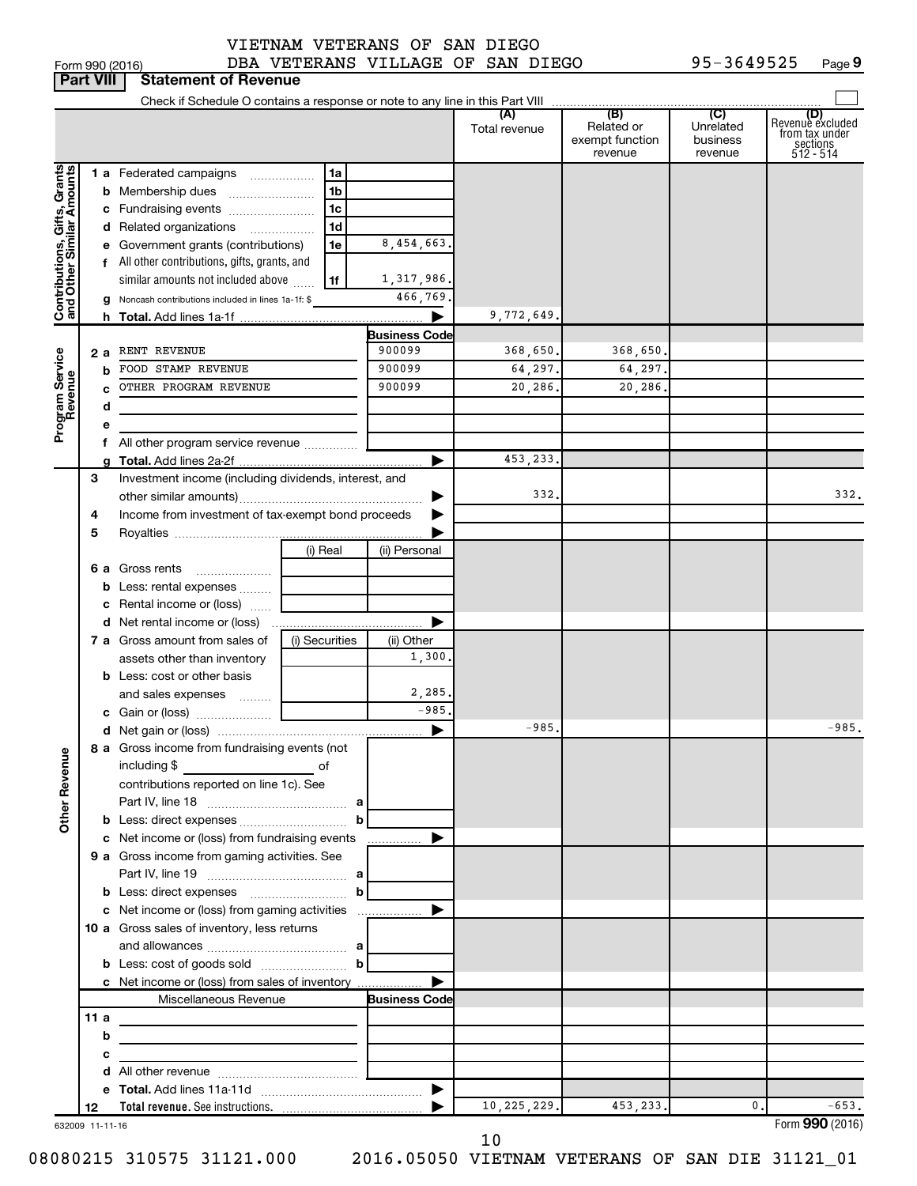VIETNAM VETERANS OF SAN DIEGO
DBA VETERANS VILLAGE OF SAN DIEGO 95-3649525

Form 990 (2016) Page 9

**Part VIII Statement of Revenue**

Check if Schedule O contains a response or note to any line in this Part VIII ☐

| | | | | (A) Total revenue | (B) Related or exempt function revenue | (C) Unrelated business revenue | (D) Revenue excluded from tax under sections 512 - 514 |
|---|---|---|---|---|---|---|---|
| **Contributions, Gifts, Grants and Other Similar Amounts** | 1 a Federated campaigns | 1a | | | | | |
| | b Membership dues | 1b | | | | | |
| | c Fundraising events | 1c | | | | | |
| | d Related organizations | 1d | | | | | |
| | e Government grants (contributions) | 1e | 8,454,663. | | | | |
| | f All other contributions, gifts, grants, and similar amounts not included above | 1f | 1,317,986. | | | | |
| | g Noncash contributions included in lines 1a-1f: $ | | 466,769. | | | | |
| | h **Total.** Add lines 1a-1f | | ▶ | 9,772,649. | | | |
| **Program Service Revenue** | | | **Business Code** | | | | |
| | 2 a RENT REVENUE | | 900099 | 368,650. | 368,650. | | |
| | b FOOD STAMP REVENUE | | 900099 | 64,297. | 64,297. | | |
| | c OTHER PROGRAM REVENUE | | 900099 | 20,286. | 20,286. | | |
| | d | | | | | | |
| | e | | | | | | |
| | f All other program service revenue | | | | | | |
| | g **Total.** Add lines 2a-2f | | ▶ | 453,233. | | | |
| **Other Revenue** | 3 Investment income (including dividends, interest, and other similar amounts) | | ▶ | 332. | | | 332. |
| | 4 Income from investment of tax-exempt bond proceeds | | ▶ | | | | |
| | 5 Royalties | | ▶ | | | | |
| | | (i) Real | (ii) Personal | | | | |
| | 6 a Gross rents | | | | | | |
| | b Less: rental expenses | | | | | | |
| | c Rental income or (loss) | | | | | | |
| | d Net rental income or (loss) | | ▶ | | | | |
| | 7 a Gross amount from sales of assets other than inventory | (i) Securities | (ii) Other 1,300. | | | | |
| | b Less: cost or other basis and sales expenses | | 2,285. | | | | |
| | c Gain or (loss) | | -985. | | | | |
| | d Net gain or (loss) | | ▶ | -985. | | | -985. |
| | 8 a Gross income from fundraising events (not including $ of contributions reported on line 1c). See Part IV, line 18 | a | | | | | |
| | b Less: direct expenses | b | | | | | |
| | c Net income or (loss) from fundraising events | | ▶ | | | | |
| | 9 a Gross income from gaming activities. See Part IV, line 19 | a | | | | | |
| | b Less: direct expenses | b | | | | | |
| | c Net income or (loss) from gaming activities | | ▶ | | | | |
| | 10 a Gross sales of inventory, less returns and allowances | a | | | | | |
| | b Less: cost of goods sold | b | | | | | |
| | c Net income or (loss) from sales of inventory | | ▶ | | | | |
| | Miscellaneous Revenue | | **Business Code** | | | | |
| | 11 a | | | | | | |
| | b | | | | | | |
| | c | | | | | | |
| | d All other revenue | | | | | | |
| | e **Total.** Add lines 11a-11d | | ▶ | | | | |
| | 12 **Total revenue.** See instructions. | | ▶ | 10,225,229. | 453,233. | 0. | -653. |

632009 11-11-16 Form **990** (2016)

08080215 310575 31121.000 2016.05050 VIETNAM VETERANS OF SAN DIE 31121_01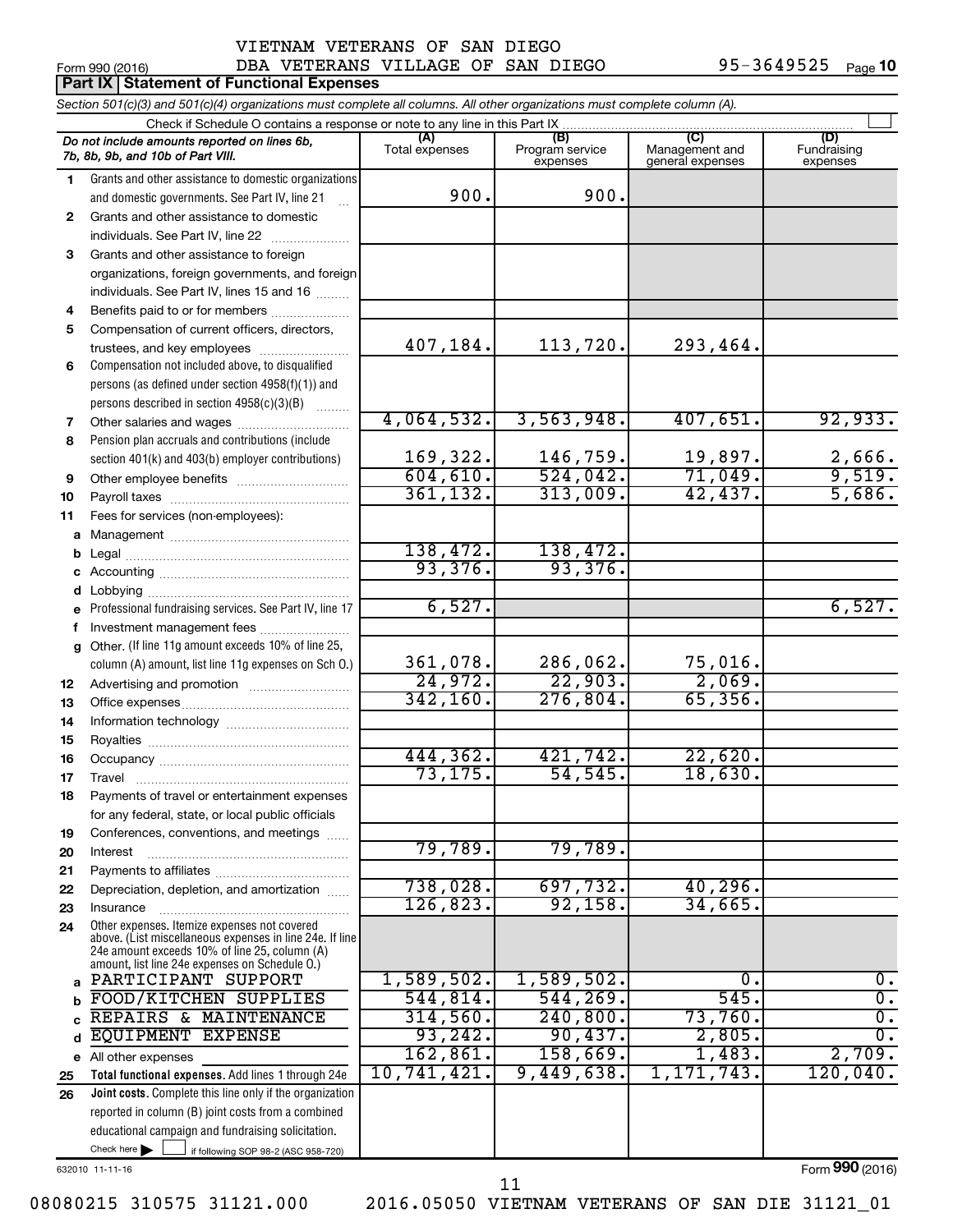VIETNAM VETERANS OF SAN DIEGO
DBA VETERANS VILLAGE OF SAN DIEGO

Form 990 (2016) 95-3649525 Page 10

**Part IX | Statement of Functional Expenses**

*Section 501(c)(3) and 501(c)(4) organizations must complete all columns. All other organizations must complete column (A).*

Check if Schedule O contains a response or note to any line in this Part IX

| | *Do not include amounts reported on lines 6b, 7b, 8b, 9b, and 10b of Part VIII.* | (A) Total expenses | (B) Program service expenses | (C) Management and general expenses | (D) Fundraising expenses |
|---|---|---|---|---|---|
| 1 | Grants and other assistance to domestic organizations and domestic governments. See Part IV, line 21 | 900. | 900. | | |
| 2 | Grants and other assistance to domestic individuals. See Part IV, line 22 | | | | |
| 3 | Grants and other assistance to foreign organizations, foreign governments, and foreign individuals. See Part IV, lines 15 and 16 | | | | |
| 4 | Benefits paid to or for members | | | | |
| 5 | Compensation of current officers, directors, trustees, and key employees | 407,184. | 113,720. | 293,464. | |
| 6 | Compensation not included above, to disqualified persons (as defined under section 4958(f)(1)) and persons described in section 4958(c)(3)(B) | | | | |
| 7 | Other salaries and wages | 4,064,532. | 3,563,948. | 407,651. | 92,933. |
| 8 | Pension plan accruals and contributions (include section 401(k) and 403(b) employer contributions) | 169,322. | 146,759. | 19,897. | 2,666. |
| 9 | Other employee benefits | 604,610. | 524,042. | 71,049. | 9,519. |
| 10 | Payroll taxes | 361,132. | 313,009. | 42,437. | 5,686. |
| 11 | Fees for services (non-employees): | | | | |
| a | Management | | | | |
| b | Legal | 138,472. | 138,472. | | |
| c | Accounting | 93,376. | 93,376. | | |
| d | Lobbying | | | | |
| e | Professional fundraising services. See Part IV, line 17 | 6,527. | | | 6,527. |
| f | Investment management fees | | | | |
| g | Other. (If line 11g amount exceeds 10% of line 25, column (A) amount, list line 11g expenses on Sch O.) | 361,078. | 286,062. | 75,016. | |
| 12 | Advertising and promotion | 24,972. | 22,903. | 2,069. | |
| 13 | Office expenses | 342,160. | 276,804. | 65,356. | |
| 14 | Information technology | | | | |
| 15 | Royalties | | | | |
| 16 | Occupancy | 444,362. | 421,742. | 22,620. | |
| 17 | Travel | 73,175. | 54,545. | 18,630. | |
| 18 | Payments of travel or entertainment expenses for any federal, state, or local public officials | | | | |
| 19 | Conferences, conventions, and meetings | | | | |
| 20 | Interest | 79,789. | 79,789. | | |
| 21 | Payments to affiliates | | | | |
| 22 | Depreciation, depletion, and amortization | 738,028. | 697,732. | 40,296. | |
| 23 | Insurance | 126,823. | 92,158. | 34,665. | |
| 24 | Other expenses. Itemize expenses not covered above. (List miscellaneous expenses in line 24e. If line 24e amount exceeds 10% of line 25, column (A) amount, list line 24e expenses on Schedule O.) | | | | |
| a | PARTICIPANT SUPPORT | 1,589,502. | 1,589,502. | 0. | 0. |
| b | FOOD/KITCHEN SUPPLIES | 544,814. | 544,269. | 545. | 0. |
| c | REPAIRS & MAINTENANCE | 314,560. | 240,800. | 73,760. | 0. |
| d | EQUIPMENT EXPENSE | 93,242. | 90,437. | 2,805. | 0. |
| e | All other expenses | 162,861. | 158,669. | 1,483. | 2,709. |
| 25 | **Total functional expenses.** Add lines 1 through 24e | 10,741,421. | 9,449,638. | 1,171,743. | 120,040. |
| 26 | **Joint costs.** Complete this line only if the organization reported in column (B) joint costs from a combined educational campaign and fundraising solicitation. Check here ☐ if following SOP 98-2 (ASC 958-720) | | | | |

632010 11-11-16 Form **990** (2016)

08080215 310575 31121.000 2016.05050 VIETNAM VETERANS OF SAN DIE 31121_01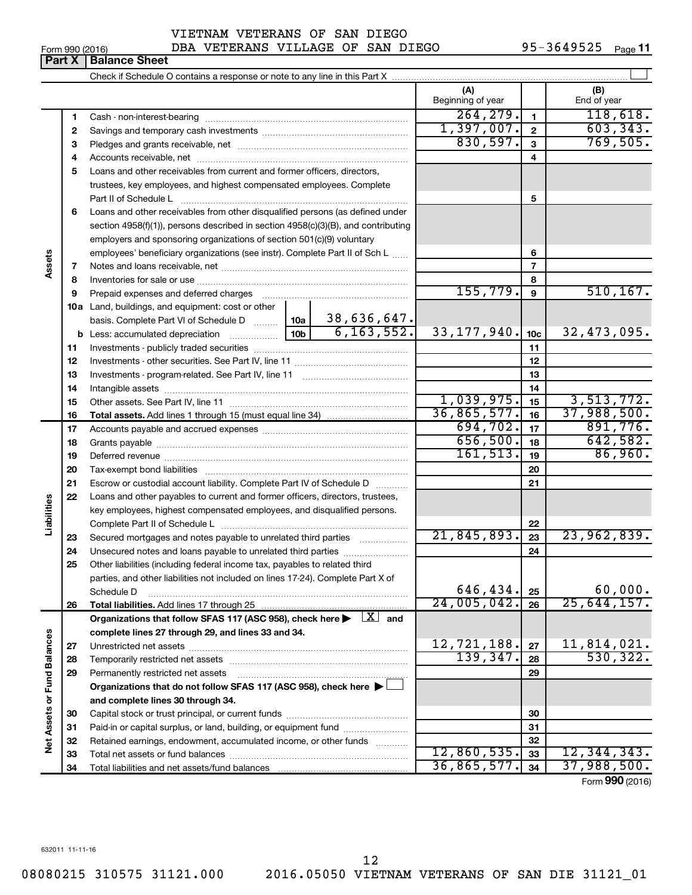VIETNAM VETERANS OF SAN DIEGO
DBA VETERANS VILLAGE OF SAN DIEGO 95-3649525

Form 990 (2016)

## Part X | Balance Sheet

Check if Schedule O contains a response or note to any line in this Part X ☐

| | | Description | | | (A) Beginning of year | | (B) End of year |
|---|---|---|---|---|---|---|---|
| **Assets** | 1 | Cash - non-interest-bearing | | | 264,279. | 1 | 118,618. |
| | 2 | Savings and temporary cash investments | | | 1,397,007. | 2 | 603,343. |
| | 3 | Pledges and grants receivable, net | | | 830,597. | 3 | 769,505. |
| | 4 | Accounts receivable, net | | | | 4 | |
| | 5 | Loans and other receivables from current and former officers, directors, trustees, key employees, and highest compensated employees. Complete Part II of Schedule L | | | | 5 | |
| | 6 | Loans and other receivables from other disqualified persons (as defined under section 4958(f)(1)), persons described in section 4958(c)(3)(B), and contributing employers and sponsoring organizations of section 501(c)(9) voluntary employees' beneficiary organizations (see instr). Complete Part II of Sch L | | | | 6 | |
| | 7 | Notes and loans receivable, net | | | | 7 | |
| | 8 | Inventories for sale or use | | | | 8 | |
| | 9 | Prepaid expenses and deferred charges | | | 155,779. | 9 | 510,167. |
| | 10a | Land, buildings, and equipment: cost or other basis. Complete Part VI of Schedule D | 10a | 38,636,647. | | | |
| | b | Less: accumulated depreciation | 10b | 6,163,552. | 33,177,940. | 10c | 32,473,095. |
| | 11 | Investments - publicly traded securities | | | | 11 | |
| | 12 | Investments - other securities. See Part IV, line 11 | | | | 12 | |
| | 13 | Investments - program-related. See Part IV, line 11 | | | | 13 | |
| | 14 | Intangible assets | | | | 14 | |
| | 15 | Other assets. See Part IV, line 11 | | | 1,039,975. | 15 | 3,513,772. |
| | 16 | **Total assets.** Add lines 1 through 15 (must equal line 34) | | | 36,865,577. | 16 | 37,988,500. |
| **Liabilities** | 17 | Accounts payable and accrued expenses | | | 694,702. | 17 | 891,776. |
| | 18 | Grants payable | | | 656,500. | 18 | 642,582. |
| | 19 | Deferred revenue | | | 161,513. | 19 | 86,960. |
| | 20 | Tax-exempt bond liabilities | | | | 20 | |
| | 21 | Escrow or custodial account liability. Complete Part IV of Schedule D | | | | 21 | |
| | 22 | Loans and other payables to current and former officers, directors, trustees, key employees, highest compensated employees, and disqualified persons. Complete Part II of Schedule L | | | | 22 | |
| | 23 | Secured mortgages and notes payable to unrelated third parties | | | 21,845,893. | 23 | 23,962,839. |
| | 24 | Unsecured notes and loans payable to unrelated third parties | | | | 24 | |
| | 25 | Other liabilities (including federal income tax, payables to related third parties, and other liabilities not included on lines 17-24). Complete Part X of Schedule D | | | 646,434. | 25 | 60,000. |
| | 26 | **Total liabilities.** Add lines 17 through 25 | | | 24,005,042. | 26 | 25,644,157. |
| **Net Assets or Fund Balances** | | **Organizations that follow SFAS 117 (ASC 958), check here ▶ ☒ and complete lines 27 through 29, and lines 33 and 34.** | | | | | |
| | 27 | Unrestricted net assets | | | 12,721,188. | 27 | 11,814,021. |
| | 28 | Temporarily restricted net assets | | | 139,347. | 28 | 530,322. |
| | 29 | Permanently restricted net assets | | | | 29 | |
| | | **Organizations that do not follow SFAS 117 (ASC 958), check here ▶ ☐ and complete lines 30 through 34.** | | | | | |
| | 30 | Capital stock or trust principal, or current funds | | | | 30 | |
| | 31 | Paid-in or capital surplus, or land, building, or equipment fund | | | | 31 | |
| | 32 | Retained earnings, endowment, accumulated income, or other funds | | | | 32 | |
| | 33 | Total net assets or fund balances | | | 12,860,535. | 33 | 12,344,343. |
| | 34 | Total liabilities and net assets/fund balances | | | 36,865,577. | 34 | 37,988,500. |

Form **990** (2016)

632011 11-11-16

08080215 310575 31121.000 2016.05050 VIETNAM VETERANS OF SAN DIE 31121_01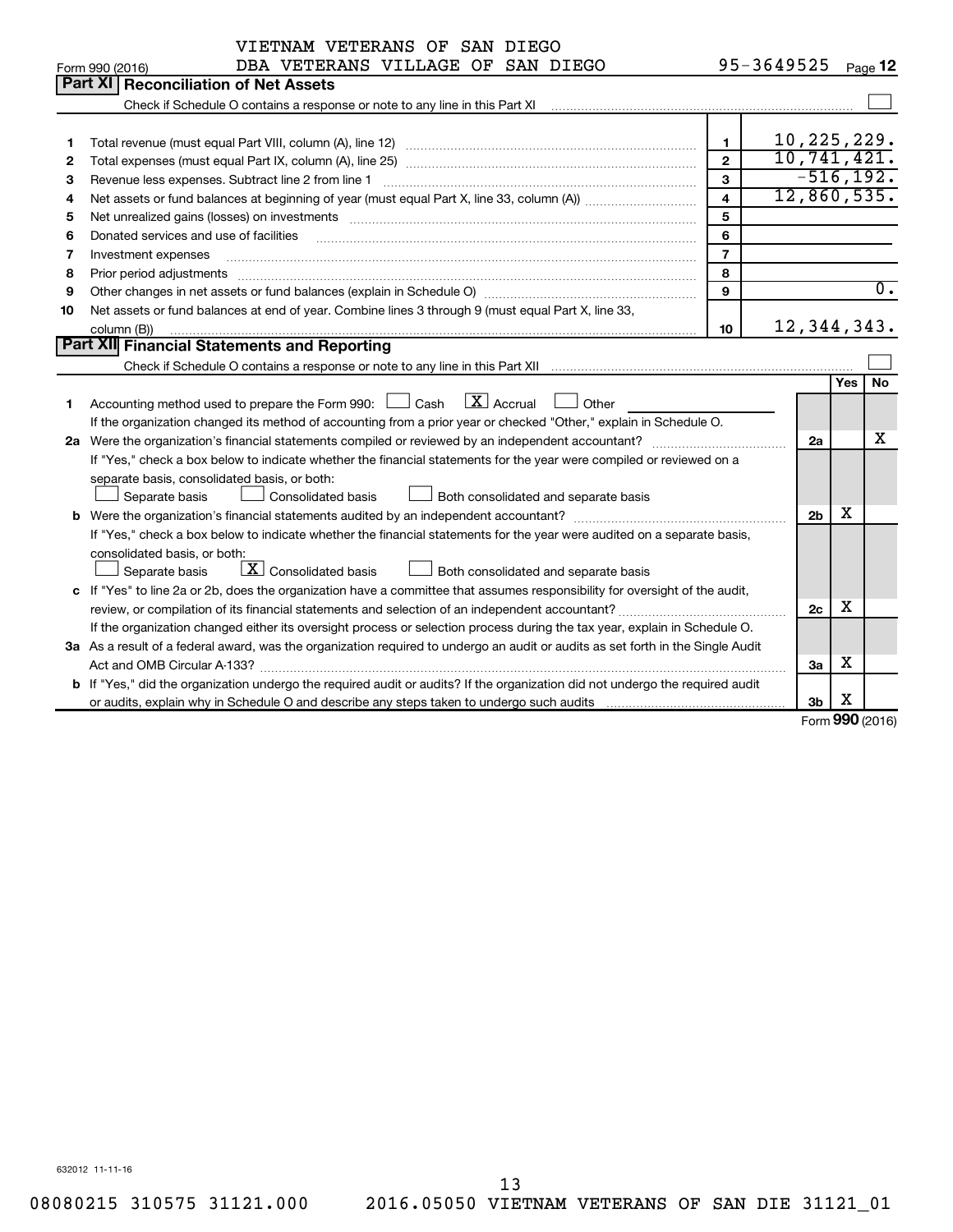VIETNAM VETERANS OF SAN DIEGO
DBA VETERANS VILLAGE OF SAN DIEGO 95-3649525

Form 990 (2016) Page **12**

## Part XI Reconciliation of Net Assets

Check if Schedule O contains a response or note to any line in this Part XI ☐

| | | | |
|---|---|---|---|
| 1 | Total revenue (must equal Part VIII, column (A), line 12) | 1 | 10,225,229. |
| 2 | Total expenses (must equal Part IX, column (A), line 25) | 2 | 10,741,421. |
| 3 | Revenue less expenses. Subtract line 2 from line 1 | 3 | -516,192. |
| 4 | Net assets or fund balances at beginning of year (must equal Part X, line 33, column (A)) | 4 | 12,860,535. |
| 5 | Net unrealized gains (losses) on investments | 5 | |
| 6 | Donated services and use of facilities | 6 | |
| 7 | Investment expenses | 7 | |
| 8 | Prior period adjustments | 8 | |
| 9 | Other changes in net assets or fund balances (explain in Schedule O) | 9 | 0. |
| 10 | Net assets or fund balances at end of year. Combine lines 3 through 9 (must equal Part X, line 33, column (B)) | 10 | 12,344,343. |

## Part XII Financial Statements and Reporting

Check if Schedule O contains a response or note to any line in this Part XII ☐

| | | | Yes | No |
|---|---|---|---|---|
| 1 | Accounting method used to prepare the Form 990: ☐ Cash ☒ Accrual ☐ Other<br>If the organization changed its method of accounting from a prior year or checked "Other," explain in Schedule O. | | | |
| 2a | Were the organization's financial statements compiled or reviewed by an independent accountant?<br>If "Yes," check a box below to indicate whether the financial statements for the year were compiled or reviewed on a separate basis, consolidated basis, or both:<br>☐ Separate basis ☐ Consolidated basis ☐ Both consolidated and separate basis | 2a | | X |
| b | Were the organization's financial statements audited by an independent accountant?<br>If "Yes," check a box below to indicate whether the financial statements for the year were audited on a separate basis, consolidated basis, or both:<br>☐ Separate basis ☒ Consolidated basis ☐ Both consolidated and separate basis | 2b | X | |
| c | If "Yes" to line 2a or 2b, does the organization have a committee that assumes responsibility for oversight of the audit, review, or compilation of its financial statements and selection of an independent accountant?<br>If the organization changed either its oversight process or selection process during the tax year, explain in Schedule O. | 2c | X | |
| 3a | As a result of a federal award, was the organization required to undergo an audit or audits as set forth in the Single Audit Act and OMB Circular A-133? | 3a | X | |
| b | If "Yes," did the organization undergo the required audit or audits? If the organization did not undergo the required audit or audits, explain why in Schedule O and describe any steps taken to undergo such audits | 3b | X | |

Form **990** (2016)

632012 11-11-16

08080215 310575 31121.000 2016.05050 VIETNAM VETERANS OF SAN DIE 31121_01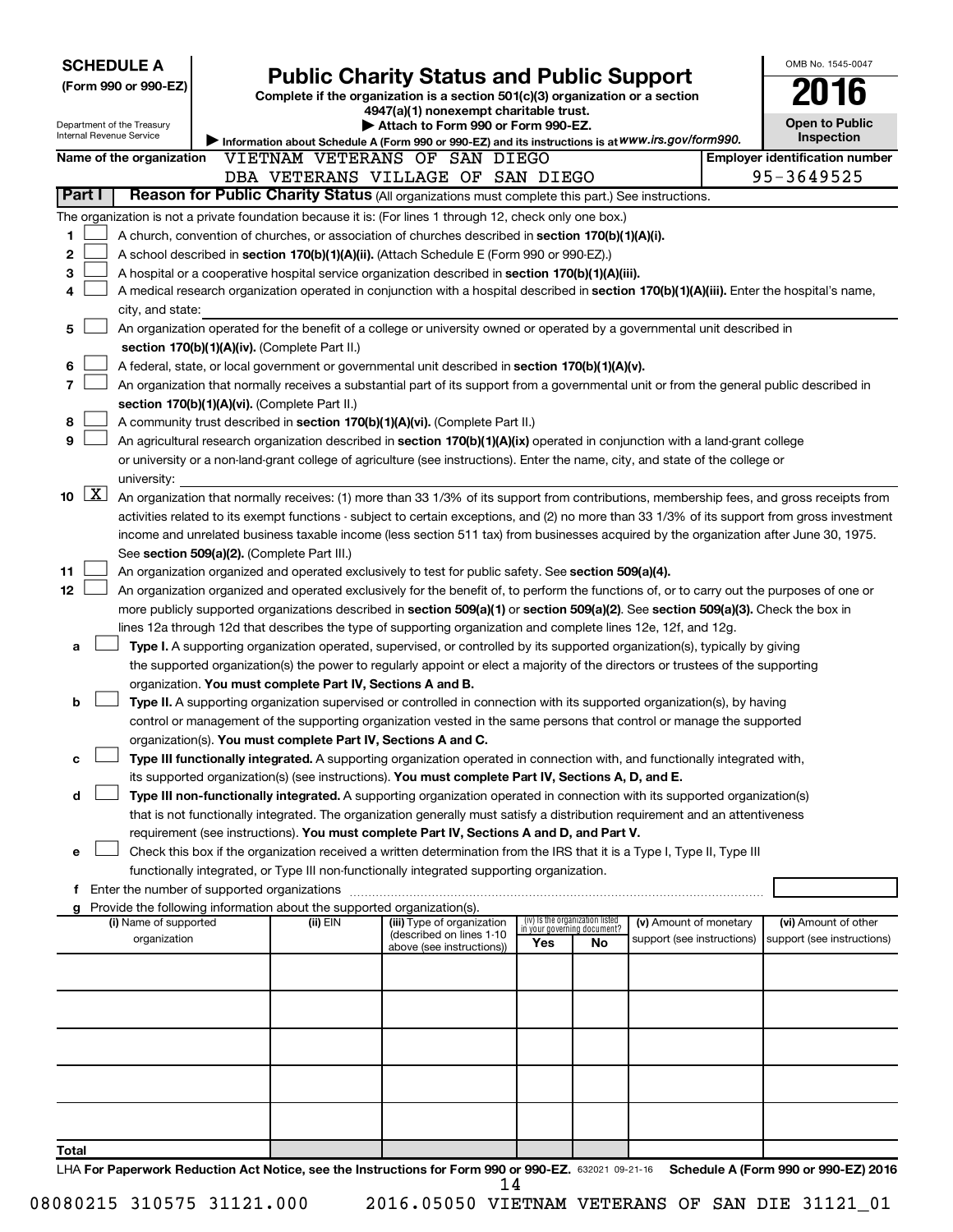**SCHEDULE A**
**(Form 990 or 990-EZ)**

Department of the Treasury
Internal Revenue Service

# Public Charity Status and Public Support

**Complete if the organization is a section 501(c)(3) organization or a section 4947(a)(1) nonexempt charitable trust.**
**▶ Attach to Form 990 or Form 990-EZ.**
▶ Information about Schedule A (Form 990 or 990-EZ) and its instructions is at *www.irs.gov/form990.*

OMB No. 1545-0047
**2016**
**Open to Public Inspection**

**Name of the organization** VIETNAM VETERANS OF SAN DIEGO DBA VETERANS VILLAGE OF SAN DIEGO
**Employer identification number** 95-3649525

**Part I** **Reason for Public Charity Status** (All organizations must complete this part.) See instructions.

The organization is not a private foundation because it is: (For lines 1 through 12, check only one box.)

1 ☐ A church, convention of churches, or association of churches described in **section 170(b)(1)(A)(i).**
2 ☐ A school described in **section 170(b)(1)(A)(ii).** (Attach Schedule E (Form 990 or 990-EZ).)
3 ☐ A hospital or a cooperative hospital service organization described in **section 170(b)(1)(A)(iii).**
4 ☐ A medical research organization operated in conjunction with a hospital described in **section 170(b)(1)(A)(iii).** Enter the hospital's name, city, and state:
5 ☐ An organization operated for the benefit of a college or university owned or operated by a governmental unit described in **section 170(b)(1)(A)(iv).** (Complete Part II.)
6 ☐ A federal, state, or local government or governmental unit described in **section 170(b)(1)(A)(v).**
7 ☐ An organization that normally receives a substantial part of its support from a governmental unit or from the general public described in **section 170(b)(1)(A)(vi).** (Complete Part II.)
8 ☐ A community trust described in **section 170(b)(1)(A)(vi).** (Complete Part II.)
9 ☐ An agricultural research organization described in **section 170(b)(1)(A)(ix)** operated in conjunction with a land-grant college or university or a non-land-grant college of agriculture (see instructions). Enter the name, city, and state of the college or university:
10 ☒ An organization that normally receives: (1) more than 33 1/3% of its support from contributions, membership fees, and gross receipts from activities related to its exempt functions - subject to certain exceptions, and (2) no more than 33 1/3% of its support from gross investment income and unrelated business taxable income (less section 511 tax) from businesses acquired by the organization after June 30, 1975. See **section 509(a)(2).** (Complete Part III.)
11 ☐ An organization organized and operated exclusively to test for public safety. See **section 509(a)(4).**
12 ☐ An organization organized and operated exclusively for the benefit of, to perform the functions of, or to carry out the purposes of one or more publicly supported organizations described in **section 509(a)(1)** or **section 509(a)(2).** See **section 509(a)(3).** Check the box in lines 12a through 12d that describes the type of supporting organization and complete lines 12e, 12f, and 12g.

a ☐ **Type I.** A supporting organization operated, supervised, or controlled by its supported organization(s), typically by giving the supported organization(s) the power to regularly appoint or elect a majority of the directors or trustees of the supporting organization. **You must complete Part IV, Sections A and B.**
b ☐ **Type II.** A supporting organization supervised or controlled in connection with its supported organization(s), by having control or management of the supporting organization vested in the same persons that control or manage the supported organization(s). **You must complete Part IV, Sections A and C.**
c ☐ **Type III functionally integrated.** A supporting organization operated in connection with, and functionally integrated with, its supported organization(s) (see instructions). **You must complete Part IV, Sections A, D, and E.**
d ☐ **Type III non-functionally integrated.** A supporting organization operated in connection with its supported organization(s) that is not functionally integrated. The organization generally must satisfy a distribution requirement and an attentiveness requirement (see instructions). **You must complete Part IV, Sections A and D, and Part V.**
e ☐ Check this box if the organization received a written determination from the IRS that it is a Type I, Type II, Type III functionally integrated, or Type III non-functionally integrated supporting organization.
f Enter the number of supported organizations
g Provide the following information about the supported organization(s).

| (i) Name of supported organization | (ii) EIN | (iii) Type of organization (described on lines 1-10 above (see instructions)) | (iv) Is the organization listed in your governing document? Yes | No | (v) Amount of monetary support (see instructions) | (vi) Amount of other support (see instructions) |
|---|---|---|---|---|---|---|
| | | | | | | |
| | | | | | | |
| | | | | | | |
| | | | | | | |
| | | | | | | |
| **Total** | | | | | | |

LHA **For Paperwork Reduction Act Notice, see the Instructions for Form 990 or 990-EZ.** 632021 09-21-16 **Schedule A (Form 990 or 990-EZ) 2016**

08080215 310575 31121.000 2016.05050 VIETNAM VETERANS OF SAN DIE 31121_01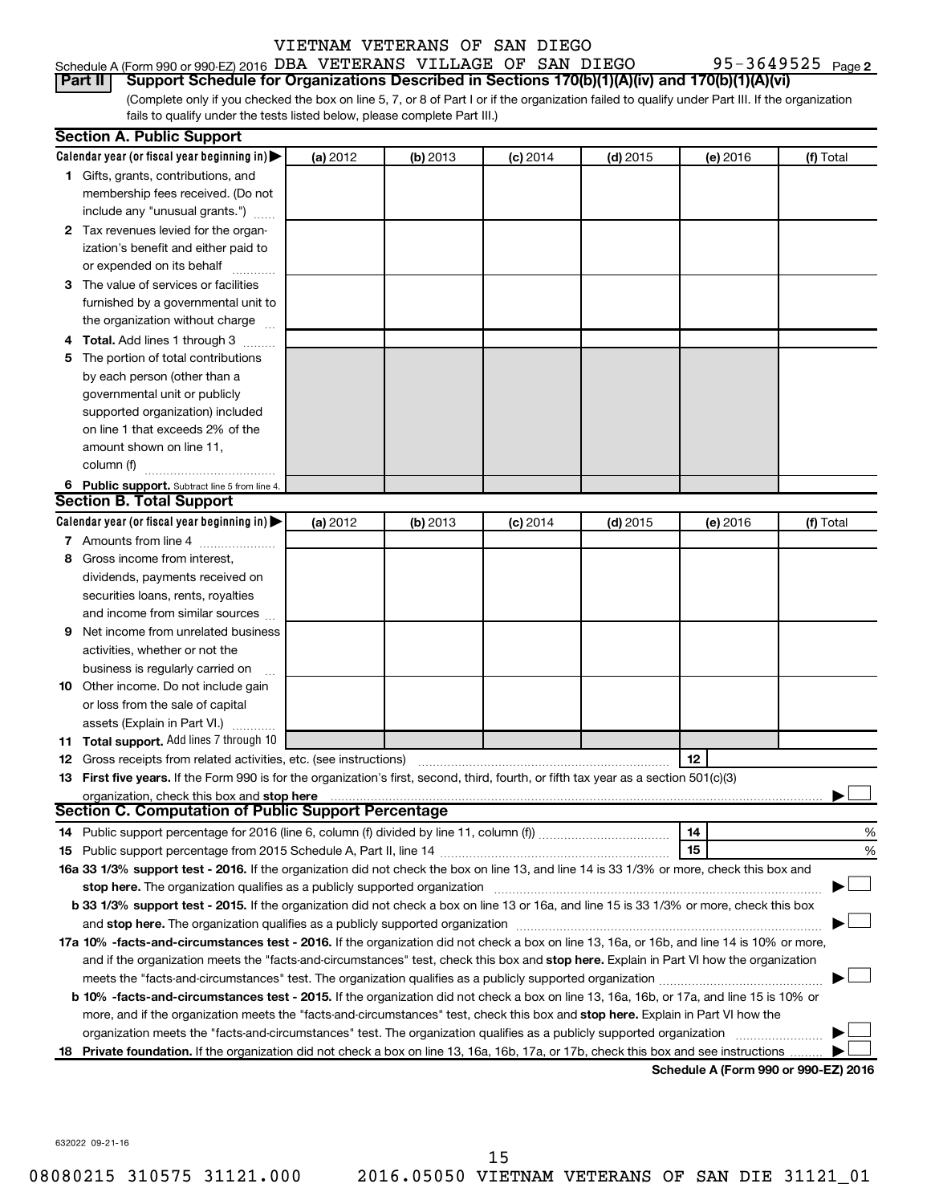VIETNAM VETERANS OF SAN DIEGO

Schedule A (Form 990 or 990-EZ) 2016 DBA VETERANS VILLAGE OF SAN DIEGO 95-3649525 Page 2

**Part II Support Schedule for Organizations Described in Sections 170(b)(1)(A)(iv) and 170(b)(1)(A)(vi)**

(Complete only if you checked the box on line 5, 7, or 8 of Part I or if the organization failed to qualify under Part III. If the organization fails to qualify under the tests listed below, please complete Part III.)

**Section A. Public Support**

| Calendar year (or fiscal year beginning in) ▶ | (a) 2012 | (b) 2013 | (c) 2014 | (d) 2015 | (e) 2016 | (f) Total |
|---|---|---|---|---|---|---|
| 1 Gifts, grants, contributions, and membership fees received. (Do not include any "unusual grants.") | | | | | | |
| 2 Tax revenues levied for the organization's benefit and either paid to or expended on its behalf | | | | | | |
| 3 The value of services or facilities furnished by a governmental unit to the organization without charge | | | | | | |
| 4 **Total.** Add lines 1 through 3 | | | | | | |
| 5 The portion of total contributions by each person (other than a governmental unit or publicly supported organization) included on line 1 that exceeds 2% of the amount shown on line 11, column (f) | | | | | | |
| 6 **Public support.** Subtract line 5 from line 4. | | | | | | |

**Section B. Total Support**

| Calendar year (or fiscal year beginning in) ▶ | (a) 2012 | (b) 2013 | (c) 2014 | (d) 2015 | (e) 2016 | (f) Total |
|---|---|---|---|---|---|---|
| 7 Amounts from line 4 | | | | | | |
| 8 Gross income from interest, dividends, payments received on securities loans, rents, royalties and income from similar sources | | | | | | |
| 9 Net income from unrelated business activities, whether or not the business is regularly carried on | | | | | | |
| 10 Other income. Do not include gain or loss from the sale of capital assets (Explain in Part VI.) | | | | | | |
| 11 **Total support.** Add lines 7 through 10 | | | | | | |

12 Gross receipts from related activities, etc. (see instructions) | 12 |

13 **First five years.** If the Form 990 is for the organization's first, second, third, fourth, or fifth tax year as a section 501(c)(3) organization, check this box and **stop here** ▶ ☐

**Section C. Computation of Public Support Percentage**

14 Public support percentage for 2016 (line 6, column (f) divided by line 11, column (f)) | 14 | %

15 Public support percentage from 2015 Schedule A, Part II, line 14 | 15 | %

**16a 33 1/3% support test - 2016.** If the organization did not check the box on line 13, and line 14 is 33 1/3% or more, check this box and **stop here.** The organization qualifies as a publicly supported organization ▶ ☐

**b 33 1/3% support test - 2015.** If the organization did not check a box on line 13 or 16a, and line 15 is 33 1/3% or more, check this box and **stop here.** The organization qualifies as a publicly supported organization ▶ ☐

**17a 10% -facts-and-circumstances test - 2016.** If the organization did not check a box on line 13, 16a, or 16b, and line 14 is 10% or more, and if the organization meets the "facts-and-circumstances" test, check this box and **stop here.** Explain in Part VI how the organization meets the "facts-and-circumstances" test. The organization qualifies as a publicly supported organization ▶ ☐

**b 10% -facts-and-circumstances test - 2015.** If the organization did not check a box on line 13, 16a, 16b, or 17a, and line 15 is 10% or more, and if the organization meets the "facts-and-circumstances" test, check this box and **stop here.** Explain in Part VI how the organization meets the "facts-and-circumstances" test. The organization qualifies as a publicly supported organization ▶ ☐

**18 Private foundation.** If the organization did not check a box on line 13, 16a, 16b, 17a, or 17b, check this box and see instructions ▶ ☐

**Schedule A (Form 990 or 990-EZ) 2016**

632022 09-21-16

08080215 310575 31121.000 2016.05050 VIETNAM VETERANS OF SAN DIE 31121_01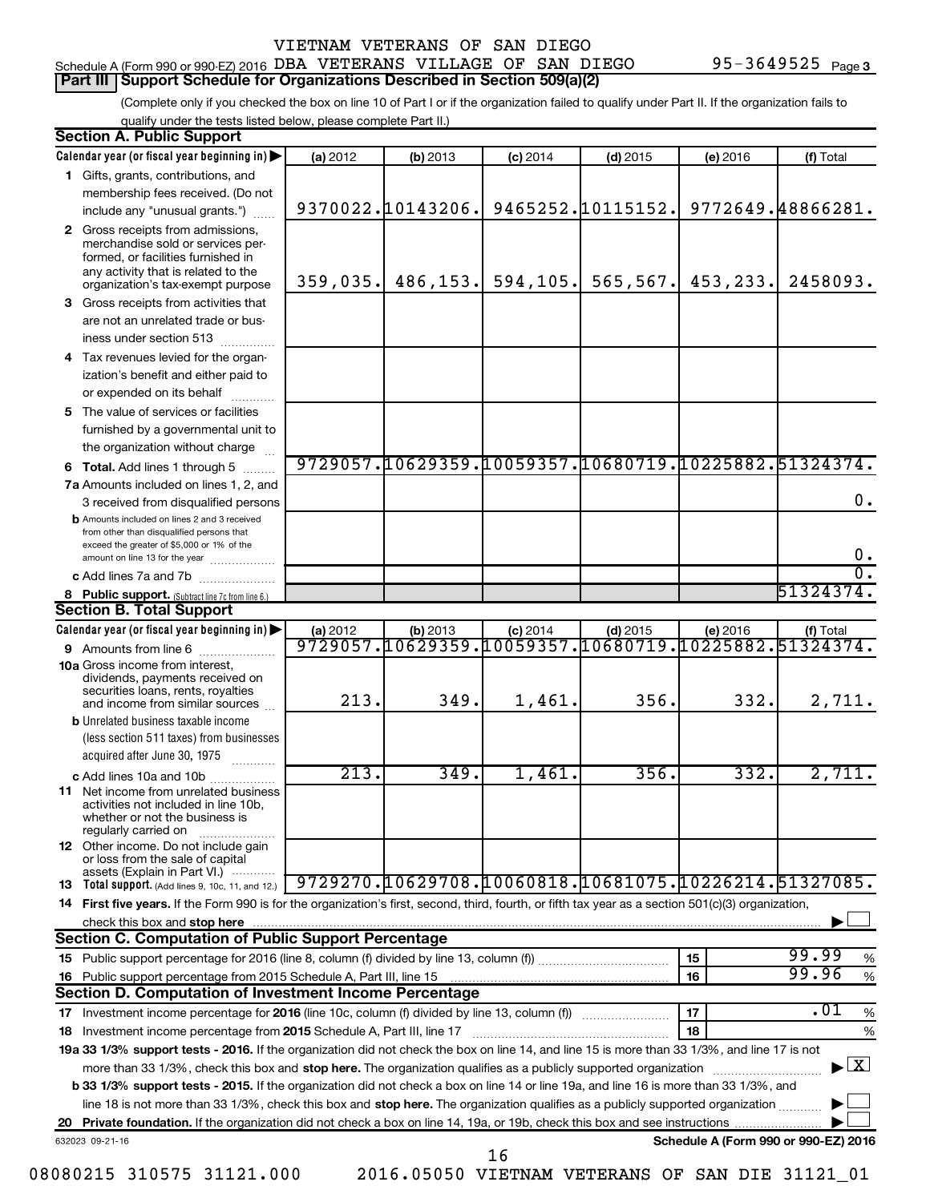VIETNAM VETERANS OF SAN DIEGO

Schedule A (Form 990 or 990-EZ) 2016 DBA VETERANS VILLAGE OF SAN DIEGO 95-3649525 Page 3

**Part III | Support Schedule for Organizations Described in Section 509(a)(2)**

(Complete only if you checked the box on line 10 of Part I or if the organization failed to qualify under Part II. If the organization fails to qualify under the tests listed below, please complete Part II.)

**Section A. Public Support**

| Calendar year (or fiscal year beginning in) ▶ | (a) 2012 | (b) 2013 | (c) 2014 | (d) 2015 | (e) 2016 | (f) Total |
|---|---|---|---|---|---|---|
| **1** Gifts, grants, contributions, and membership fees received. (Do not include any "unusual grants.") | 9370022. | 10143206. | 9465252. | 10115152. | 9772649. | 48866281. |
| **2** Gross receipts from admissions, merchandise sold or services performed, or facilities furnished in any activity that is related to the organization's tax-exempt purpose | 359,035. | 486,153. | 594,105. | 565,567. | 453,233. | 2458093. |
| **3** Gross receipts from activities that are not an unrelated trade or business under section 513 | | | | | | |
| **4** Tax revenues levied for the organization's benefit and either paid to or expended on its behalf | | | | | | |
| **5** The value of services or facilities furnished by a governmental unit to the organization without charge | | | | | | |
| **6 Total.** Add lines 1 through 5 | 9729057. | 10629359. | 10059357. | 10680719. | 10225882. | 51324374. |
| **7a** Amounts included on lines 1, 2, and 3 received from disqualified persons | | | | | | 0. |
| **b** Amounts included on lines 2 and 3 received from other than disqualified persons that exceed the greater of $5,000 or 1% of the amount on line 13 for the year | | | | | | 0. |
| **c** Add lines 7a and 7b | | | | | | 0. |
| **8 Public support.** (Subtract line 7c from line 6.) | | | | | | 51324374. |

**Section B. Total Support**

| Calendar year (or fiscal year beginning in) ▶ | (a) 2012 | (b) 2013 | (c) 2014 | (d) 2015 | (e) 2016 | (f) Total |
|---|---|---|---|---|---|---|
| **9** Amounts from line 6 | 9729057. | 10629359. | 10059357. | 10680719. | 10225882. | 51324374. |
| **10a** Gross income from interest, dividends, payments received on securities loans, rents, royalties and income from similar sources | 213. | 349. | 1,461. | 356. | 332. | 2,711. |
| **b** Unrelated business taxable income (less section 511 taxes) from businesses acquired after June 30, 1975 | | | | | | |
| **c** Add lines 10a and 10b | 213. | 349. | 1,461. | 356. | 332. | 2,711. |
| **11** Net income from unrelated business activities not included in line 10b, whether or not the business is regularly carried on | | | | | | |
| **12** Other income. Do not include gain or loss from the sale of capital assets (Explain in Part VI.) | | | | | | |
| **13 Total support.** (Add lines 9, 10c, 11, and 12.) | 9729270. | 10629708. | 10060818. | 10681075. | 10226214. | 51327085. |

**14 First five years.** If the Form 990 is for the organization's first, second, third, fourth, or fifth tax year as a section 501(c)(3) organization, check this box and **stop here** ▶ ☐

**Section C. Computation of Public Support Percentage**

| | | |
|---|---|---|
| **15** Public support percentage for 2016 (line 8, column (f) divided by line 13, column (f)) | 15 | 99.99 % |
| **16** Public support percentage from 2015 Schedule A, Part III, line 15 | 16 | 99.96 % |

**Section D. Computation of Investment Income Percentage**

| | | |
|---|---|---|
| **17** Investment income percentage for **2016** (line 10c, column (f) divided by line 13, column (f)) | 17 | .01 % |
| **18** Investment income percentage from **2015** Schedule A, Part III, line 17 | 18 | % |

**19a 33 1/3% support tests - 2016.** If the organization did not check the box on line 14, and line 15 is more than 33 1/3%, and line 17 is not more than 33 1/3%, check this box and **stop here.** The organization qualifies as a publicly supported organization ▶ ☒

**b 33 1/3% support tests - 2015.** If the organization did not check a box on line 14 or line 19a, and line 16 is more than 33 1/3%, and line 18 is not more than 33 1/3%, check this box and **stop here.** The organization qualifies as a publicly supported organization ▶ ☐

**20 Private foundation.** If the organization did not check a box on line 14, 19a, or 19b, check this box and see instructions ▶ ☐

632023 09-21-16 **Schedule A (Form 990 or 990-EZ) 2016**

08080215 310575 31121.000 2016.05050 VIETNAM VETERANS OF SAN DIE 31121_01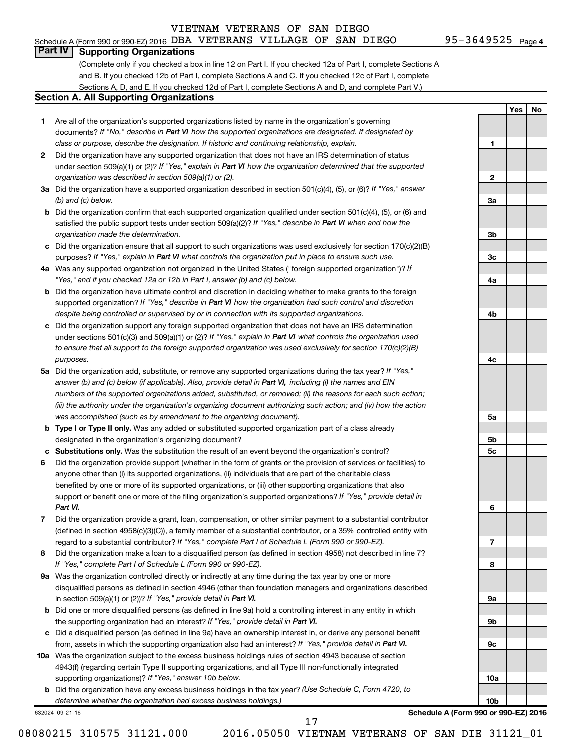VIETNAM VETERANS OF SAN DIEGO

Schedule A (Form 990 or 990-EZ) 2016 DBA VETERANS VILLAGE OF SAN DIEGO 95-3649525 Page 4

## Part IV Supporting Organizations

(Complete only if you checked a box in line 12 on Part I. If you checked 12a of Part I, complete Sections A and B. If you checked 12b of Part I, complete Sections A and C. If you checked 12c of Part I, complete Sections A, D, and E. If you checked 12d of Part I, complete Sections A and D, and complete Part V.)

### Section A. All Supporting Organizations

| | | | Yes | No |
|---|---|---|---|---|
| **1** | Are all of the organization's supported organizations listed by name in the organization's governing documents? *If "No," describe in **Part VI** how the supported organizations are designated. If designated by class or purpose, describe the designation. If historic and continuing relationship, explain.* | 1 | | |
| **2** | Did the organization have any supported organization that does not have an IRS determination of status under section 509(a)(1) or (2)? *If "Yes," explain in **Part VI** how the organization determined that the supported organization was described in section 509(a)(1) or (2).* | 2 | | |
| **3a** | Did the organization have a supported organization described in section 501(c)(4), (5), or (6)? *If "Yes," answer (b) and (c) below.* | 3a | | |
| **b** | Did the organization confirm that each supported organization qualified under section 501(c)(4), (5), or (6) and satisfied the public support tests under section 509(a)(2)? *If "Yes," describe in **Part VI** when and how the organization made the determination.* | 3b | | |
| **c** | Did the organization ensure that all support to such organizations was used exclusively for section 170(c)(2)(B) purposes? *If "Yes," explain in **Part VI** what controls the organization put in place to ensure such use.* | 3c | | |
| **4a** | Was any supported organization not organized in the United States ("foreign supported organization")? *If "Yes," and if you checked 12a or 12b in Part I, answer (b) and (c) below.* | 4a | | |
| **b** | Did the organization have ultimate control and discretion in deciding whether to make grants to the foreign supported organization? *If "Yes," describe in **Part VI** how the organization had such control and discretion despite being controlled or supervised by or in connection with its supported organizations.* | 4b | | |
| **c** | Did the organization support any foreign supported organization that does not have an IRS determination under sections 501(c)(3) and 509(a)(1) or (2)? *If "Yes," explain in **Part VI** what controls the organization used to ensure that all support to the foreign supported organization was used exclusively for section 170(c)(2)(B) purposes.* | 4c | | |
| **5a** | Did the organization add, substitute, or remove any supported organizations during the tax year? *If "Yes," answer (b) and (c) below (if applicable). Also, provide detail in **Part VI,** including (i) the names and EIN numbers of the supported organizations added, substituted, or removed; (ii) the reasons for each such action; (iii) the authority under the organization's organizing document authorizing such action; and (iv) how the action was accomplished (such as by amendment to the organizing document).* | 5a | | |
| **b** | **Type I or Type II only.** Was any added or substituted supported organization part of a class already designated in the organization's organizing document? | 5b | | |
| **c** | **Substitutions only.** Was the substitution the result of an event beyond the organization's control? | 5c | | |
| **6** | Did the organization provide support (whether in the form of grants or the provision of services or facilities) to anyone other than (i) its supported organizations, (ii) individuals that are part of the charitable class benefited by one or more of its supported organizations, or (iii) other supporting organizations that also support or benefit one or more of the filing organization's supported organizations? *If "Yes," provide detail in **Part VI.*** | 6 | | |
| **7** | Did the organization provide a grant, loan, compensation, or other similar payment to a substantial contributor (defined in section 4958(c)(3)(C)), a family member of a substantial contributor, or a 35% controlled entity with regard to a substantial contributor? *If "Yes," complete Part I of Schedule L (Form 990 or 990-EZ).* | 7 | | |
| **8** | Did the organization make a loan to a disqualified person (as defined in section 4958) not described in line 7? *If "Yes," complete Part I of Schedule L (Form 990 or 990-EZ).* | 8 | | |
| **9a** | Was the organization controlled directly or indirectly at any time during the tax year by one or more disqualified persons as defined in section 4946 (other than foundation managers and organizations described in section 509(a)(1) or (2))? *If "Yes," provide detail in **Part VI.*** | 9a | | |
| **b** | Did one or more disqualified persons (as defined in line 9a) hold a controlling interest in any entity in which the supporting organization had an interest? *If "Yes," provide detail in **Part VI.*** | 9b | | |
| **c** | Did a disqualified person (as defined in line 9a) have an ownership interest in, or derive any personal benefit from, assets in which the supporting organization also had an interest? *If "Yes," provide detail in **Part VI.*** | 9c | | |
| **10a** | Was the organization subject to the excess business holdings rules of section 4943 because of section 4943(f) (regarding certain Type II supporting organizations, and all Type III non-functionally integrated supporting organizations)? *If "Yes," answer 10b below.* | 10a | | |
| **b** | Did the organization have any excess business holdings in the tax year? *(Use Schedule C, Form 4720, to determine whether the organization had excess business holdings.)* | 10b | | |

632024 09-21-16 **Schedule A (Form 990 or 990-EZ) 2016**

08080215 310575 31121.000 2016.05050 VIETNAM VETERANS OF SAN DIE 31121_01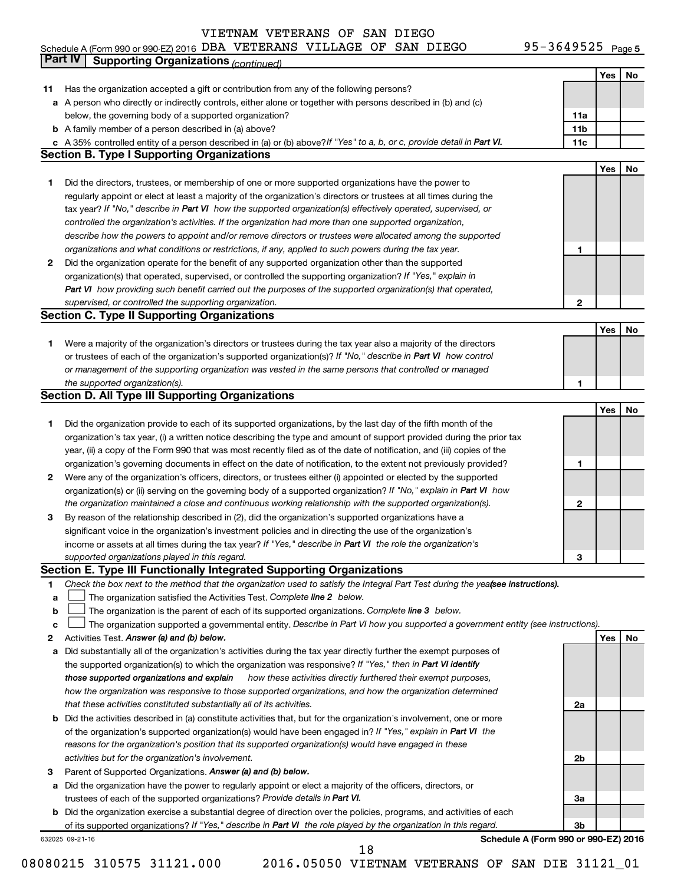VIETNAM VETERANS OF SAN DIEGO

Schedule A (Form 990 or 990-EZ) 2016 DBA VETERANS VILLAGE OF SAN DIEGO 95-3649525 Page 5

## Part IV Supporting Organizations *(continued)*

| | | | Yes | No |
|---|---|---|---|---|
| **11** | Has the organization accepted a gift or contribution from any of the following persons? | | | |
| **a** | A person who directly or indirectly controls, either alone or together with persons described in (b) and (c) below, the governing body of a supported organization? | **11a** | | |
| **b** | A family member of a person described in (a) above? | **11b** | | |
| **c** | A 35% controlled entity of a person described in (a) or (b) above? *If "Yes" to a, b, or c, provide detail in* ***Part VI.*** | **11c** | | |

### Section B. Type I Supporting Organizations

| | | | Yes | No |
|---|---|---|---|---|
| **1** | Did the directors, trustees, or membership of one or more supported organizations have the power to regularly appoint or elect at least a majority of the organization's directors or trustees at all times during the tax year? *If "No," describe in* ***Part VI*** *how the supported organization(s) effectively operated, supervised, or controlled the organization's activities. If the organization had more than one supported organization, describe how the powers to appoint and/or remove directors or trustees were allocated among the supported organizations and what conditions or restrictions, if any, applied to such powers during the tax year.* | **1** | | |
| **2** | Did the organization operate for the benefit of any supported organization other than the supported organization(s) that operated, supervised, or controlled the supporting organization? *If "Yes," explain in* ***Part VI*** *how providing such benefit carried out the purposes of the supported organization(s) that operated, supervised, or controlled the supporting organization.* | **2** | | |

### Section C. Type II Supporting Organizations

| | | | Yes | No |
|---|---|---|---|---|
| **1** | Were a majority of the organization's directors or trustees during the tax year also a majority of the directors or trustees of each of the organization's supported organization(s)? *If "No," describe in* ***Part VI*** *how control or management of the supporting organization was vested in the same persons that controlled or managed the supported organization(s).* | **1** | | |

### Section D. All Type III Supporting Organizations

| | | | Yes | No |
|---|---|---|---|---|
| **1** | Did the organization provide to each of its supported organizations, by the last day of the fifth month of the organization's tax year, (i) a written notice describing the type and amount of support provided during the prior tax year, (ii) a copy of the Form 990 that was most recently filed as of the date of notification, and (iii) copies of the organization's governing documents in effect on the date of notification, to the extent not previously provided? | **1** | | |
| **2** | Were any of the organization's officers, directors, or trustees either (i) appointed or elected by the supported organization(s) or (ii) serving on the governing body of a supported organization? *If "No," explain in* ***Part VI*** *how the organization maintained a close and continuous working relationship with the supported organization(s).* | **2** | | |
| **3** | By reason of the relationship described in (2), did the organization's supported organizations have a significant voice in the organization's investment policies and in directing the use of the organization's income or assets at all times during the tax year? *If "Yes," describe in* ***Part VI*** *the role the organization's supported organizations played in this regard.* | **3** | | |

### Section E. Type III Functionally Integrated Supporting Organizations

**1** *Check the box next to the method that the organization used to satisfy the Integral Part Test during the year* ***(see instructions).***

- **a** ☐ The organization satisfied the Activities Test. *Complete* ***line 2*** *below.*
- **b** ☐ The organization is the parent of each of its supported organizations. *Complete* ***line 3*** *below.*
- **c** ☐ The organization supported a governmental entity. *Describe in Part VI how you supported a government entity (see instructions).*

| | | | Yes | No |
|---|---|---|---|---|
| **2** | Activities Test. ***Answer (a) and (b) below.*** | | | |
| **a** | Did substantially all of the organization's activities during the tax year directly further the exempt purposes of the supported organization(s) to which the organization was responsive? *If "Yes," then in* ***Part VI identify those supported organizations and explain*** *how these activities directly furthered their exempt purposes, how the organization was responsive to those supported organizations, and how the organization determined that these activities constituted substantially all of its activities.* | **2a** | | |
| **b** | Did the activities described in (a) constitute activities that, but for the organization's involvement, one or more of the organization's supported organization(s) would have been engaged in? *If "Yes," explain in* ***Part VI*** *the reasons for the organization's position that its supported organization(s) would have engaged in these activities but for the organization's involvement.* | **2b** | | |
| **3** | Parent of Supported Organizations. ***Answer (a) and (b) below.*** | | | |
| **a** | Did the organization have the power to regularly appoint or elect a majority of the officers, directors, or trustees of each of the supported organizations? *Provide details in* ***Part VI.*** | **3a** | | |
| **b** | Did the organization exercise a substantial degree of direction over the policies, programs, and activities of each of its supported organizations? *If "Yes," describe in* ***Part VI*** *the role played by the organization in this regard.* | **3b** | | |

632025 09-21-16 **Schedule A (Form 990 or 990-EZ) 2016**

08080215 310575 31121.000 2016.05050 VIETNAM VETERANS OF SAN DIE 31121_01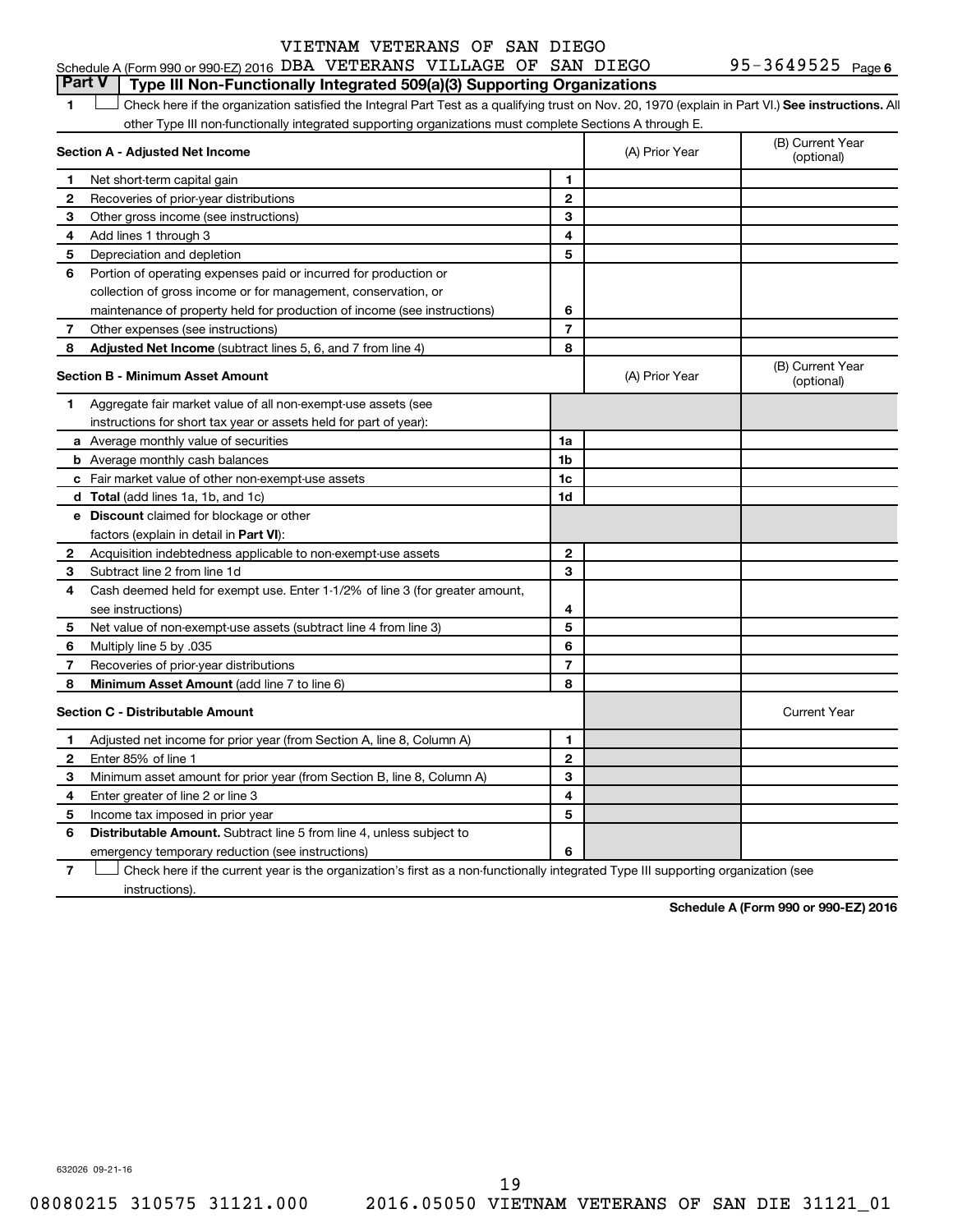VIETNAM VETERANS OF SAN DIEGO

Schedule A (Form 990 or 990-EZ) 2016 DBA VETERANS VILLAGE OF SAN DIEGO 95-3649525 Page 6

## Part V | Type III Non-Functionally Integrated 509(a)(3) Supporting Organizations

1 ☐ Check here if the organization satisfied the Integral Part Test as a qualifying trust on Nov. 20, 1970 (explain in Part VI.) **See instructions.** All other Type III non-functionally integrated supporting organizations must complete Sections A through E.

| **Section A - Adjusted Net Income** | | (A) Prior Year | (B) Current Year (optional) |
|---|---|---|---|
| 1 Net short-term capital gain | 1 | | |
| 2 Recoveries of prior-year distributions | 2 | | |
| 3 Other gross income (see instructions) | 3 | | |
| 4 Add lines 1 through 3 | 4 | | |
| 5 Depreciation and depletion | 5 | | |
| 6 Portion of operating expenses paid or incurred for production or collection of gross income or for management, conservation, or maintenance of property held for production of income (see instructions) | 6 | | |
| 7 Other expenses (see instructions) | 7 | | |
| 8 **Adjusted Net Income** (subtract lines 5, 6, and 7 from line 4) | 8 | | |

| **Section B - Minimum Asset Amount** | | (A) Prior Year | (B) Current Year (optional) |
|---|---|---|---|
| 1 Aggregate fair market value of all non-exempt-use assets (see instructions for short tax year or assets held for part of year): | | | |
| a Average monthly value of securities | 1a | | |
| b Average monthly cash balances | 1b | | |
| c Fair market value of other non-exempt-use assets | 1c | | |
| d **Total** (add lines 1a, 1b, and 1c) | 1d | | |
| e **Discount** claimed for blockage or other factors (explain in detail in **Part VI**): | | | |
| 2 Acquisition indebtedness applicable to non-exempt-use assets | 2 | | |
| 3 Subtract line 2 from line 1d | 3 | | |
| 4 Cash deemed held for exempt use. Enter 1-1/2% of line 3 (for greater amount, see instructions) | 4 | | |
| 5 Net value of non-exempt-use assets (subtract line 4 from line 3) | 5 | | |
| 6 Multiply line 5 by .035 | 6 | | |
| 7 Recoveries of prior-year distributions | 7 | | |
| 8 **Minimum Asset Amount** (add line 7 to line 6) | 8 | | |

| **Section C - Distributable Amount** | | | Current Year |
|---|---|---|---|
| 1 Adjusted net income for prior year (from Section A, line 8, Column A) | 1 | | |
| 2 Enter 85% of line 1 | 2 | | |
| 3 Minimum asset amount for prior year (from Section B, line 8, Column A) | 3 | | |
| 4 Enter greater of line 2 or line 3 | 4 | | |
| 5 Income tax imposed in prior year | 5 | | |
| 6 **Distributable Amount.** Subtract line 5 from line 4, unless subject to emergency temporary reduction (see instructions) | 6 | | |

7 ☐ Check here if the current year is the organization's first as a non-functionally integrated Type III supporting organization (see instructions).

**Schedule A (Form 990 or 990-EZ) 2016**

632026 09-21-16

08080215 310575 31121.000 2016.05050 VIETNAM VETERANS OF SAN DIE 31121_01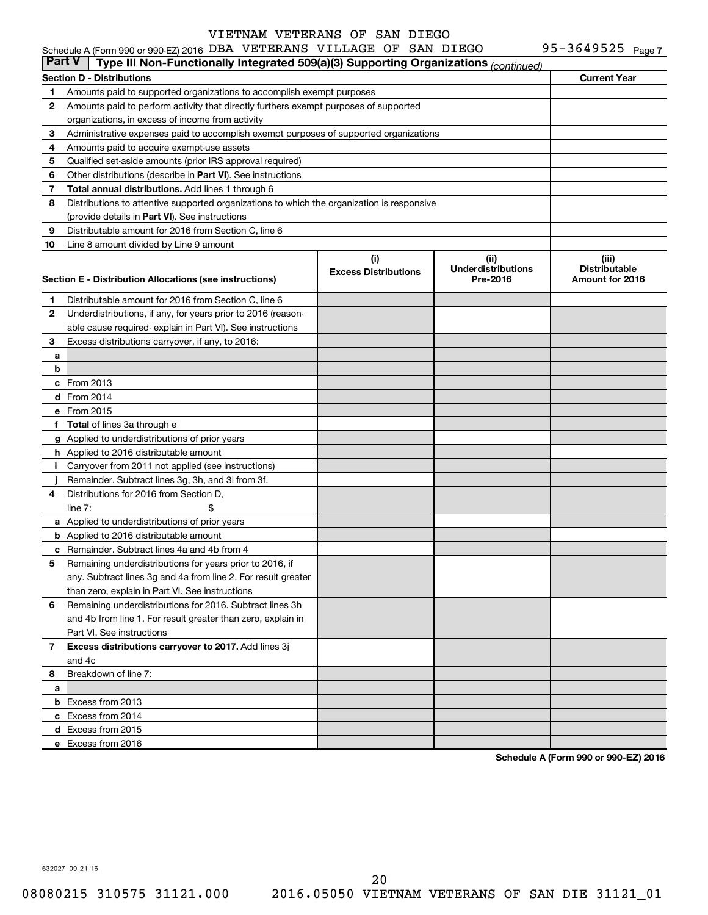VIETNAM VETERANS OF SAN DIEGO

Schedule A (Form 990 or 990-EZ) 2016 DBA VETERANS VILLAGE OF SAN DIEGO 95-3649525 Page 7

**Part V | Type III Non-Functionally Integrated 509(a)(3) Supporting Organizations** *(continued)*

| **Section D - Distributions** | | **Current Year** |
|---|---|---|
| 1 | Amounts paid to supported organizations to accomplish exempt purposes | |
| 2 | Amounts paid to perform activity that directly furthers exempt purposes of supported organizations, in excess of income from activity | |
| 3 | Administrative expenses paid to accomplish exempt purposes of supported organizations | |
| 4 | Amounts paid to acquire exempt-use assets | |
| 5 | Qualified set-aside amounts (prior IRS approval required) | |
| 6 | Other distributions (describe in **Part VI**). See instructions | |
| 7 | **Total annual distributions.** Add lines 1 through 6 | |
| 8 | Distributions to attentive supported organizations to which the organization is responsive (provide details in **Part VI**). See instructions | |
| 9 | Distributable amount for 2016 from Section C, line 6 | |
| 10 | Line 8 amount divided by Line 9 amount | |

| **Section E - Distribution Allocations (see instructions)** | | (i) Excess Distributions | (ii) Underdistributions Pre-2016 | (iii) Distributable Amount for 2016 |
|---|---|---|---|---|
| 1 | Distributable amount for 2016 from Section C, line 6 | | | |
| 2 | Underdistributions, if any, for years prior to 2016 (reasonable cause required- explain in Part VI). See instructions | | | |
| 3 | Excess distributions carryover, if any, to 2016: | | | |
| a | | | | |
| b | | | | |
| c | From 2013 | | | |
| d | From 2014 | | | |
| e | From 2015 | | | |
| f | **Total** of lines 3a through e | | | |
| g | Applied to underdistributions of prior years | | | |
| h | Applied to 2016 distributable amount | | | |
| i | Carryover from 2011 not applied (see instructions) | | | |
| j | Remainder. Subtract lines 3g, 3h, and 3i from 3f. | | | |
| 4 | Distributions for 2016 from Section D, line 7: $ | | | |
| a | Applied to underdistributions of prior years | | | |
| b | Applied to 2016 distributable amount | | | |
| c | Remainder. Subtract lines 4a and 4b from 4 | | | |
| 5 | Remaining underdistributions for years prior to 2016, if any. Subtract lines 3g and 4a from line 2. For result greater than zero, explain in Part VI. See instructions | | | |
| 6 | Remaining underdistributions for 2016. Subtract lines 3h and 4b from line 1. For result greater than zero, explain in Part VI. See instructions | | | |
| 7 | **Excess distributions carryover to 2017.** Add lines 3j and 4c | | | |
| 8 | Breakdown of line 7: | | | |
| a | | | | |
| b | Excess from 2013 | | | |
| c | Excess from 2014 | | | |
| d | Excess from 2015 | | | |
| e | Excess from 2016 | | | |

**Schedule A (Form 990 or 990-EZ) 2016**

632027 09-21-16

08080215 310575 31121.000 2016.05050 VIETNAM VETERANS OF SAN DIE 31121_01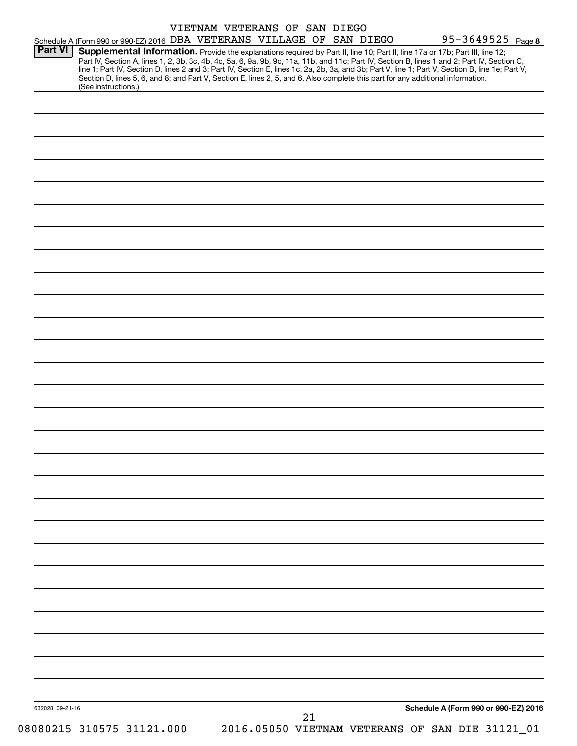VIETNAM VETERANS OF SAN DIEGO

Schedule A (Form 990 or 990-EZ) 2016 DBA VETERANS VILLAGE OF SAN DIEGO 95-3649525 Page 8

**Part VI** **Supplemental Information.** Provide the explanations required by Part II, line 10; Part II, line 17a or 17b; Part III, line 12; Part IV, Section A, lines 1, 2, 3b, 3c, 4b, 4c, 5a, 6, 9a, 9b, 9c, 11a, 11b, and 11c; Part IV, Section B, lines 1 and 2; Part IV, Section C, line 1; Part IV, Section D, lines 2 and 3; Part IV, Section E, lines 1c, 2a, 2b, 3a, and 3b; Part V, line 1; Part V, Section B, line 1e; Part V, Section D, lines 5, 6, and 8; and Part V, Section E, lines 2, 5, and 6. Also complete this part for any additional information. (See instructions.)

632028 09-21-16

**Schedule A (Form 990 or 990-EZ) 2016**

08080215 310575 31121.000 2016.05050 VIETNAM VETERANS OF SAN DIE 31121_01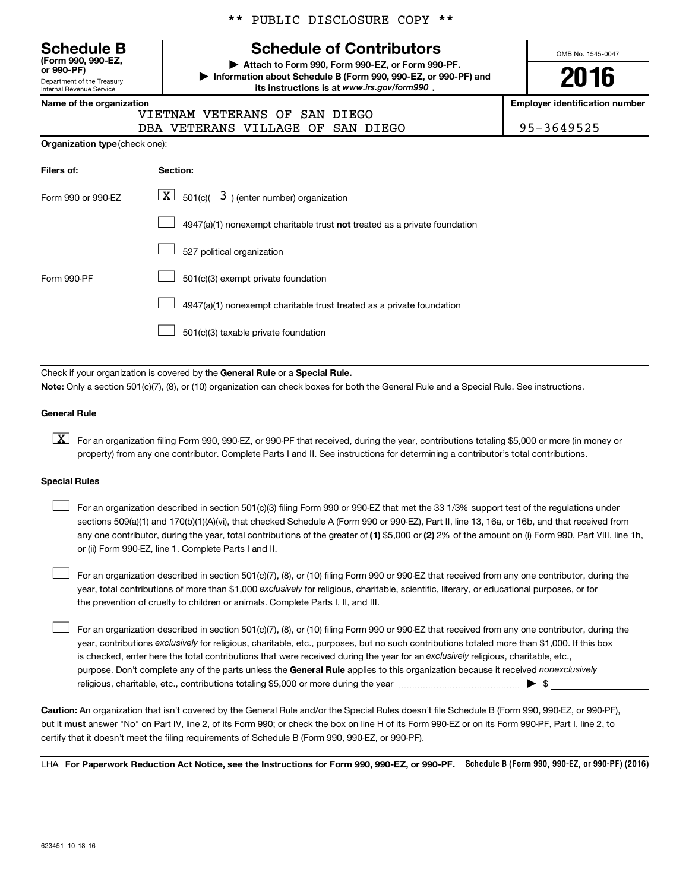** PUBLIC DISCLOSURE COPY **

# Schedule B (Form 990, 990-EZ, or 990-PF)

Department of the Treasury
Internal Revenue Service

## Schedule of Contributors

▶ Attach to Form 990, Form 990-EZ, or Form 990-PF.
▶ Information about Schedule B (Form 990, 990-EZ, or 990-PF) and its instructions is at *www.irs.gov/form990* .

OMB No. 1545-0047

**2016**

| Name of the organization | Employer identification number |
| --- | --- |
| VIETNAM VETERANS OF SAN DIEGO DBA VETERANS VILLAGE OF SAN DIEGO | 95-3649525 |

**Organization type** (check one):

| Filers of: | Section: |
| --- | --- |
| Form 990 or 990-EZ | [X] 501(c)( 3 ) (enter number) organization |
| | [ ] 4947(a)(1) nonexempt charitable trust **not** treated as a private foundation |
| | [ ] 527 political organization |
| Form 990-PF | [ ] 501(c)(3) exempt private foundation |
| | [ ] 4947(a)(1) nonexempt charitable trust treated as a private foundation |
| | [ ] 501(c)(3) taxable private foundation |

Check if your organization is covered by the **General Rule** or a **Special Rule.**

**Note:** Only a section 501(c)(7), (8), or (10) organization can check boxes for both the General Rule and a Special Rule. See instructions.

**General Rule**

[X] For an organization filing Form 990, 990-EZ, or 990-PF that received, during the year, contributions totaling $5,000 or more (in money or property) from any one contributor. Complete Parts I and II. See instructions for determining a contributor's total contributions.

**Special Rules**

[ ] For an organization described in section 501(c)(3) filing Form 990 or 990-EZ that met the 33 1/3% support test of the regulations under sections 509(a)(1) and 170(b)(1)(A)(vi), that checked Schedule A (Form 990 or 990-EZ), Part II, line 13, 16a, or 16b, and that received from any one contributor, during the year, total contributions of the greater of **(1)** $5,000 or **(2)** 2% of the amount on (i) Form 990, Part VIII, line 1h, or (ii) Form 990-EZ, line 1. Complete Parts I and II.

[ ] For an organization described in section 501(c)(7), (8), or (10) filing Form 990 or 990-EZ that received from any one contributor, during the year, total contributions of more than $1,000 *exclusively* for religious, charitable, scientific, literary, or educational purposes, or for the prevention of cruelty to children or animals. Complete Parts I, II, and III.

[ ] For an organization described in section 501(c)(7), (8), or (10) filing Form 990 or 990-EZ that received from any one contributor, during the year, contributions *exclusively* for religious, charitable, etc., purposes, but no such contributions totaled more than $1,000. If this box is checked, enter here the total contributions that were received during the year for an *exclusively* religious, charitable, etc., purpose. Don't complete any of the parts unless the **General Rule** applies to this organization because it received *nonexclusively* religious, charitable, etc., contributions totaling $5,000 or more during the year ▶ $

**Caution:** An organization that isn't covered by the General Rule and/or the Special Rules doesn't file Schedule B (Form 990, 990-EZ, or 990-PF), but it **must** answer "No" on Part IV, line 2, of its Form 990; or check the box on line H of its Form 990-EZ or on its Form 990-PF, Part I, line 2, to certify that it doesn't meet the filing requirements of Schedule B (Form 990, 990-EZ, or 990-PF).

LHA **For Paperwork Reduction Act Notice, see the Instructions for Form 990, 990-EZ, or 990-PF.** **Schedule B (Form 990, 990-EZ, or 990-PF) (2016)**

623451 10-18-16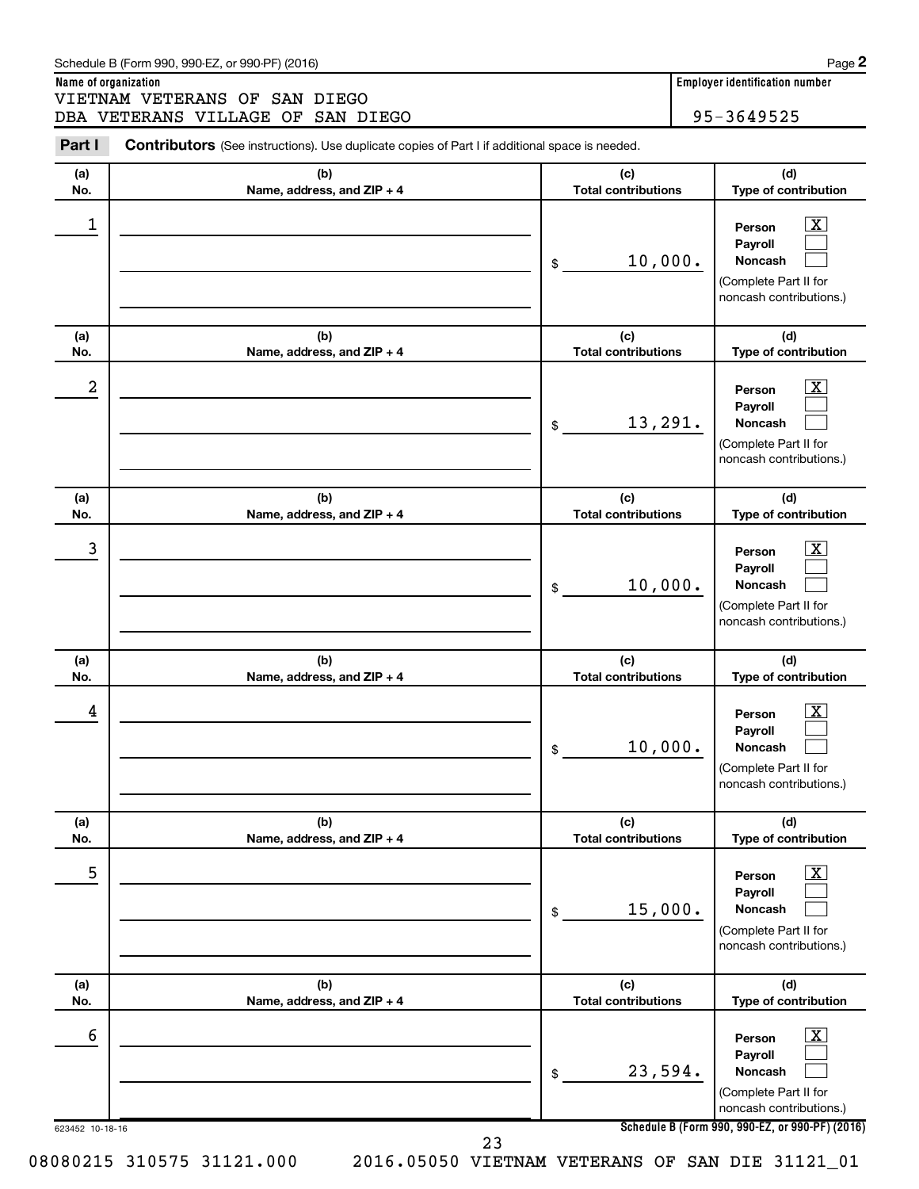Schedule B (Form 990, 990-EZ, or 990-PF) (2016)

**Name of organization**

VIETNAM VETERANS OF SAN DIEGO
DBA VETERANS VILLAGE OF SAN DIEGO

**Employer identification number**

95-3649525

**Part I** **Contributors** (See instructions). Use duplicate copies of Part I if additional space is needed.

| (a) No. | (b) Name, address, and ZIP + 4 | (c) Total contributions | (d) Type of contribution |
|---|---|---|---|
| 1 | | $ 10,000. | Person [X] Payroll [ ] Noncash [ ] (Complete Part II for noncash contributions.) |
| 2 | | $ 13,291. | Person [X] Payroll [ ] Noncash [ ] (Complete Part II for noncash contributions.) |
| 3 | | $ 10,000. | Person [X] Payroll [ ] Noncash [ ] (Complete Part II for noncash contributions.) |
| 4 | | $ 10,000. | Person [X] Payroll [ ] Noncash [ ] (Complete Part II for noncash contributions.) |
| 5 | | $ 15,000. | Person [X] Payroll [ ] Noncash [ ] (Complete Part II for noncash contributions.) |
| 6 | | $ 23,594. | Person [X] Payroll [ ] Noncash [ ] (Complete Part II for noncash contributions.) |

623452 10-18-16

**Schedule B (Form 990, 990-EZ, or 990-PF) (2016)**

08080215 310575 31121.000 2016.05050 VIETNAM VETERANS OF SAN DIE 31121_01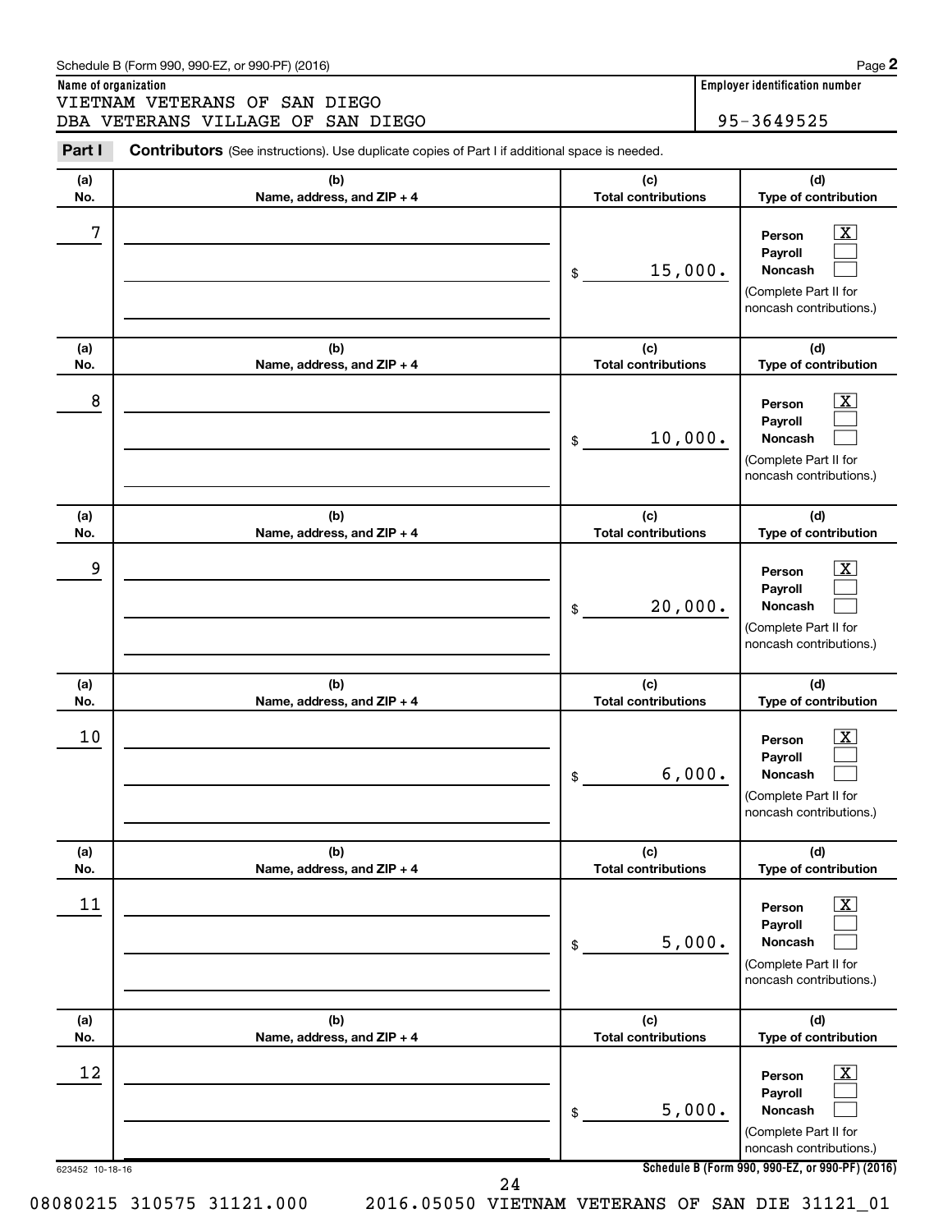Schedule B (Form 990, 990-EZ, or 990-PF) (2016)

**Name of organization**

VIETNAM VETERANS OF SAN DIEGO
DBA VETERANS VILLAGE OF SAN DIEGO

**Employer identification number**

95-3649525

**Part I** **Contributors** (See instructions). Use duplicate copies of Part I if additional space is needed.

| (a) No. | (b) Name, address, and ZIP + 4 | (c) Total contributions | (d) Type of contribution |
|---|---|---|---|
| 7 | | $ 15,000. | Person [X] Payroll [ ] Noncash [ ] (Complete Part II for noncash contributions.) |
| 8 | | $ 10,000. | Person [X] Payroll [ ] Noncash [ ] (Complete Part II for noncash contributions.) |
| 9 | | $ 20,000. | Person [X] Payroll [ ] Noncash [ ] (Complete Part II for noncash contributions.) |
| 10 | | $ 6,000. | Person [X] Payroll [ ] Noncash [ ] (Complete Part II for noncash contributions.) |
| 11 | | $ 5,000. | Person [X] Payroll [ ] Noncash [ ] (Complete Part II for noncash contributions.) |
| 12 | | $ 5,000. | Person [X] Payroll [ ] Noncash [ ] (Complete Part II for noncash contributions.) |

623452 10-18-16

**Schedule B (Form 990, 990-EZ, or 990-PF) (2016)**

08080215 310575 31121.000 2016.05050 VIETNAM VETERANS OF SAN DIE 31121_01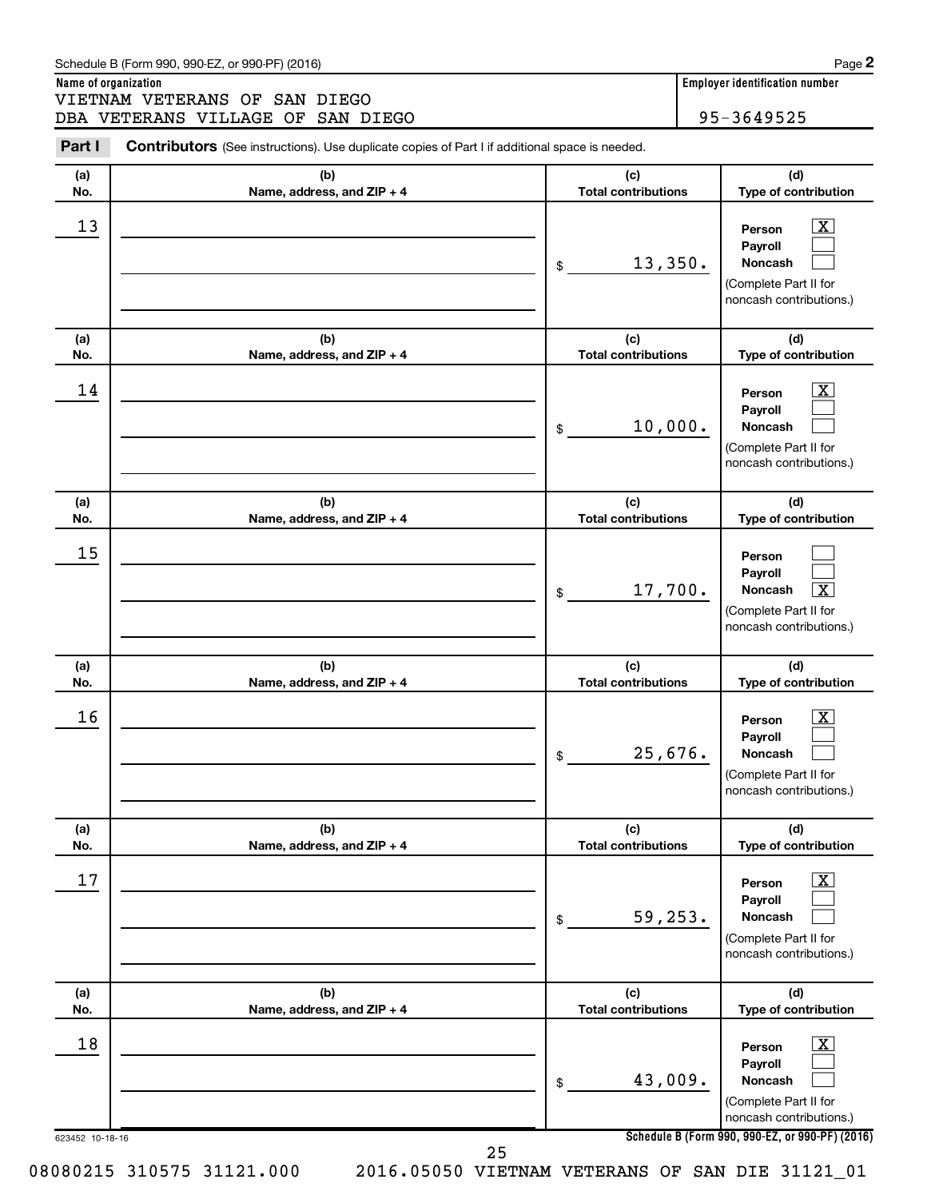Schedule B (Form 990, 990-EZ, or 990-PF) (2016)

**Name of organization**
VIETNAM VETERANS OF SAN DIEGO
DBA VETERANS VILLAGE OF SAN DIEGO

**Employer identification number**
95-3649525

**Part I** **Contributors** (See instructions). Use duplicate copies of Part I if additional space is needed.

| (a) No. | (b) Name, address, and ZIP + 4 | (c) Total contributions | (d) Type of contribution |
|---|---|---|---|
| 13 | | $ 13,350. | Person [X] Payroll [ ] Noncash [ ] (Complete Part II for noncash contributions.) |
| 14 | | $ 10,000. | Person [X] Payroll [ ] Noncash [ ] (Complete Part II for noncash contributions.) |
| 15 | | $ 17,700. | Person [ ] Payroll [ ] Noncash [X] (Complete Part II for noncash contributions.) |
| 16 | | $ 25,676. | Person [X] Payroll [ ] Noncash [ ] (Complete Part II for noncash contributions.) |
| 17 | | $ 59,253. | Person [X] Payroll [ ] Noncash [ ] (Complete Part II for noncash contributions.) |
| 18 | | $ 43,009. | Person [X] Payroll [ ] Noncash [ ] (Complete Part II for noncash contributions.) |

623452 10-18-16

**Schedule B (Form 990, 990-EZ, or 990-PF) (2016)**

08080215 310575 31121.000 2016.05050 VIETNAM VETERANS OF SAN DIE 31121_01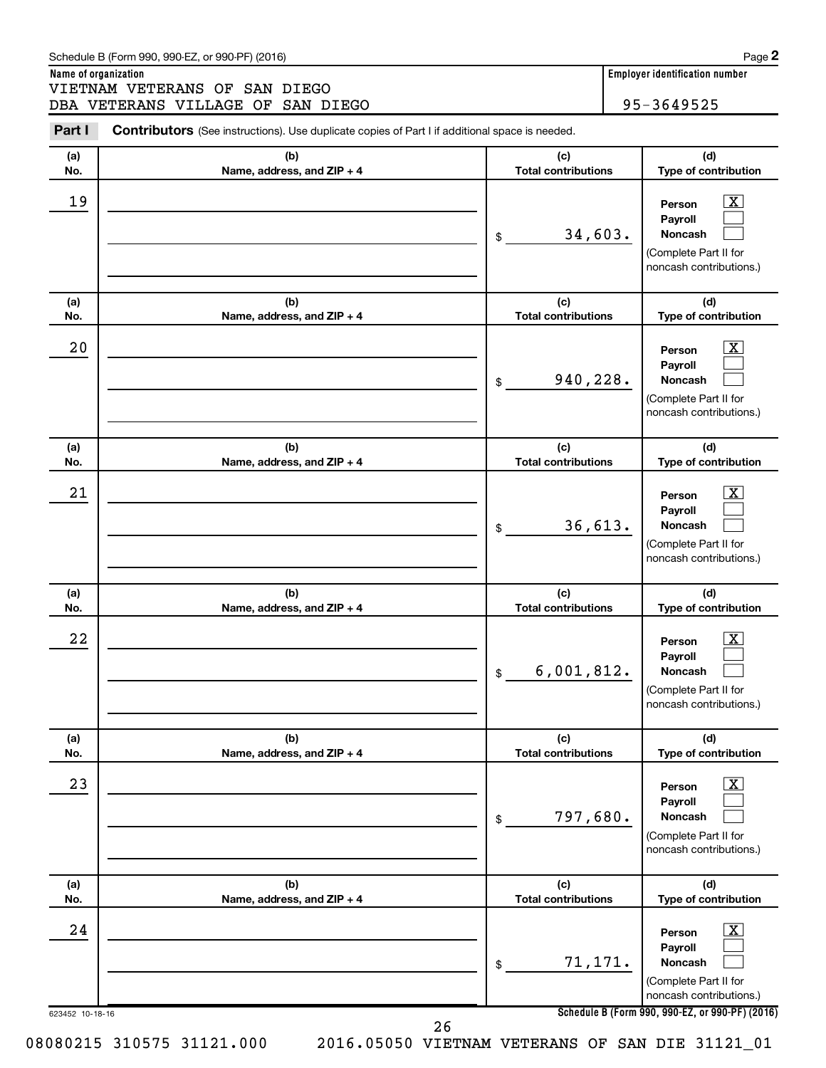Schedule B (Form 990, 990-EZ, or 990-PF) (2016)

**Name of organization**

VIETNAM VETERANS OF SAN DIEGO
DBA VETERANS VILLAGE OF SAN DIEGO

**Employer identification number**

95-3649525

**Part I** **Contributors** (See instructions). Use duplicate copies of Part I if additional space is needed.

| (a) No. | (b) Name, address, and ZIP + 4 | (c) Total contributions | (d) Type of contribution |
|---|---|---|---|
| 19 | | $ 34,603. | Person [X] Payroll [ ] Noncash [ ] (Complete Part II for noncash contributions.) |
| 20 | | $ 940,228. | Person [X] Payroll [ ] Noncash [ ] (Complete Part II for noncash contributions.) |
| 21 | | $ 36,613. | Person [X] Payroll [ ] Noncash [ ] (Complete Part II for noncash contributions.) |
| 22 | | $ 6,001,812. | Person [X] Payroll [ ] Noncash [ ] (Complete Part II for noncash contributions.) |
| 23 | | $ 797,680. | Person [X] Payroll [ ] Noncash [ ] (Complete Part II for noncash contributions.) |
| 24 | | $ 71,171. | Person [X] Payroll [ ] Noncash [ ] (Complete Part II for noncash contributions.) |

623452 10-18-16

**Schedule B (Form 990, 990-EZ, or 990-PF) (2016)**

08080215 310575 31121.000 2016.05050 VIETNAM VETERANS OF SAN DIE 31121_01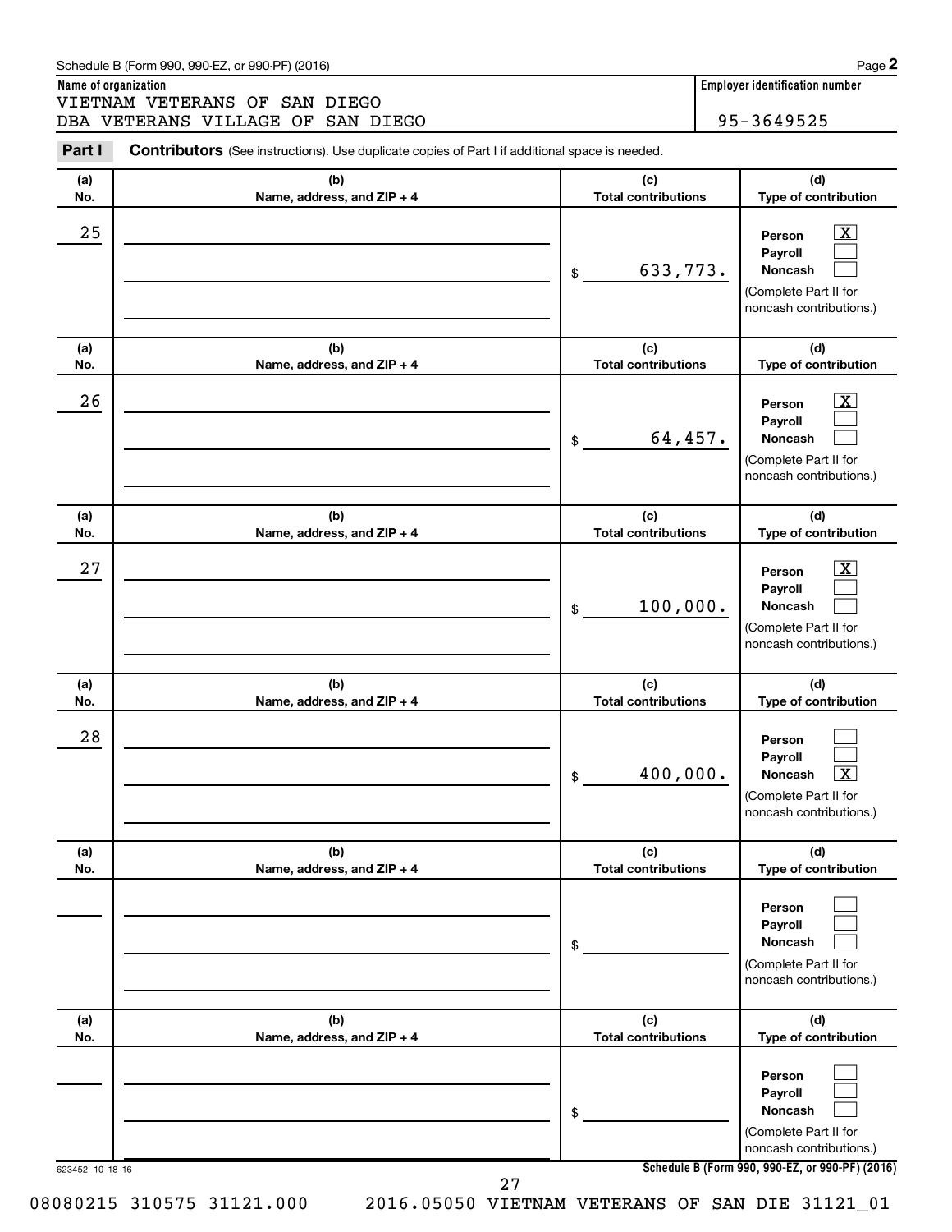Schedule B (Form 990, 990-EZ, or 990-PF) (2016)

**Name of organization**

VIETNAM VETERANS OF SAN DIEGO
DBA VETERANS VILLAGE OF SAN DIEGO

**Employer identification number**

95-3649525

**Part I** **Contributors** (See instructions). Use duplicate copies of Part I if additional space is needed.

| (a) No. | (b) Name, address, and ZIP + 4 | (c) Total contributions | (d) Type of contribution |
|---|---|---|---|
| 25 | | $ 633,773. | Person [X] Payroll [ ] Noncash [ ] (Complete Part II for noncash contributions.) |
| 26 | | $ 64,457. | Person [X] Payroll [ ] Noncash [ ] (Complete Part II for noncash contributions.) |
| 27 | | $ 100,000. | Person [X] Payroll [ ] Noncash [ ] (Complete Part II for noncash contributions.) |
| 28 | | $ 400,000. | Person [ ] Payroll [ ] Noncash [X] (Complete Part II for noncash contributions.) |
| | | $ | Person [ ] Payroll [ ] Noncash [ ] (Complete Part II for noncash contributions.) |
| | | $ | Person [ ] Payroll [ ] Noncash [ ] (Complete Part II for noncash contributions.) |

623452 10-18-16

**Schedule B (Form 990, 990-EZ, or 990-PF) (2016)**

08080215 310575 31121.000 2016.05050 VIETNAM VETERANS OF SAN DIE 31121_01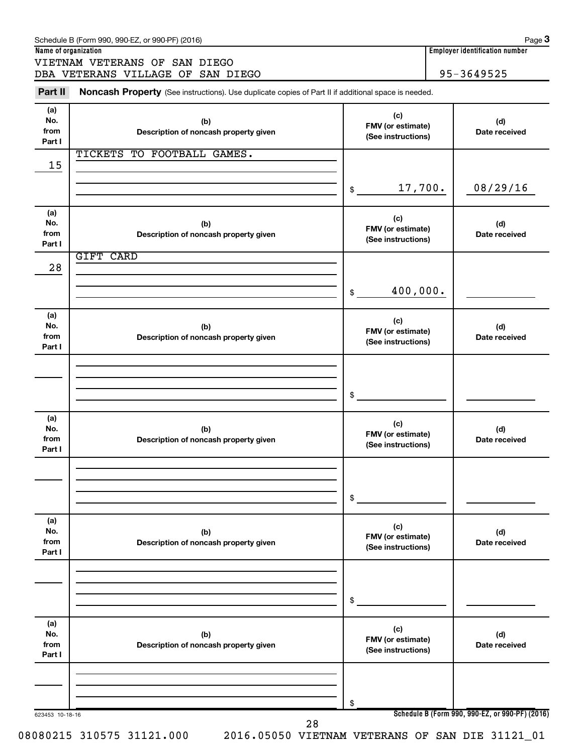Schedule B (Form 990, 990-EZ, or 990-PF) (2016)

**Name of organization**

VIETNAM VETERANS OF SAN DIEGO
DBA VETERANS VILLAGE OF SAN DIEGO

**Employer identification number**

95-3649525

## Part II Noncash Property (See instructions). Use duplicate copies of Part II if additional space is needed.

| (a) No. from Part I | (b) Description of noncash property given | (c) FMV (or estimate) (See instructions) | (d) Date received |
|---|---|---|---|
| 15 | TICKETS TO FOOTBALL GAMES. | $ 17,700. | 08/29/16 |

| (a) No. from Part I | (b) Description of noncash property given | (c) FMV (or estimate) (See instructions) | (d) Date received |
|---|---|---|---|
| 28 | GIFT CARD | $ 400,000. | |

| (a) No. from Part I | (b) Description of noncash property given | (c) FMV (or estimate) (See instructions) | (d) Date received |
|---|---|---|---|
| | | $ | |

| (a) No. from Part I | (b) Description of noncash property given | (c) FMV (or estimate) (See instructions) | (d) Date received |
|---|---|---|---|
| | | $ | |

| (a) No. from Part I | (b) Description of noncash property given | (c) FMV (or estimate) (See instructions) | (d) Date received |
|---|---|---|---|
| | | $ | |

| (a) No. from Part I | (b) Description of noncash property given | (c) FMV (or estimate) (See instructions) | (d) Date received |
|---|---|---|---|
| | | $ | |

623453 10-18-16

Schedule B (Form 990, 990-EZ, or 990-PF) (2016)

08080215 310575 31121.000 2016.05050 VIETNAM VETERANS OF SAN DIE 31121_01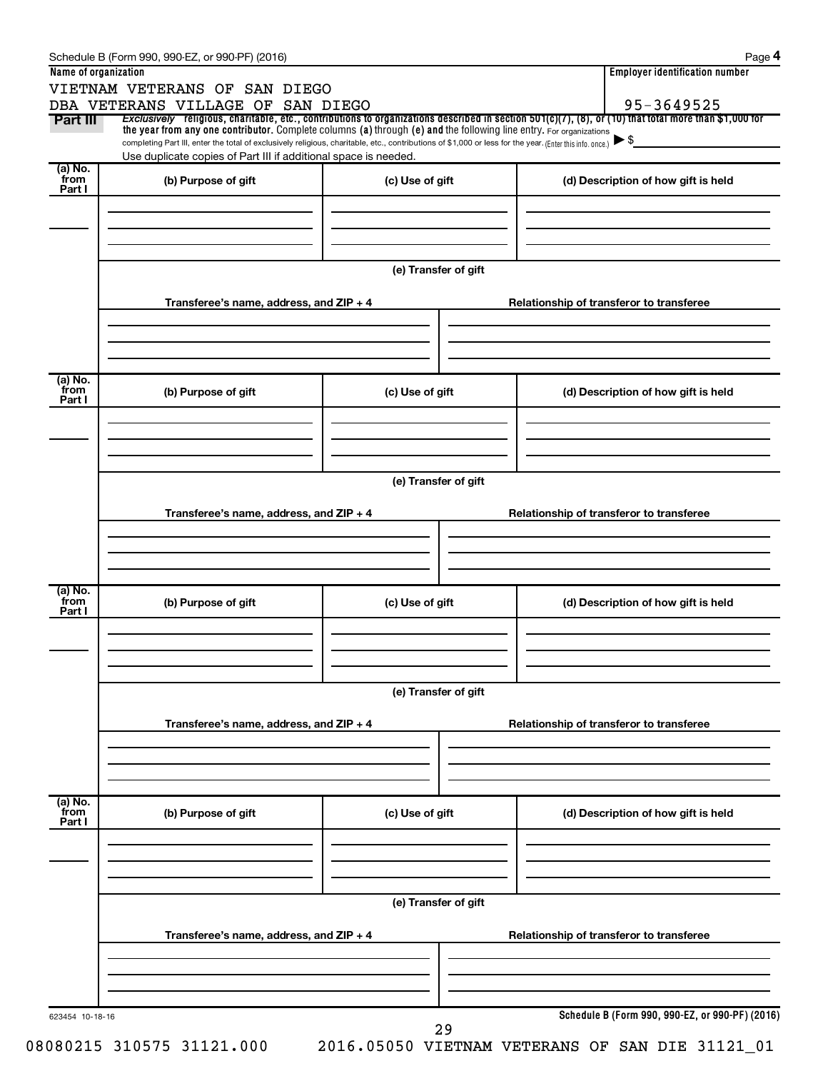Schedule B (Form 990, 990-EZ, or 990-PF) (2016)

**Name of organization**

VIETNAM VETERANS OF SAN DIEGO
DBA VETERANS VILLAGE OF SAN DIEGO

**Employer identification number**

95-3649525

**Part III** *Exclusively* religious, charitable, etc., contributions to organizations described in section 501(c)(7), (8), or (10) that total more than $1,000 for the year from any one contributor. Complete columns (a) through (e) and the following line entry. For organizations completing Part III, enter the total of exclusively religious, charitable, etc., contributions of $1,000 or less for the year. (Enter this info. once.) ▶ $

Use duplicate copies of Part III if additional space is needed.

| (a) No. from Part I | (b) Purpose of gift | (c) Use of gift | (d) Description of how gift is held |
|---|---|---|---|
| | | | |

(e) Transfer of gift

| Transferee's name, address, and ZIP + 4 | Relationship of transferor to transferee |
|---|---|
| | |

| (a) No. from Part I | (b) Purpose of gift | (c) Use of gift | (d) Description of how gift is held |
|---|---|---|---|
| | | | |

(e) Transfer of gift

| Transferee's name, address, and ZIP + 4 | Relationship of transferor to transferee |
|---|---|
| | |

| (a) No. from Part I | (b) Purpose of gift | (c) Use of gift | (d) Description of how gift is held |
|---|---|---|---|
| | | | |

(e) Transfer of gift

| Transferee's name, address, and ZIP + 4 | Relationship of transferor to transferee |
|---|---|
| | |

| (a) No. from Part I | (b) Purpose of gift | (c) Use of gift | (d) Description of how gift is held |
|---|---|---|---|
| | | | |

(e) Transfer of gift

| Transferee's name, address, and ZIP + 4 | Relationship of transferor to transferee |
|---|---|
| | |

623454 10-18-16

**Schedule B (Form 990, 990-EZ, or 990-PF) (2016)**

08080215 310575 31121.000 2016.05050 VIETNAM VETERANS OF SAN DIE 31121_01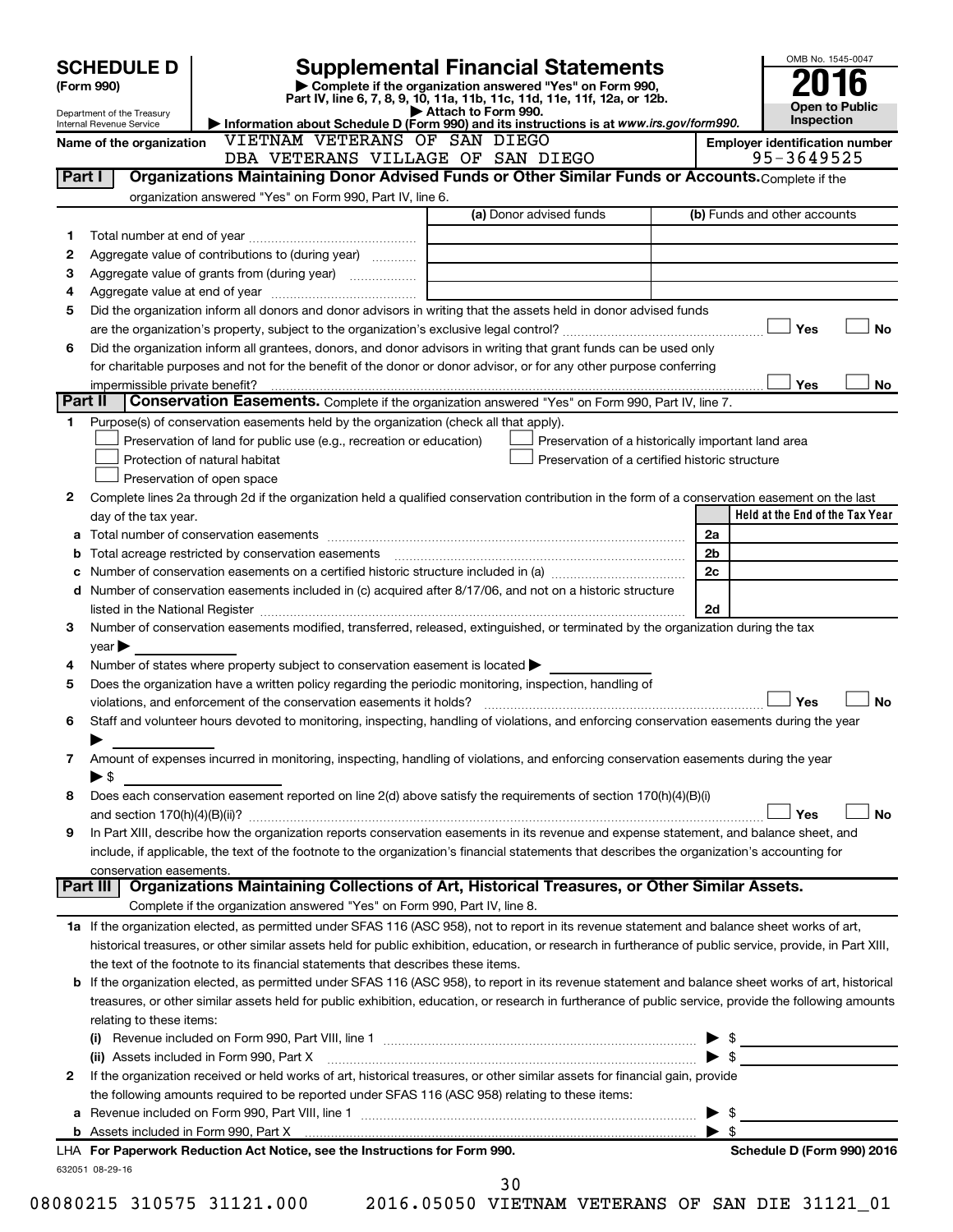**SCHEDULE D (Form 990)**

Department of the Treasury
Internal Revenue Service

# Supplemental Financial Statements

▶ Complete if the organization answered "Yes" on Form 990, Part IV, line 6, 7, 8, 9, 10, 11a, 11b, 11c, 11d, 11e, 11f, 12a, or 12b.
▶ Attach to Form 990.
▶ Information about Schedule D (Form 990) and its instructions is at *www.irs.gov/form990.*

OMB No. 1545-0047
**2016**
**Open to Public Inspection**

**Name of the organization:** VIETNAM VETERANS OF SAN DIEGO DBA VETERANS VILLAGE OF SAN DIEGO

**Employer identification number:** 95-3649525

## Part I Organizations Maintaining Donor Advised Funds or Other Similar Funds or Accounts.

Complete if the organization answered "Yes" on Form 990, Part IV, line 6.

| | | (a) Donor advised funds | (b) Funds and other accounts |
|---|---|---|---|
| 1 | Total number at end of year | | |
| 2 | Aggregate value of contributions to (during year) | | |
| 3 | Aggregate value of grants from (during year) | | |
| 4 | Aggregate value at end of year | | |

5 Did the organization inform all donors and donor advisors in writing that the assets held in donor advised funds are the organization's property, subject to the organization's exclusive legal control? ☐ Yes ☐ No

6 Did the organization inform all grantees, donors, and donor advisors in writing that grant funds can be used only for charitable purposes and not for the benefit of the donor or donor advisor, or for any other purpose conferring impermissible private benefit? ☐ Yes ☐ No

## Part II Conservation Easements.

Complete if the organization answered "Yes" on Form 990, Part IV, line 7.

1 Purpose(s) of conservation easements held by the organization (check all that apply).

- ☐ Preservation of land for public use (e.g., recreation or education)
- ☐ Protection of natural habitat
- ☐ Preservation of open space
- ☐ Preservation of a historically important land area
- ☐ Preservation of a certified historic structure

2 Complete lines 2a through 2d if the organization held a qualified conservation contribution in the form of a conservation easement on the last day of the tax year.

| | | | Held at the End of the Tax Year |
|---|---|---|---|
| a | Total number of conservation easements | 2a | |
| b | Total acreage restricted by conservation easements | 2b | |
| c | Number of conservation easements on a certified historic structure included in (a) | 2c | |
| d | Number of conservation easements included in (c) acquired after 8/17/06, and not on a historic structure listed in the National Register | 2d | |

3 Number of conservation easements modified, transferred, released, extinguished, or terminated by the organization during the tax year ▶

4 Number of states where property subject to conservation easement is located ▶

5 Does the organization have a written policy regarding the periodic monitoring, inspection, handling of violations, and enforcement of the conservation easements it holds? ☐ Yes ☐ No

6 Staff and volunteer hours devoted to monitoring, inspecting, handling of violations, and enforcing conservation easements during the year ▶

7 Amount of expenses incurred in monitoring, inspecting, handling of violations, and enforcing conservation easements during the year ▶ $

8 Does each conservation easement reported on line 2(d) above satisfy the requirements of section 170(h)(4)(B)(i) and section 170(h)(4)(B)(ii)? ☐ Yes ☐ No

9 In Part XIII, describe how the organization reports conservation easements in its revenue and expense statement, and balance sheet, and include, if applicable, the text of the footnote to the organization's financial statements that describes the organization's accounting for conservation easements.

## Part III Organizations Maintaining Collections of Art, Historical Treasures, or Other Similar Assets.

Complete if the organization answered "Yes" on Form 990, Part IV, line 8.

1a If the organization elected, as permitted under SFAS 116 (ASC 958), not to report in its revenue statement and balance sheet works of art, historical treasures, or other similar assets held for public exhibition, education, or research in furtherance of public service, provide, in Part XIII, the text of the footnote to its financial statements that describes these items.

b If the organization elected, as permitted under SFAS 116 (ASC 958), to report in its revenue statement and balance sheet works of art, historical treasures, or other similar assets held for public exhibition, education, or research in furtherance of public service, provide the following amounts relating to these items:

(i) Revenue included on Form 990, Part VIII, line 1 ▶ $

(ii) Assets included in Form 990, Part X ▶ $

2 If the organization received or held works of art, historical treasures, or other similar assets for financial gain, provide the following amounts required to be reported under SFAS 116 (ASC 958) relating to these items:

a Revenue included on Form 990, Part VIII, line 1 ▶ $

b Assets included in Form 990, Part X ▶ $

**LHA For Paperwork Reduction Act Notice, see the Instructions for Form 990.** **Schedule D (Form 990) 2016**

632051 08-29-16

08080215 310575 31121.000 2016.05050 VIETNAM VETERANS OF SAN DIE 31121_01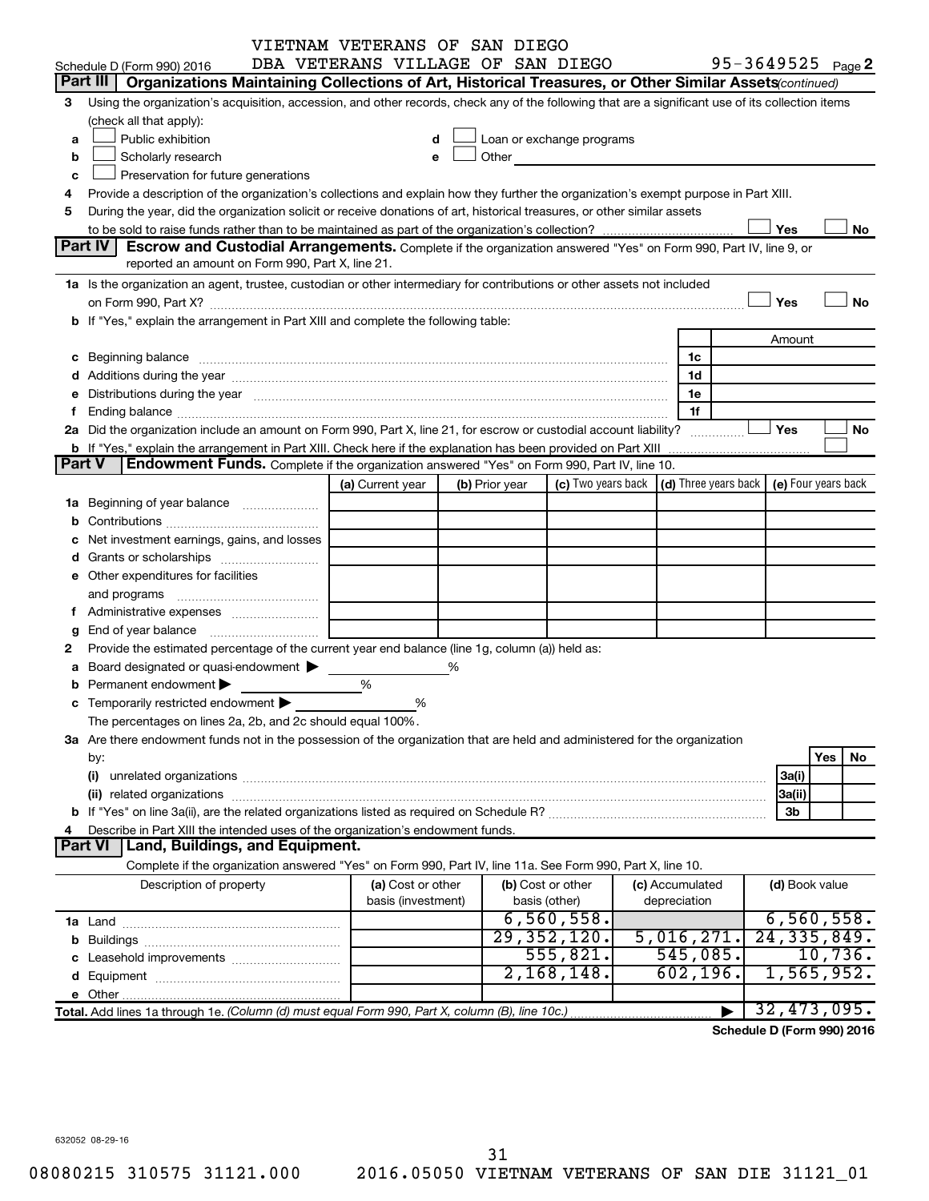VIETNAM VETERANS OF SAN DIEGO

Schedule D (Form 990) 2016 DBA VETERANS VILLAGE OF SAN DIEGO 95-3649525 Page **2**

**Part III** **Organizations Maintaining Collections of Art, Historical Treasures, or Other Similar Assets** *(continued)*

**3** Using the organization's acquisition, accession, and other records, check any of the following that are a significant use of its collection items (check all that apply):

- **a** ☐ Public exhibition
- **b** ☐ Scholarly research
- **c** ☐ Preservation for future generations
- **d** ☐ Loan or exchange programs
- **e** ☐ Other

**4** Provide a description of the organization's collections and explain how they further the organization's exempt purpose in Part XIII.

**5** During the year, did the organization solicit or receive donations of art, historical treasures, or other similar assets to be sold to raise funds rather than to be maintained as part of the organization's collection? ☐ Yes ☐ No

**Part IV** **Escrow and Custodial Arrangements.** Complete if the organization answered "Yes" on Form 990, Part IV, line 9, or reported an amount on Form 990, Part X, line 21.

**1a** Is the organization an agent, trustee, custodian or other intermediary for contributions or other assets not included on Form 990, Part X? ☐ Yes ☐ No

**b** If "Yes," explain the arrangement in Part XIII and complete the following table:

| | | Amount |
|---|---|---|
| **c** Beginning balance | 1c | |
| **d** Additions during the year | 1d | |
| **e** Distributions during the year | 1e | |
| **f** Ending balance | 1f | |

**2a** Did the organization include an amount on Form 990, Part X, line 21, for escrow or custodial account liability? ☐ Yes ☐ No

**b** If "Yes," explain the arrangement in Part XIII. Check here if the explanation has been provided on Part XIII ☐

**Part V** **Endowment Funds.** Complete if the organization answered "Yes" on Form 990, Part IV, line 10.

| | (a) Current year | (b) Prior year | (c) Two years back | (d) Three years back | (e) Four years back |
|---|---|---|---|---|---|
| **1a** Beginning of year balance | | | | | |
| **b** Contributions | | | | | |
| **c** Net investment earnings, gains, and losses | | | | | |
| **d** Grants or scholarships | | | | | |
| **e** Other expenditures for facilities and programs | | | | | |
| **f** Administrative expenses | | | | | |
| **g** End of year balance | | | | | |

**2** Provide the estimated percentage of the current year end balance (line 1g, column (a)) held as:

- **a** Board designated or quasi-endowment ▶ %
- **b** Permanent endowment ▶ %
- **c** Temporarily restricted endowment ▶ %

The percentages on lines 2a, 2b, and 2c should equal 100%.

**3a** Are there endowment funds not in the possession of the organization that are held and administered for the organization by:

| | | Yes | No |
|---|---|---|---|
| **(i)** unrelated organizations | 3a(i) | | |
| **(ii)** related organizations | 3a(ii) | | |
| **b** If "Yes" on line 3a(ii), are the related organizations listed as required on Schedule R? | 3b | | |

**4** Describe in Part XIII the intended uses of the organization's endowment funds.

**Part VI** **Land, Buildings, and Equipment.**

Complete if the organization answered "Yes" on Form 990, Part IV, line 11a. See Form 990, Part X, line 10.

| Description of property | (a) Cost or other basis (investment) | (b) Cost or other basis (other) | (c) Accumulated depreciation | (d) Book value |
|---|---|---|---|---|
| **1a** Land | | 6,560,558. | | 6,560,558. |
| **b** Buildings | | 29,352,120. | 5,016,271. | 24,335,849. |
| **c** Leasehold improvements | | 555,821. | 545,085. | 10,736. |
| **d** Equipment | | 2,168,148. | 602,196. | 1,565,952. |
| **e** Other | | | | |
| **Total.** Add lines 1a through 1e. *(Column (d) must equal Form 990, Part X, column (B), line 10c.)* ▶ | | | | 32,473,095. |

**Schedule D (Form 990) 2016**

632052 08-29-16

08080215 310575 31121.000 2016.05050 VIETNAM VETERANS OF SAN DIE 31121_01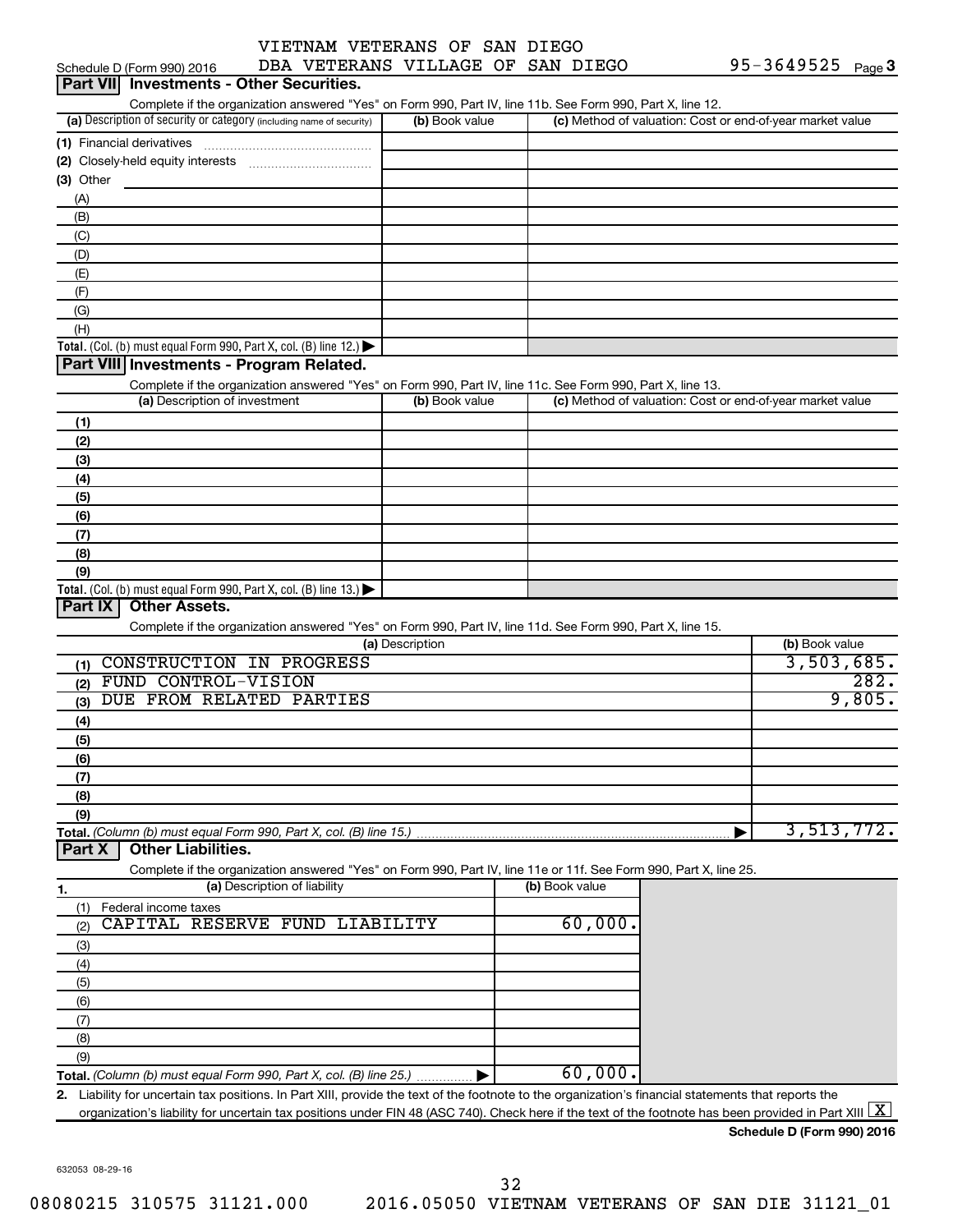VIETNAM VETERANS OF SAN DIEGO
Schedule D (Form 990) 2016 DBA VETERANS VILLAGE OF SAN DIEGO 95-3649525 Page 3

## Part VII Investments - Other Securities.

Complete if the organization answered "Yes" on Form 990, Part IV, line 11b. See Form 990, Part X, line 12.

| (a) Description of security or category (including name of security) | (b) Book value | (c) Method of valuation: Cost or end-of-year market value |
|---|---|---|
| (1) Financial derivatives | | |
| (2) Closely-held equity interests | | |
| (3) Other | | |
| (A) | | |
| (B) | | |
| (C) | | |
| (D) | | |
| (E) | | |
| (F) | | |
| (G) | | |
| (H) | | |
| Total. (Col. (b) must equal Form 990, Part X, col. (B) line 12.) ▶ | | |

## Part VIII Investments - Program Related.

Complete if the organization answered "Yes" on Form 990, Part IV, line 11c. See Form 990, Part X, line 13.

| (a) Description of investment | (b) Book value | (c) Method of valuation: Cost or end-of-year market value |
|---|---|---|
| (1) | | |
| (2) | | |
| (3) | | |
| (4) | | |
| (5) | | |
| (6) | | |
| (7) | | |
| (8) | | |
| (9) | | |
| Total. (Col. (b) must equal Form 990, Part X, col. (B) line 13.) ▶ | | |

## Part IX Other Assets.

Complete if the organization answered "Yes" on Form 990, Part IV, line 11d. See Form 990, Part X, line 15.

| (a) Description | (b) Book value |
|---|---|
| (1) CONSTRUCTION IN PROGRESS | 3,503,685. |
| (2) FUND CONTROL-VISION | 282. |
| (3) DUE FROM RELATED PARTIES | 9,805. |
| (4) | |
| (5) | |
| (6) | |
| (7) | |
| (8) | |
| (9) | |
| Total. (Column (b) must equal Form 990, Part X, col. (B) line 15.) ▶ | 3,513,772. |

## Part X Other Liabilities.

Complete if the organization answered "Yes" on Form 990, Part IV, line 11e or 11f. See Form 990, Part X, line 25.

| 1. (a) Description of liability | (b) Book value |
|---|---|
| (1) Federal income taxes | |
| (2) CAPITAL RESERVE FUND LIABILITY | 60,000. |
| (3) | |
| (4) | |
| (5) | |
| (6) | |
| (7) | |
| (8) | |
| (9) | |
| Total. (Column (b) must equal Form 990, Part X, col. (B) line 25.) ▶ | 60,000. |

2. Liability for uncertain tax positions. In Part XIII, provide the text of the footnote to the organization's financial statements that reports the organization's liability for uncertain tax positions under FIN 48 (ASC 740). Check here if the text of the footnote has been provided in Part XIII [X]

Schedule D (Form 990) 2016

632053 08-29-16

08080215 310575 31121.000 2016.05050 VIETNAM VETERANS OF SAN DIE 31121_01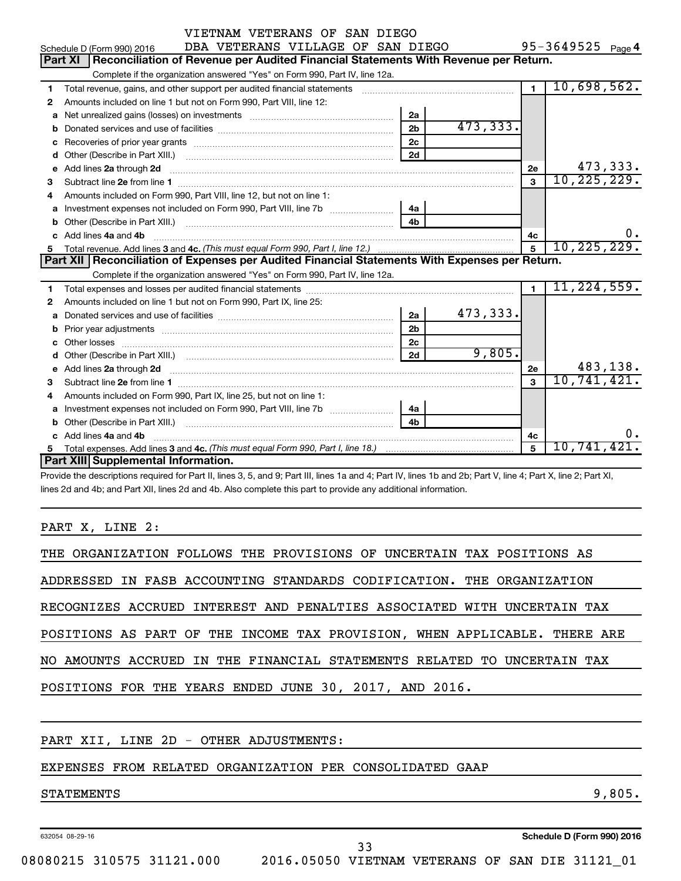VIETNAM VETERANS OF SAN DIEGO
Schedule D (Form 990) 2016 DBA VETERANS VILLAGE OF SAN DIEGO 95-3649525 Page 4

## Part XI Reconciliation of Revenue per Audited Financial Statements With Revenue per Return.

Complete if the organization answered "Yes" on Form 990, Part IV, line 12a.

| | | | | | |
|---|---|---|---|---|---|
| 1 | Total revenue, gains, and other support per audited financial statements | | | 1 | 10,698,562. |
| 2 | Amounts included on line 1 but not on Form 990, Part VIII, line 12: | | | | |
| a | Net unrealized gains (losses) on investments | 2a | | | |
| b | Donated services and use of facilities | 2b | 473,333. | | |
| c | Recoveries of prior year grants | 2c | | | |
| d | Other (Describe in Part XIII.) | 2d | | | |
| e | Add lines 2a through 2d | | | 2e | 473,333. |
| 3 | Subtract line 2e from line 1 | | | 3 | 10,225,229. |
| 4 | Amounts included on Form 990, Part VIII, line 12, but not on line 1: | | | | |
| a | Investment expenses not included on Form 990, Part VIII, line 7b | 4a | | | |
| b | Other (Describe in Part XIII.) | 4b | | | |
| c | Add lines 4a and 4b | | | 4c | 0. |
| 5 | Total revenue. Add lines 3 and 4c. *(This must equal Form 990, Part I, line 12.)* | | | 5 | 10,225,229. |

## Part XII Reconciliation of Expenses per Audited Financial Statements With Expenses per Return.

Complete if the organization answered "Yes" on Form 990, Part IV, line 12a.

| | | | | | |
|---|---|---|---|---|---|
| 1 | Total expenses and losses per audited financial statements | | | 1 | 11,224,559. |
| 2 | Amounts included on line 1 but not on Form 990, Part IX, line 25: | | | | |
| a | Donated services and use of facilities | 2a | 473,333. | | |
| b | Prior year adjustments | 2b | | | |
| c | Other losses | 2c | | | |
| d | Other (Describe in Part XIII.) | 2d | 9,805. | | |
| e | Add lines 2a through 2d | | | 2e | 483,138. |
| 3 | Subtract line 2e from line 1 | | | 3 | 10,741,421. |
| 4 | Amounts included on Form 990, Part IX, line 25, but not on line 1: | | | | |
| a | Investment expenses not included on Form 990, Part VIII, line 7b | 4a | | | |
| b | Other (Describe in Part XIII.) | 4b | | | |
| c | Add lines 4a and 4b | | | 4c | 0. |
| 5 | Total expenses. Add lines 3 and 4c. *(This must equal Form 990, Part I, line 18.)* | | | 5 | 10,741,421. |

## Part XIII Supplemental Information.

Provide the descriptions required for Part II, lines 3, 5, and 9; Part III, lines 1a and 4; Part IV, lines 1b and 2b; Part V, line 4; Part X, line 2; Part XI, lines 2d and 4b; and Part XII, lines 2d and 4b. Also complete this part to provide any additional information.

PART X, LINE 2:

THE ORGANIZATION FOLLOWS THE PROVISIONS OF UNCERTAIN TAX POSITIONS AS ADDRESSED IN FASB ACCOUNTING STANDARDS CODIFICATION. THE ORGANIZATION RECOGNIZES ACCRUED INTEREST AND PENALTIES ASSOCIATED WITH UNCERTAIN TAX POSITIONS AS PART OF THE INCOME TAX PROVISION, WHEN APPLICABLE. THERE ARE NO AMOUNTS ACCRUED IN THE FINANCIAL STATEMENTS RELATED TO UNCERTAIN TAX POSITIONS FOR THE YEARS ENDED JUNE 30, 2017, AND 2016.

PART XII, LINE 2D - OTHER ADJUSTMENTS:

EXPENSES FROM RELATED ORGANIZATION PER CONSOLIDATED GAAP STATEMENTS 9,805.

632054 08-29-16 **Schedule D (Form 990) 2016**

08080215 310575 31121.000 2016.05050 VIETNAM VETERANS OF SAN DIE 31121_01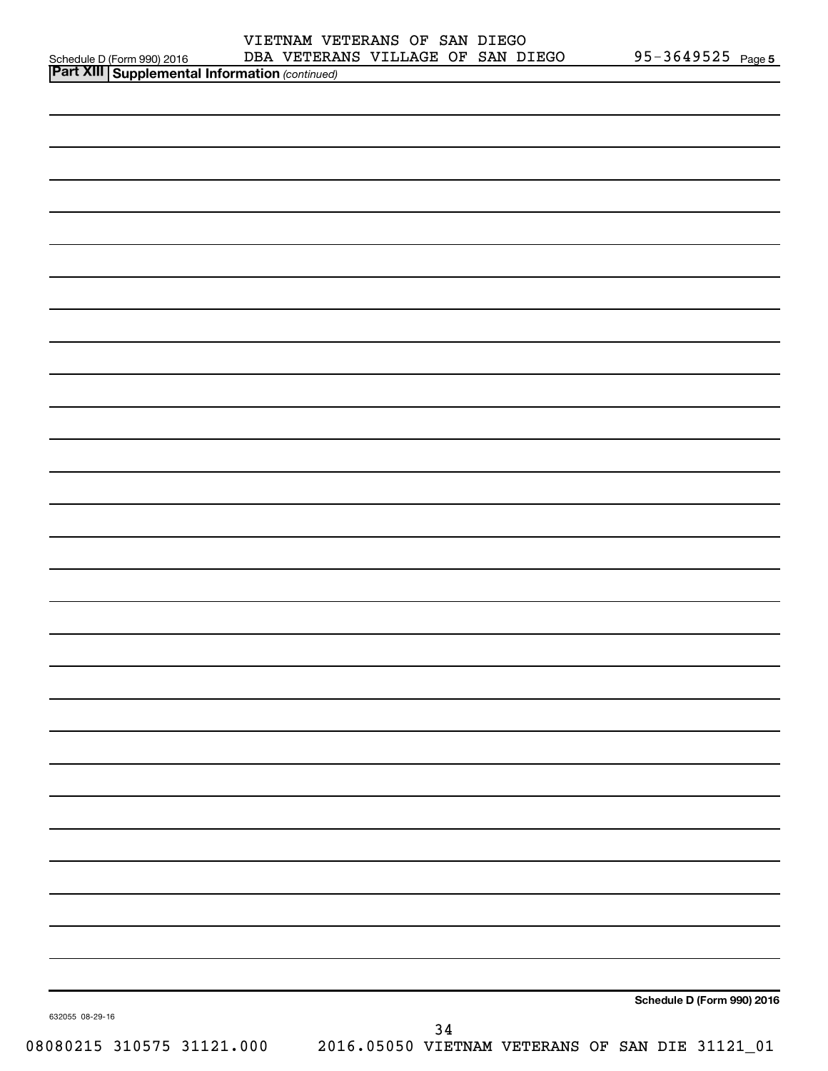VIETNAM VETERANS OF SAN DIEGO
DBA VETERANS VILLAGE OF SAN DIEGO

95-3649525

## Part XIII Supplemental Information *(continued)*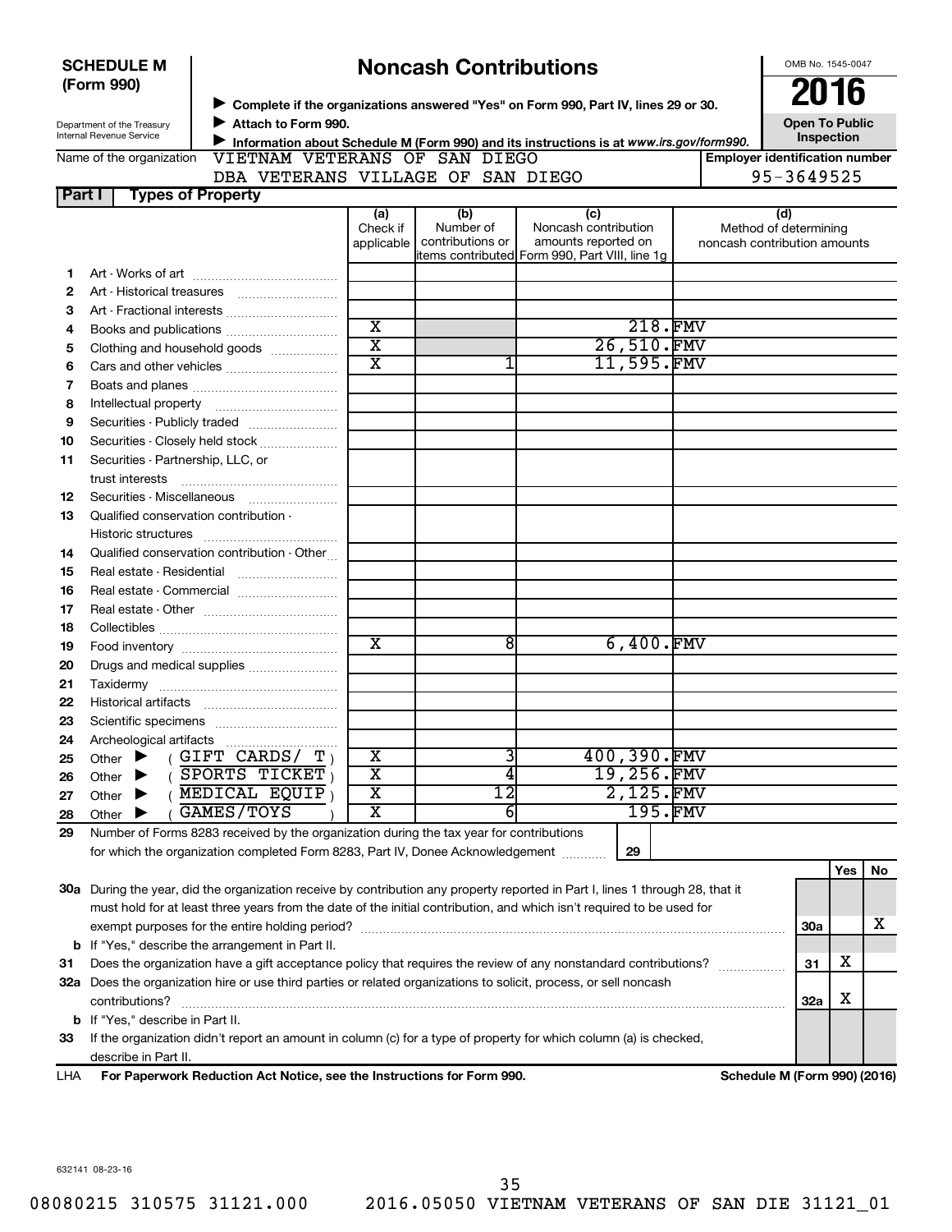**SCHEDULE M (Form 990)**

Department of the Treasury
Internal Revenue Service

# Noncash Contributions

▶ Complete if the organizations answered "Yes" on Form 990, Part IV, lines 29 or 30.
▶ Attach to Form 990.
▶ Information about Schedule M (Form 990) and its instructions is at *www.irs.gov/form990.*

OMB No. 1545-0047

**2016**

**Open To Public Inspection**

Name of the organization: VIETNAM VETERANS OF SAN DIEGO DBA VETERANS VILLAGE OF SAN DIEGO

Employer identification number: 95-3649525

## Part I Types of Property

| | | (a) Check if applicable | (b) Number of contributions or items contributed | (c) Noncash contribution amounts reported on Form 990, Part VIII, line 1g | (d) Method of determining noncash contribution amounts |
|---|---|---|---|---|---|
| 1 | Art - Works of art | | | | |
| 2 | Art - Historical treasures | | | | |
| 3 | Art - Fractional interests | | | | |
| 4 | Books and publications | X | | 218. | FMV |
| 5 | Clothing and household goods | X | | 26,510. | FMV |
| 6 | Cars and other vehicles | X | 1 | 11,595. | FMV |
| 7 | Boats and planes | | | | |
| 8 | Intellectual property | | | | |
| 9 | Securities - Publicly traded | | | | |
| 10 | Securities - Closely held stock | | | | |
| 11 | Securities - Partnership, LLC, or trust interests | | | | |
| 12 | Securities - Miscellaneous | | | | |
| 13 | Qualified conservation contribution - Historic structures | | | | |
| 14 | Qualified conservation contribution - Other | | | | |
| 15 | Real estate - Residential | | | | |
| 16 | Real estate - Commercial | | | | |
| 17 | Real estate - Other | | | | |
| 18 | Collectibles | | | | |
| 19 | Food inventory | X | 8 | 6,400. | FMV |
| 20 | Drugs and medical supplies | | | | |
| 21 | Taxidermy | | | | |
| 22 | Historical artifacts | | | | |
| 23 | Scientific specimens | | | | |
| 24 | Archeological artifacts | | | | |
| 25 | Other ▶ ( GIFT CARDS/ T ) | X | 3 | 400,390. | FMV |
| 26 | Other ▶ ( SPORTS TICKET ) | X | 4 | 19,256. | FMV |
| 27 | Other ▶ ( MEDICAL EQUIP ) | X | 12 | 2,125. | FMV |
| 28 | Other ▶ ( GAMES/TOYS ) | X | 6 | 195. | FMV |

**29** Number of Forms 8283 received by the organization during the tax year for contributions for which the organization completed Form 8283, Part IV, Donee Acknowledgement ..... **29**

| | | | Yes | No |
|---|---|---|---|---|
| **30a** | During the year, did the organization receive by contribution any property reported in Part I, lines 1 through 28, that it must hold for at least three years from the date of the initial contribution, and which isn't required to be used for exempt purposes for the entire holding period? | 30a | | X |
| **b** | If "Yes," describe the arrangement in Part II. | | | |
| **31** | Does the organization have a gift acceptance policy that requires the review of any nonstandard contributions? | 31 | X | |
| **32a** | Does the organization hire or use third parties or related organizations to solicit, process, or sell noncash contributions? | 32a | X | |
| **b** | If "Yes," describe in Part II. | | | |
| **33** | If the organization didn't report an amount in column (c) for a type of property for which column (a) is checked, describe in Part II. | | | |

LHA **For Paperwork Reduction Act Notice, see the Instructions for Form 990.** **Schedule M (Form 990) (2016)**

632141 08-23-16

08080215 310575 31121.000 2016.05050 VIETNAM VETERANS OF SAN DIE 31121_01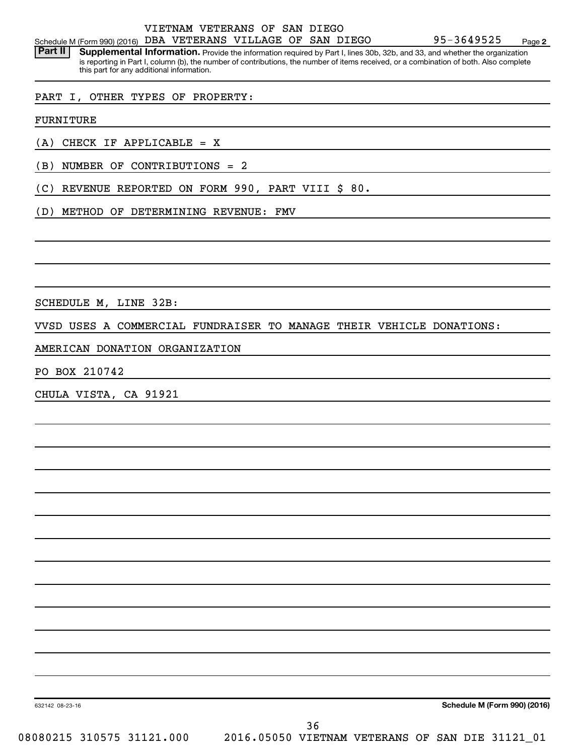VIETNAM VETERANS OF SAN DIEGO

Schedule M (Form 990) (2016) DBA VETERANS VILLAGE OF SAN DIEGO 95-3649525 Page **2**

**Part II** **Supplemental Information.** Provide the information required by Part I, lines 30b, 32b, and 33, and whether the organization is reporting in Part I, column (b), the number of contributions, the number of items received, or a combination of both. Also complete this part for any additional information.

PART I, OTHER TYPES OF PROPERTY:

FURNITURE

(A) CHECK IF APPLICABLE = X

(B) NUMBER OF CONTRIBUTIONS = 2

(C) REVENUE REPORTED ON FORM 990, PART VIII $ 80.

(D) METHOD OF DETERMINING REVENUE: FMV

SCHEDULE M, LINE 32B:

VVSD USES A COMMERCIAL FUNDRAISER TO MANAGE THEIR VEHICLE DONATIONS:

AMERICAN DONATION ORGANIZATION

PO BOX 210742

CHULA VISTA, CA 91921

632142 08-23-16 **Schedule M (Form 990) (2016)**

08080215 310575 31121.000 2016.05050 VIETNAM VETERANS OF SAN DIE 31121_01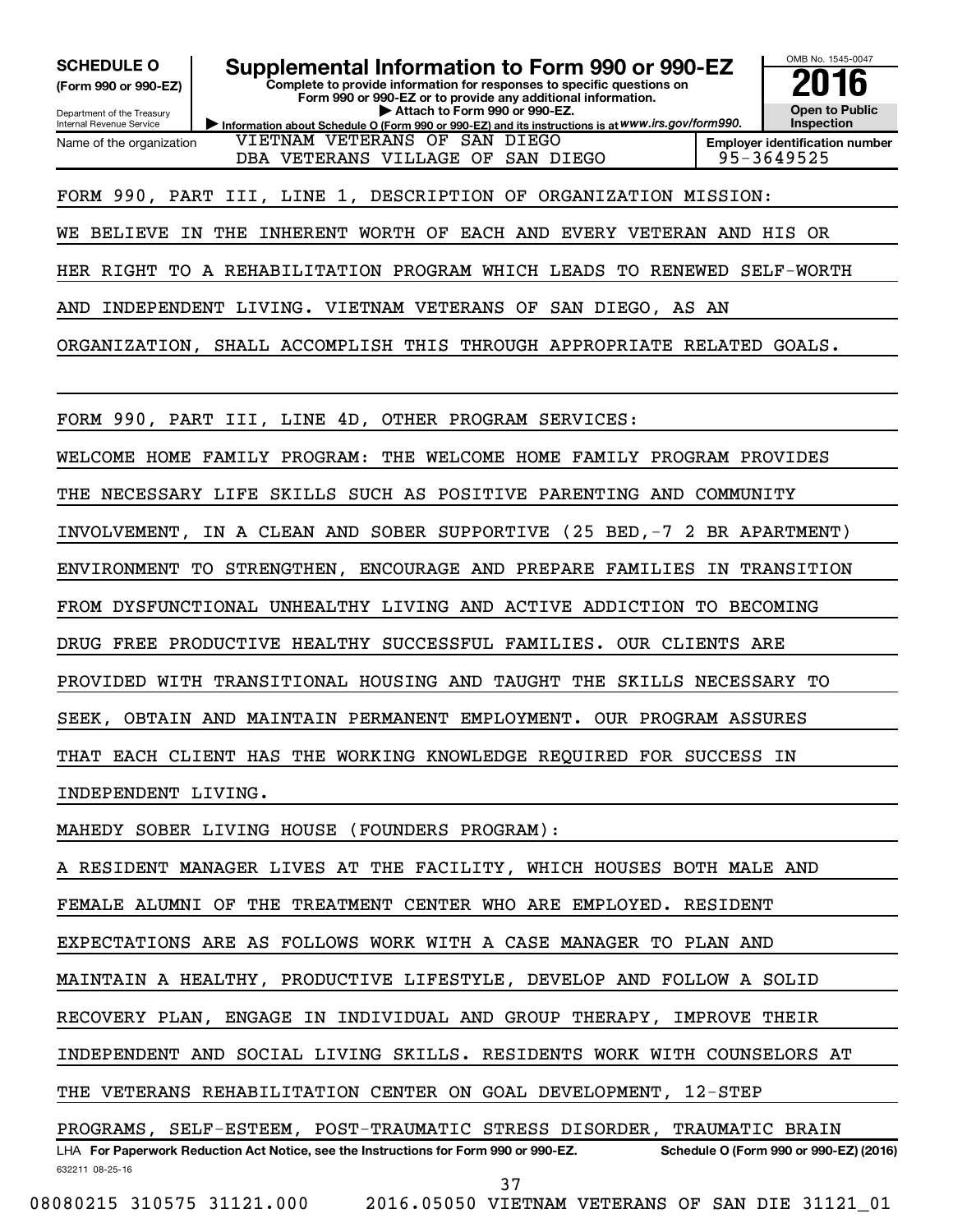**SCHEDULE O (Form 990 or 990-EZ)**

Department of the Treasury
Internal Revenue Service

# Supplemental Information to Form 990 or 990-EZ

**Complete to provide information for responses to specific questions on Form 990 or 990-EZ or to provide any additional information.**
**▶ Attach to Form 990 or 990-EZ.**
**▶ Information about Schedule O (Form 990 or 990-EZ) and its instructions is at www.irs.gov/form990.**

OMB No. 1545-0047
**2016**
**Open to Public Inspection**

| Name of the organization | Employer identification number |
|---|---|
| VIETNAM VETERANS OF SAN DIEGO<br>DBA VETERANS VILLAGE OF SAN DIEGO | 95-3649525 |

FORM 990, PART III, LINE 1, DESCRIPTION OF ORGANIZATION MISSION:

WE BELIEVE IN THE INHERENT WORTH OF EACH AND EVERY VETERAN AND HIS OR HER RIGHT TO A REHABILITATION PROGRAM WHICH LEADS TO RENEWED SELF-WORTH AND INDEPENDENT LIVING. VIETNAM VETERANS OF SAN DIEGO, AS AN ORGANIZATION, SHALL ACCOMPLISH THIS THROUGH APPROPRIATE RELATED GOALS.

FORM 990, PART III, LINE 4D, OTHER PROGRAM SERVICES:

WELCOME HOME FAMILY PROGRAM: THE WELCOME HOME FAMILY PROGRAM PROVIDES THE NECESSARY LIFE SKILLS SUCH AS POSITIVE PARENTING AND COMMUNITY INVOLVEMENT, IN A CLEAN AND SOBER SUPPORTIVE (25 BED,-7 2 BR APARTMENT) ENVIRONMENT TO STRENGTHEN, ENCOURAGE AND PREPARE FAMILIES IN TRANSITION FROM DYSFUNCTIONAL UNHEALTHY LIVING AND ACTIVE ADDICTION TO BECOMING DRUG FREE PRODUCTIVE HEALTHY SUCCESSFUL FAMILIES. OUR CLIENTS ARE PROVIDED WITH TRANSITIONAL HOUSING AND TAUGHT THE SKILLS NECESSARY TO SEEK, OBTAIN AND MAINTAIN PERMANENT EMPLOYMENT. OUR PROGRAM ASSURES THAT EACH CLIENT HAS THE WORKING KNOWLEDGE REQUIRED FOR SUCCESS IN INDEPENDENT LIVING.

MAHEDY SOBER LIVING HOUSE (FOUNDERS PROGRAM):

A RESIDENT MANAGER LIVES AT THE FACILITY, WHICH HOUSES BOTH MALE AND FEMALE ALUMNI OF THE TREATMENT CENTER WHO ARE EMPLOYED. RESIDENT EXPECTATIONS ARE AS FOLLOWS WORK WITH A CASE MANAGER TO PLAN AND MAINTAIN A HEALTHY, PRODUCTIVE LIFESTYLE, DEVELOP AND FOLLOW A SOLID RECOVERY PLAN, ENGAGE IN INDIVIDUAL AND GROUP THERAPY, IMPROVE THEIR INDEPENDENT AND SOCIAL LIVING SKILLS. RESIDENTS WORK WITH COUNSELORS AT THE VETERANS REHABILITATION CENTER ON GOAL DEVELOPMENT, 12-STEP PROGRAMS, SELF-ESTEEM, POST-TRAUMATIC STRESS DISORDER, TRAUMATIC BRAIN

LHA **For Paperwork Reduction Act Notice, see the Instructions for Form 990 or 990-EZ.** **Schedule O (Form 990 or 990-EZ) (2016)**
632211 08-25-16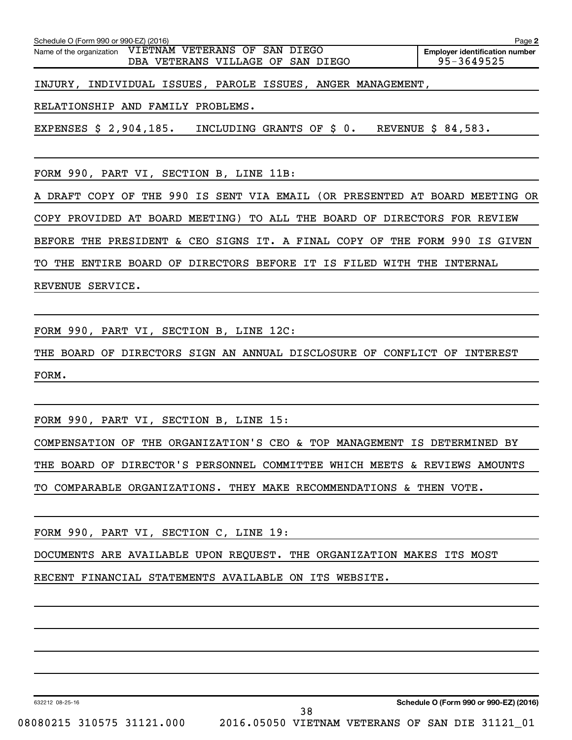Schedule O (Form 990 or 990-EZ) (2016) Page **2**

| Name of the organization | Employer identification number |
|---|---|
| VIETNAM VETERANS OF SAN DIEGO<br>DBA VETERANS VILLAGE OF SAN DIEGO | 95-3649525 |

INJURY, INDIVIDUAL ISSUES, PAROLE ISSUES, ANGER MANAGEMENT,

RELATIONSHIP AND FAMILY PROBLEMS.

EXPENSES \$ 2,904,185. INCLUDING GRANTS OF \$ 0. REVENUE \$ 84,583.

FORM 990, PART VI, SECTION B, LINE 11B:

A DRAFT COPY OF THE 990 IS SENT VIA EMAIL (OR PRESENTED AT BOARD MEETING OR COPY PROVIDED AT BOARD MEETING) TO ALL THE BOARD OF DIRECTORS FOR REVIEW BEFORE THE PRESIDENT & CEO SIGNS IT. A FINAL COPY OF THE FORM 990 IS GIVEN TO THE ENTIRE BOARD OF DIRECTORS BEFORE IT IS FILED WITH THE INTERNAL REVENUE SERVICE.

FORM 990, PART VI, SECTION B, LINE 12C:

THE BOARD OF DIRECTORS SIGN AN ANNUAL DISCLOSURE OF CONFLICT OF INTEREST FORM.

FORM 990, PART VI, SECTION B, LINE 15:

COMPENSATION OF THE ORGANIZATION'S CEO & TOP MANAGEMENT IS DETERMINED BY THE BOARD OF DIRECTOR'S PERSONNEL COMMITTEE WHICH MEETS & REVIEWS AMOUNTS TO COMPARABLE ORGANIZATIONS. THEY MAKE RECOMMENDATIONS & THEN VOTE.

FORM 990, PART VI, SECTION C, LINE 19:

DOCUMENTS ARE AVAILABLE UPON REQUEST. THE ORGANIZATION MAKES ITS MOST RECENT FINANCIAL STATEMENTS AVAILABLE ON ITS WEBSITE.

632212 08-25-16 **Schedule O (Form 990 or 990-EZ) (2016)**

08080215 310575 31121.000 2016.05050 VIETNAM VETERANS OF SAN DIE 31121_01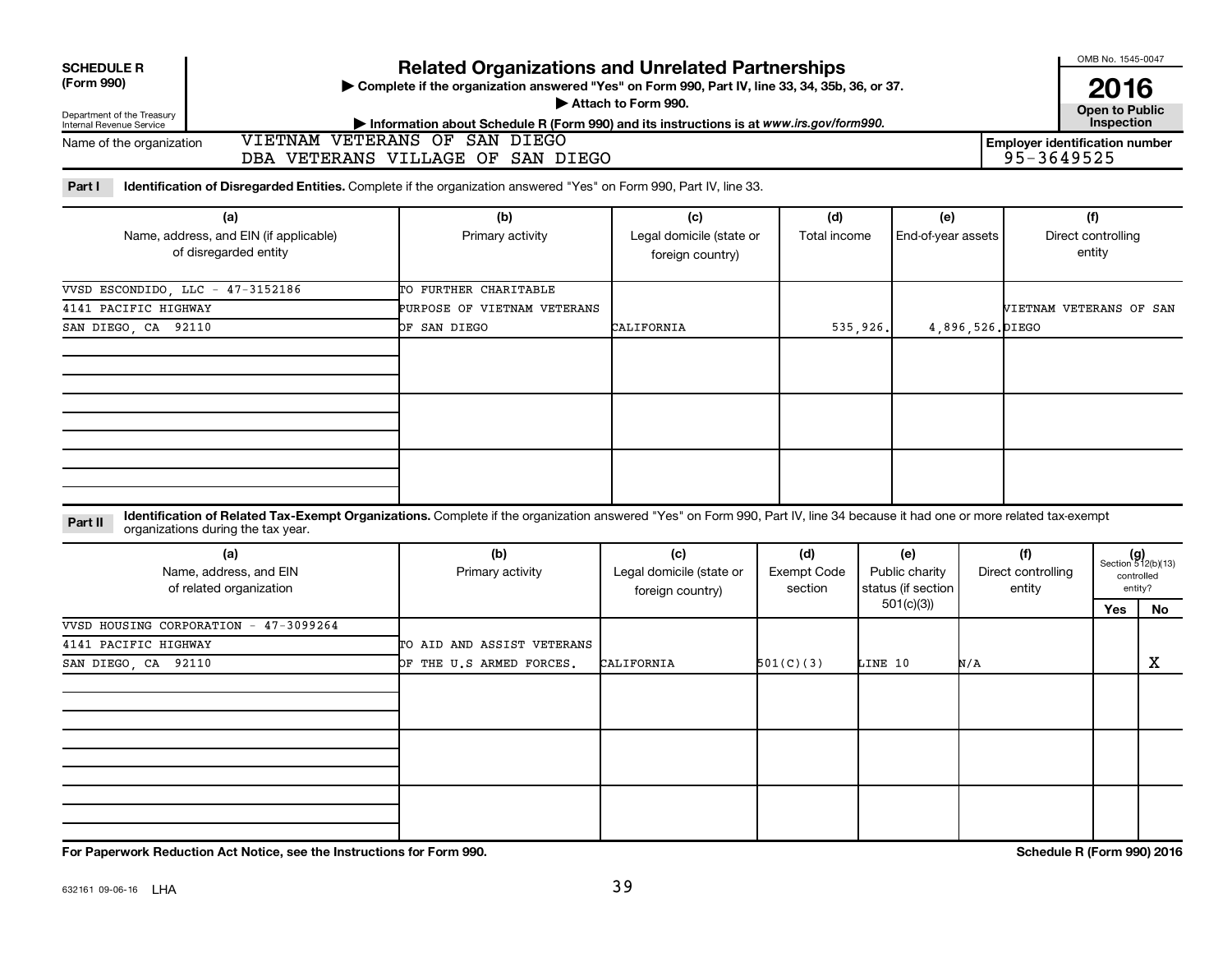**SCHEDULE R (Form 990)**

Department of the Treasury
Internal Revenue Service

# Related Organizations and Unrelated Partnerships

▶ Complete if the organization answered "Yes" on Form 990, Part IV, line 33, 34, 35b, 36, or 37.

▶ Attach to Form 990.

▶ Information about Schedule R (Form 990) and its instructions is at *www.irs.gov/form990.*

OMB No. 1545-0047

**2016**

**Open to Public Inspection**

Name of the organization: VIETNAM VETERANS OF SAN DIEGO DBA VETERANS VILLAGE OF SAN DIEGO

**Employer identification number:** 95-3649525

**Part I** **Identification of Disregarded Entities.** Complete if the organization answered "Yes" on Form 990, Part IV, line 33.

| (a) Name, address, and EIN (if applicable) of disregarded entity | (b) Primary activity | (c) Legal domicile (state or foreign country) | (d) Total income | (e) End-of-year assets | (f) Direct controlling entity |
|---|---|---|---|---|---|
| VVSD ESCONDIDO, LLC - 47-3152186<br>4141 PACIFIC HIGHWAY<br>SAN DIEGO, CA 92110 | TO FURTHER CHARITABLE PURPOSE OF VIETNAM VETERANS OF SAN DIEGO | CALIFORNIA | 535,926. | 4,896,526. | VIETNAM VETERANS OF SAN DIEGO |
| | | | | | |
| | | | | | |
| | | | | | |

**Part II** **Identification of Related Tax-Exempt Organizations.** Complete if the organization answered "Yes" on Form 990, Part IV, line 34 because it had one or more related tax-exempt organizations during the tax year.

| (a) Name, address, and EIN of related organization | (b) Primary activity | (c) Legal domicile (state or foreign country) | (d) Exempt Code section | (e) Public charity status (if section 501(c)(3)) | (f) Direct controlling entity | (g) Section 512(b)(13) controlled entity? Yes | No |
|---|---|---|---|---|---|---|---|
| VVSD HOUSING CORPORATION - 47-3099264<br>4141 PACIFIC HIGHWAY<br>SAN DIEGO, CA 92110 | TO AID AND ASSIST VETERANS OF THE U.S ARMED FORCES. | CALIFORNIA | 501(C)(3) | LINE 10 | N/A | | X |
| | | | | | | | |
| | | | | | | | |
| | | | | | | | |

**For Paperwork Reduction Act Notice, see the Instructions for Form 990.** **Schedule R (Form 990) 2016**

632161 09-06-16 LHA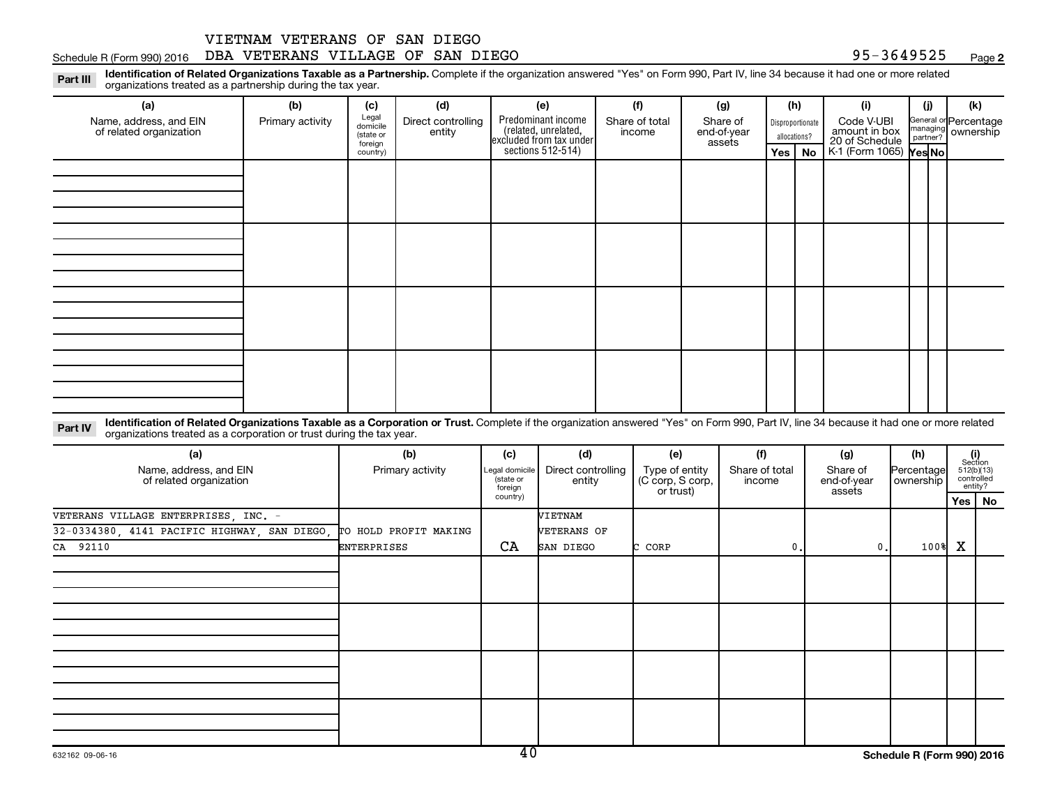VIETNAM VETERANS OF SAN DIEGO
Schedule R (Form 990) 2016 DBA VETERANS VILLAGE OF SAN DIEGO 95-3649525 Page 2

**Part III** **Identification of Related Organizations Taxable as a Partnership.** Complete if the organization answered "Yes" on Form 990, Part IV, line 34 because it had one or more related organizations treated as a partnership during the tax year.

| (a) Name, address, and EIN of related organization | (b) Primary activity | (c) Legal domicile (state or foreign country) | (d) Direct controlling entity | (e) Predominant income (related, unrelated, excluded from tax under sections 512-514) | (f) Share of total income | (g) Share of end-of-year assets | (h) Disproportionate allocations? Yes | (h) No | (i) Code V-UBI amount in box 20 of Schedule K-1 (Form 1065) | (j) General or managing partner? Yes | (j) No | (k) Percentage ownership |
|---|---|---|---|---|---|---|---|---|---|---|---|---|
| | | | | | | | | | | | | |
| | | | | | | | | | | | | |
| | | | | | | | | | | | | |
| | | | | | | | | | | | | |

**Part IV** **Identification of Related Organizations Taxable as a Corporation or Trust.** Complete if the organization answered "Yes" on Form 990, Part IV, line 34 because it had one or more related organizations treated as a corporation or trust during the tax year.

| (a) Name, address, and EIN of related organization | (b) Primary activity | (c) Legal domicile (state or foreign country) | (d) Direct controlling entity | (e) Type of entity (C corp, S corp, or trust) | (f) Share of total income | (g) Share of end-of-year assets | (h) Percentage ownership | (i) Section 512(b)(13) controlled entity? Yes | (i) No |
|---|---|---|---|---|---|---|---|---|---|
| VETERANS VILLAGE ENTERPRISES, INC. - 32-0334380, 4141 PACIFIC HIGHWAY, SAN DIEGO, CA 92110 | TO HOLD PROFIT MAKING ENTERPRISES | CA | VIETNAM VETERANS OF SAN DIEGO | C CORP | 0. | 0. | 100% | X | |
| | | | | | | | | | |
| | | | | | | | | | |
| | | | | | | | | | |
| | | | | | | | | | |

632162 09-06-16 Schedule R (Form 990) 2016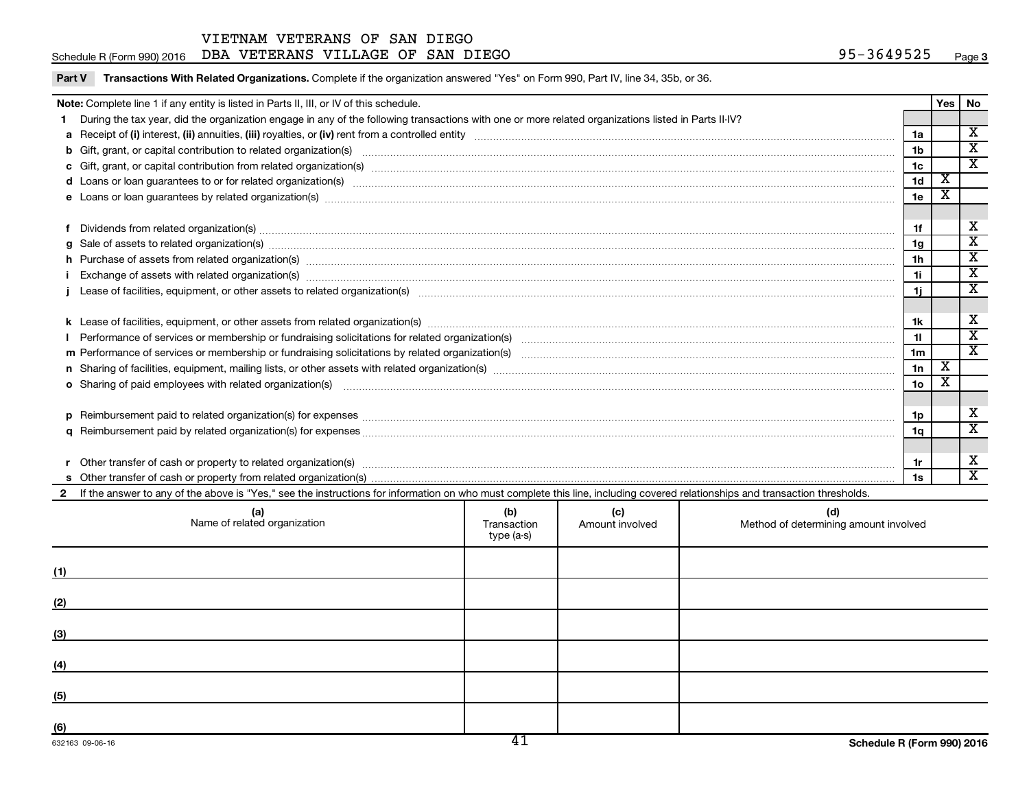VIETNAM VETERANS OF SAN DIEGO

Schedule R (Form 990) 2016 DBA VETERANS VILLAGE OF SAN DIEGO 95-3649525 Page 3

**Part V Transactions With Related Organizations.** Complete if the organization answered "Yes" on Form 990, Part IV, line 34, 35b, or 36.

| **Note:** Complete line 1 if any entity is listed in Parts II, III, or IV of this schedule. | | Yes | No |
|---|---|---|---|
| **1** During the tax year, did the organization engage in any of the following transactions with one or more related organizations listed in Parts II-IV? | | | |
| **a** Receipt of **(i)** interest, **(ii)** annuities, **(iii)** royalties, or **(iv)** rent from a controlled entity | 1a | | X |
| **b** Gift, grant, or capital contribution to related organization(s) | 1b | | X |
| **c** Gift, grant, or capital contribution from related organization(s) | 1c | | X |
| **d** Loans or loan guarantees to or for related organization(s) | 1d | X | |
| **e** Loans or loan guarantees by related organization(s) | 1e | X | |
| **f** Dividends from related organization(s) | 1f | | X |
| **g** Sale of assets to related organization(s) | 1g | | X |
| **h** Purchase of assets from related organization(s) | 1h | | X |
| **i** Exchange of assets with related organization(s) | 1i | | X |
| **j** Lease of facilities, equipment, or other assets to related organization(s) | 1j | | X |
| **k** Lease of facilities, equipment, or other assets from related organization(s) | 1k | | X |
| **l** Performance of services or membership or fundraising solicitations for related organization(s) | 1l | | X |
| **m** Performance of services or membership or fundraising solicitations by related organization(s) | 1m | | X |
| **n** Sharing of facilities, equipment, mailing lists, or other assets with related organization(s) | 1n | X | |
| **o** Sharing of paid employees with related organization(s) | 1o | X | |
| **p** Reimbursement paid to related organization(s) for expenses | 1p | | X |
| **q** Reimbursement paid by related organization(s) for expenses | 1q | | X |
| **r** Other transfer of cash or property to related organization(s) | 1r | | X |
| **s** Other transfer of cash or property from related organization(s) | 1s | | X |

**2** If the answer to any of the above is "Yes," see the instructions for information on who must complete this line, including covered relationships and transaction thresholds.

| (a) Name of related organization | (b) Transaction type (a-s) | (c) Amount involved | (d) Method of determining amount involved |
|---|---|---|---|
| (1) | | | |
| (2) | | | |
| (3) | | | |
| (4) | | | |
| (5) | | | |
| (6) | | | |

632163 09-06-16

Schedule R (Form 990) 2016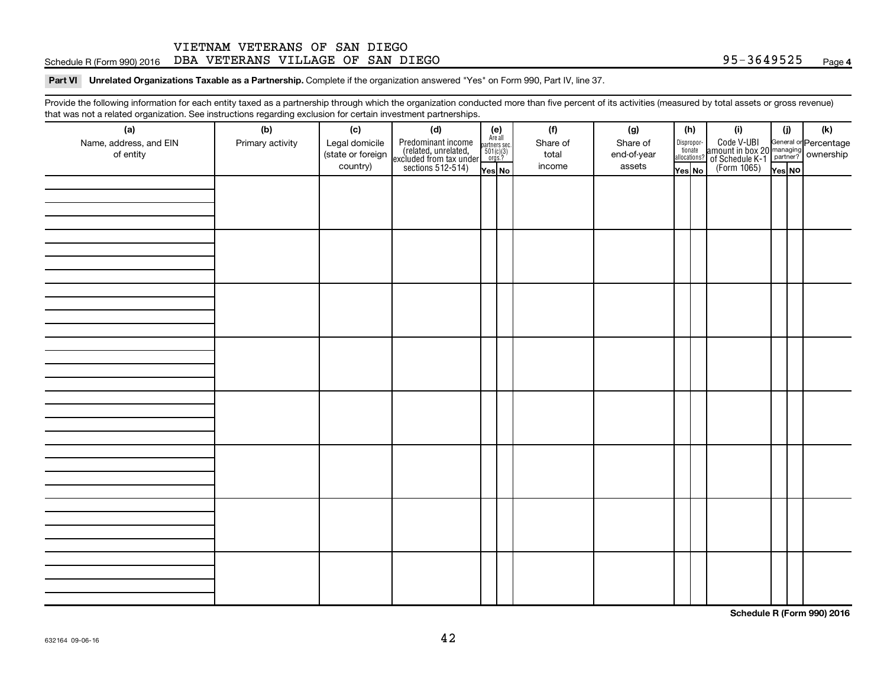VIETNAM VETERANS OF SAN DIEGO
DBA VETERANS VILLAGE OF SAN DIEGO — 95-3649525

## Part VI Unrelated Organizations Taxable as a Partnership.

Complete if the organization answered "Yes" on Form 990, Part IV, line 37.

Provide the following information for each entity taxed as a partnership through which the organization conducted more than five percent of its activities (measured by total assets or gross revenue) that was not a related organization. See instructions regarding exclusion for certain investment partnerships.

| (a) Name, address, and EIN of entity | (b) Primary activity | (c) Legal domicile (state or foreign country) | (d) Predominant income (related, unrelated, excluded from tax under sections 512-514) | (e) Are all partners sec. 501(c)(3) orgs.? | | (f) Share of total income | (g) Share of end-of-year assets | (h) Disproportionate allocations? | | (i) Code V-UBI amount in box 20 of Schedule K-1 (Form 1065) | (j) General or managing partner? | | (k) Percentage ownership |
|---|---|---|---|---|---|---|---|---|---|---|---|---|---|
| | | | | Yes | No | | | Yes | No | | Yes | No | |
| | | | | | | | | | | | | | |
| | | | | | | | | | | | | | |
| | | | | | | | | | | | | | |
| | | | | | | | | | | | | | |
| | | | | | | | | | | | | | |
| | | | | | | | | | | | | | |
| | | | | | | | | | | | | | |
| | | | | | | | | | | | | | |

Schedule R (Form 990) 2016

632164 09-06-16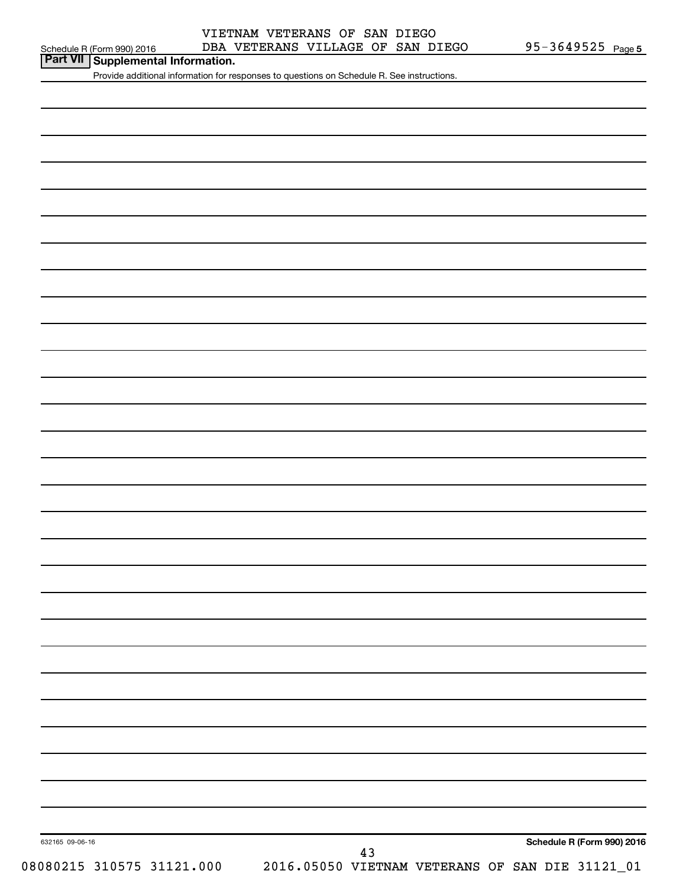VIETNAM VETERANS OF SAN DIEGO
DBA VETERANS VILLAGE OF SAN DIEGO 95-3649525

## Part VII Supplemental Information.

Provide additional information for responses to questions on Schedule R. See instructions.

632165 09-06-16

Schedule R (Form 990) 2016

08080215 310575 31121.000 2016.05050 VIETNAM VETERANS OF SAN DIE 31121_01